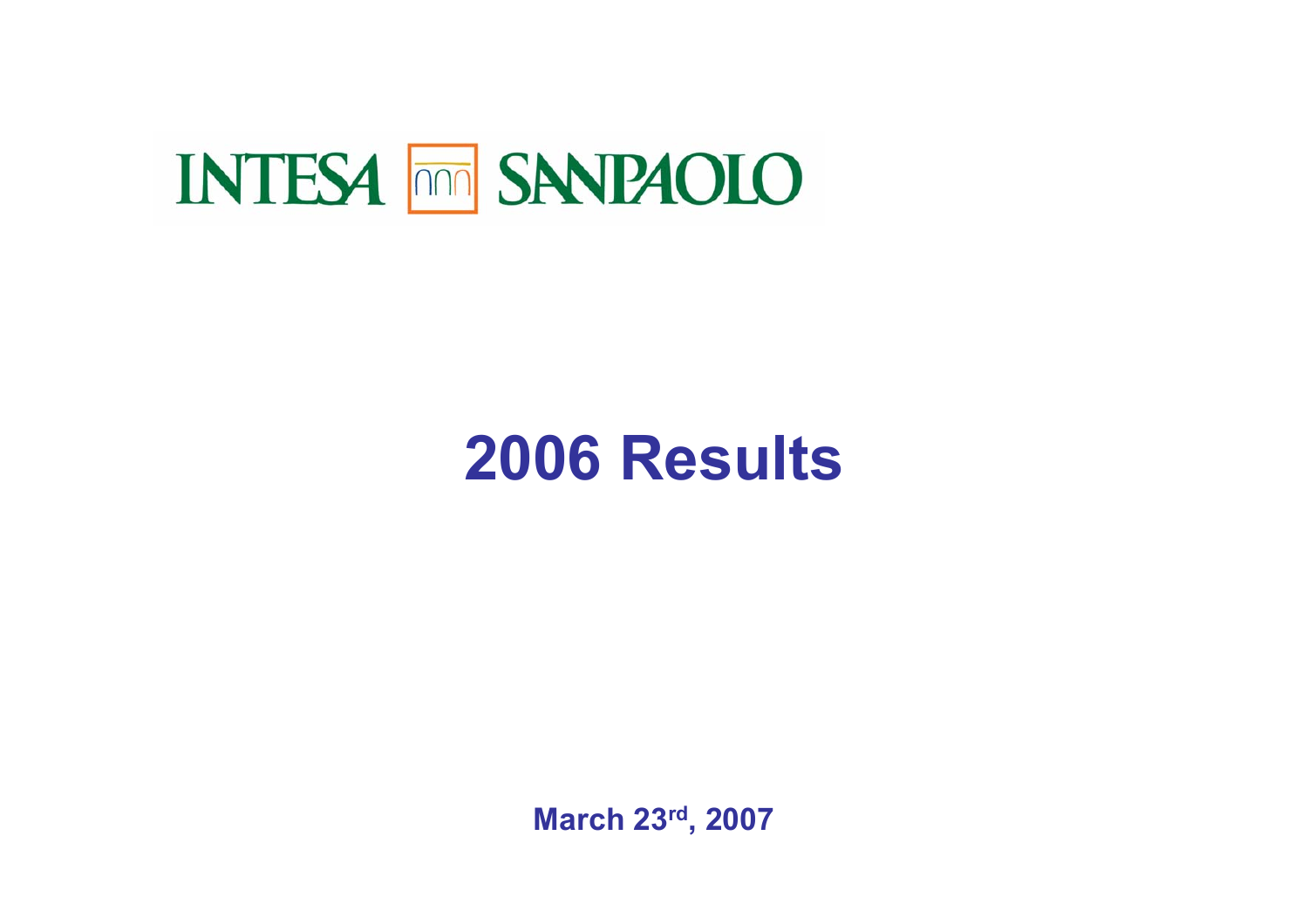INTESA SANPAOLO

# 2006 Results

**March 23rd, 2007**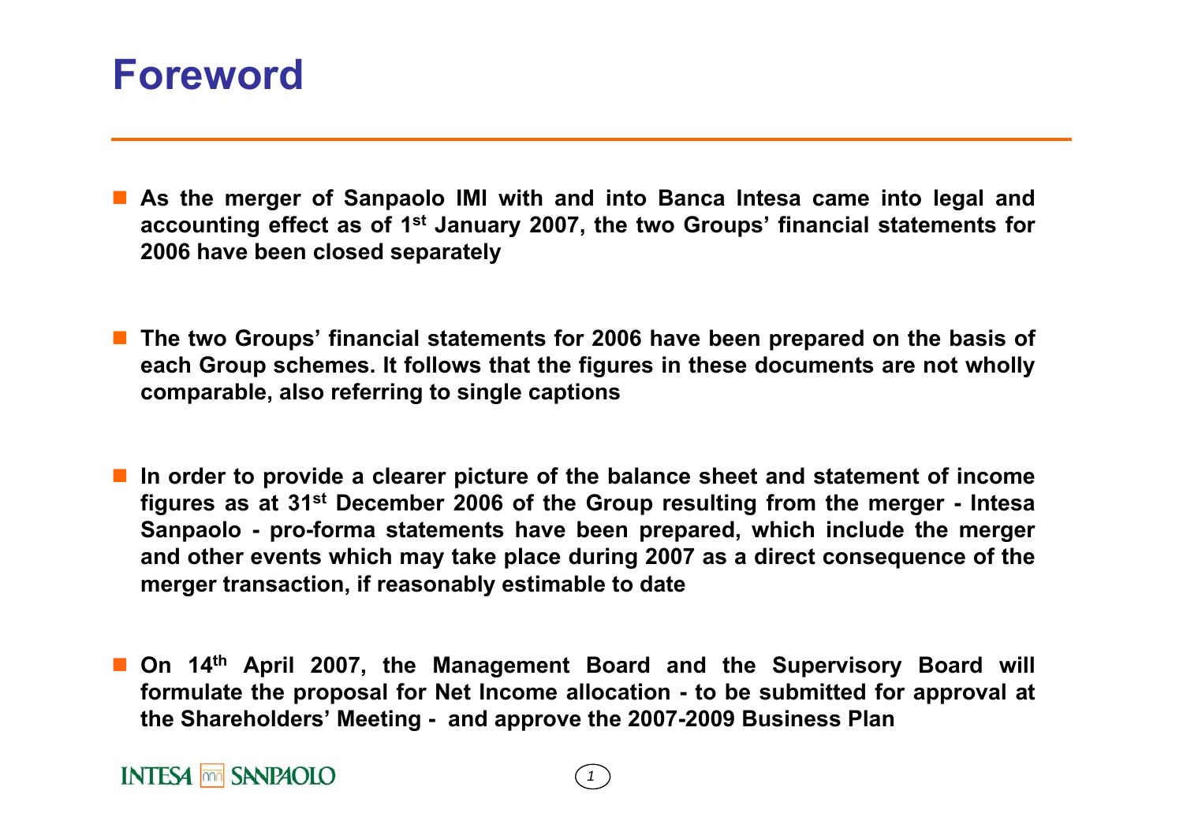# Foreword

- **As the merger of Sanpaolo IMI with and into Banca Intesa came into legal and accounting effect as of 1st January 2007, the two Groups' financial statements for 2006 have been closed separately**

- **The two Groups' financial statements for 2006 have been prepared on the basis of each Group schemes. It follows that the figures in these documents are not wholly comparable, also referring to single captions**

- **In order to provide a clearer picture of the balance sheet and statement of income figures as at 31st December 2006 of the Group resulting from the merger - Intesa Sanpaolo - pro-forma statements have been prepared, which include the merger and other events which may take place during 2007 as a direct consequence of the merger transaction, if reasonably estimable to date**

- **On 14th April 2007, the Management Board and the Supervisory Board will formulate the proposal for Net Income allocation - to be submitted for approval at the Shareholders' Meeting - and approve the 2007-2009 Business Plan**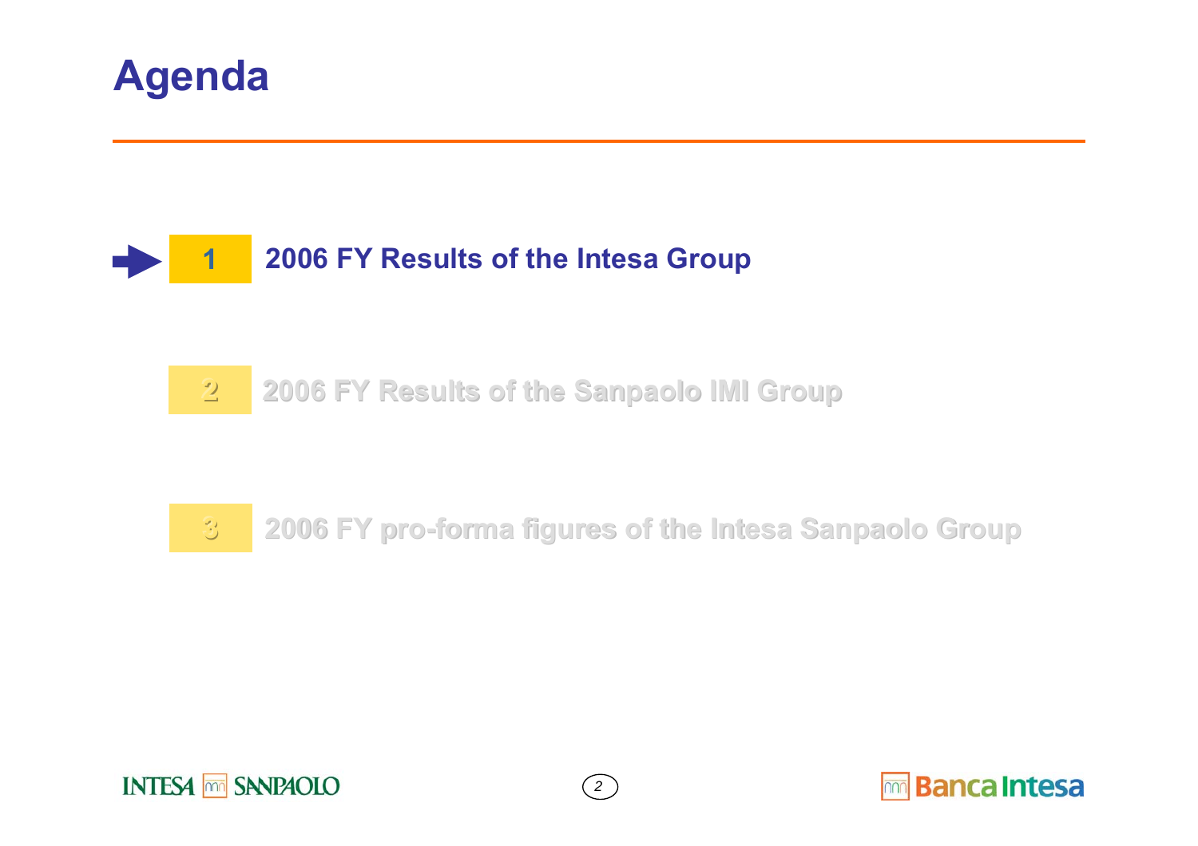# Agenda

1. **2006 FY Results of the Intesa Group**

2. 2006 FY Results of the Sanpaolo IMI Group

3. 2006 FY pro-forma figures of the Intesa Sanpaolo Group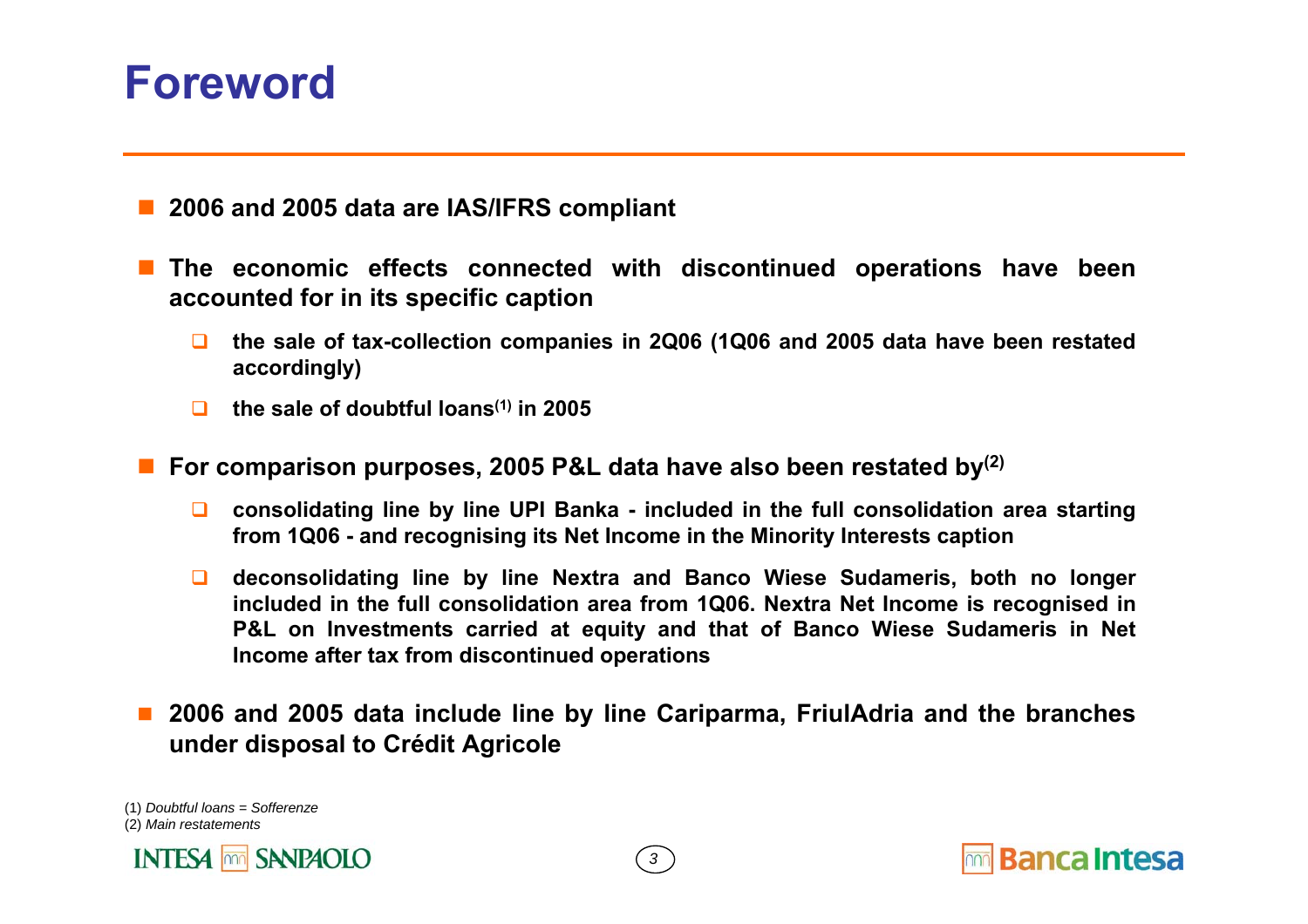# Foreword

- **2006 and 2005 data are IAS/IFRS compliant**
- **The economic effects connected with discontinued operations have been accounted for in its specific caption**
  - **the sale of tax-collection companies in 2Q06 (1Q06 and 2005 data have been restated accordingly)**
  - **the sale of doubtful loans[(1)] in 2005**
- **For comparison purposes, 2005 P&L data have also been restated by[(2)]**
  - **consolidating line by line UPI Banka - included in the full consolidation area starting from 1Q06 - and recognising its Net Income in the Minority Interests caption**
  - **deconsolidating line by line Nextra and Banco Wiese Sudameris, both no longer included in the full consolidation area from 1Q06. Nextra Net Income is recognised in P&L on Investments carried at equity and that of Banco Wiese Sudameris in Net Income after tax from discontinued operations**
- **2006 and 2005 data include line by line Cariparma, FriulAdria and the branches under disposal to Crédit Agricole**

(1) *Doubtful loans = Sofferenze*
(2) *Main restatements*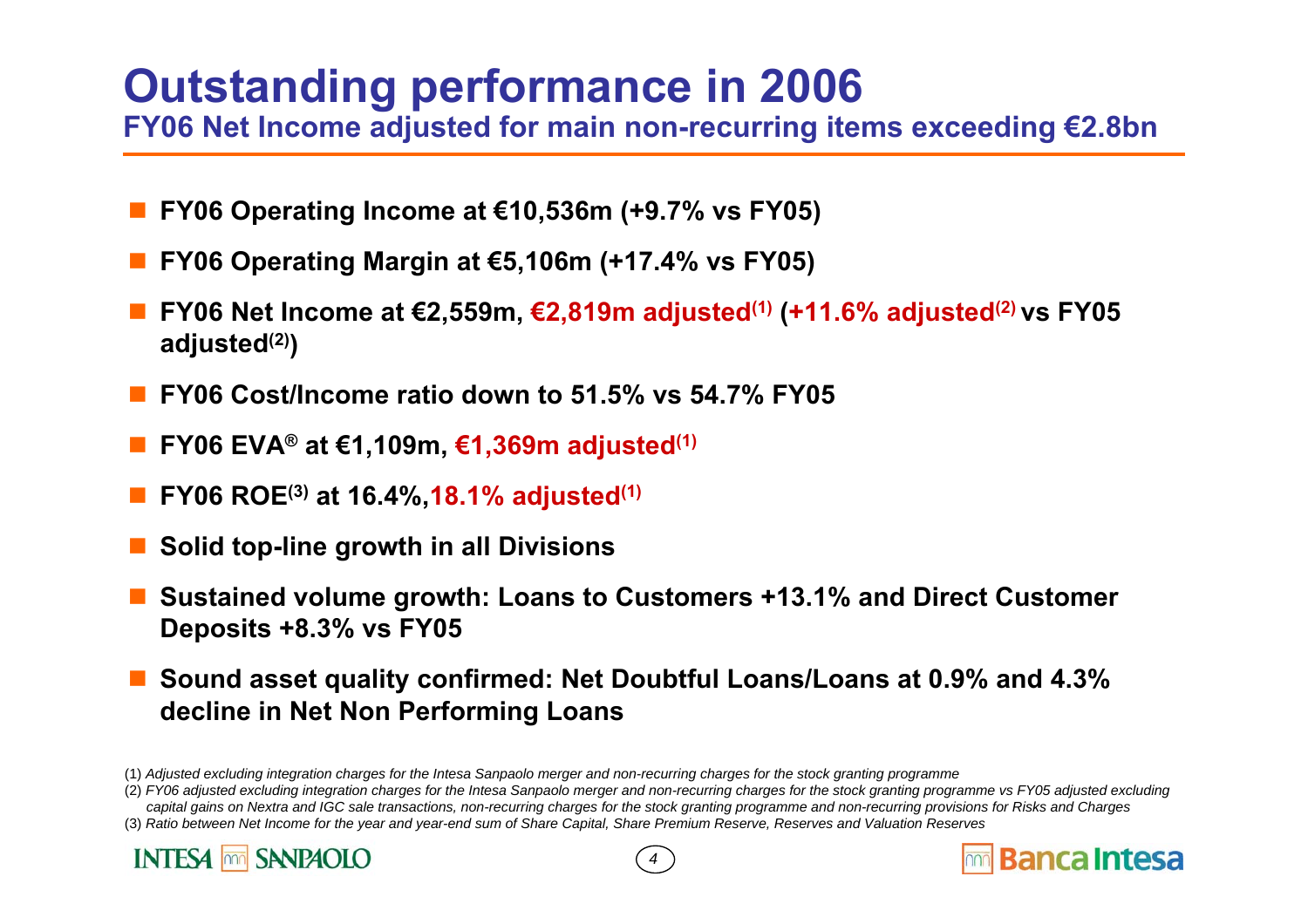# Outstanding performance in 2006

## FY06 Net Income adjusted for main non-recurring items exceeding €2.8bn

- **FY06 Operating Income at €10,536m (+9.7% vs FY05)**
- **FY06 Operating Margin at €5,106m (+17.4% vs FY05)**
- **FY06 Net Income at €2,559m, €2,819m adjusted[1] (+11.6% adjusted[2] vs FY05 adjusted[2])**
- **FY06 Cost/Income ratio down to 51.5% vs 54.7% FY05**
- **FY06 EVA® at €1,109m, €1,369m adjusted[1]**
- **FY06 ROE[3] at 16.4%,18.1% adjusted[1]**
- **Solid top-line growth in all Divisions**
- **Sustained volume growth: Loans to Customers +13.1% and Direct Customer Deposits +8.3% vs FY05**
- **Sound asset quality confirmed: Net Doubtful Loans/Loans at 0.9% and 4.3% decline in Net Non Performing Loans**

(1) *Adjusted excluding integration charges for the Intesa Sanpaolo merger and non-recurring charges for the stock granting programme*

(2) *FY06 adjusted excluding integration charges for the Intesa Sanpaolo merger and non-recurring charges for the stock granting programme vs FY05 adjusted excluding capital gains on Nextra and IGC sale transactions, non-recurring charges for the stock granting programme and non-recurring provisions for Risks and Charges*

(3) *Ratio between Net Income for the year and year-end sum of Share Capital, Share Premium Reserve, Reserves and Valuation Reserves*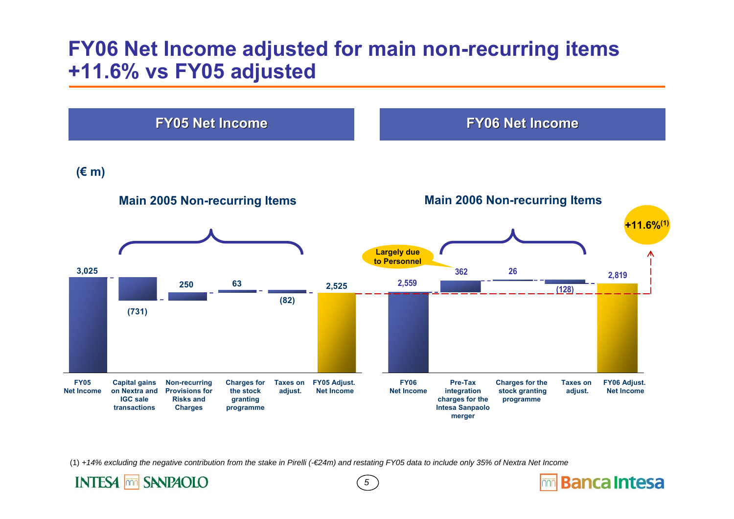# FY06 Net Income adjusted for main non-recurring items +11.6% vs FY05 adjusted

(€ m)

## FY05 Net Income

**Main 2005 Non-recurring Items**

| Item | Value |
|---|---|
| FY05 Net Income | 3,025 |
| Capital gains on Nextra and IGC sale transactions | (731) |
| Non-recurring Provisions for Risks and Charges | 250 |
| Charges for the stock granting programme | 63 |
| Taxes on adjust. | (82) |
| FY05 Adjust. Net Income | 2,525 |

## FY06 Net Income

**Main 2006 Non-recurring Items**

| Item | Value |
|---|---|
| FY06 Net Income | 2,559 |
| Pre-Tax integration charges for the Intesa Sanpaolo merger | 362 |
| Charges for the stock granting programme | 26 |
| Taxes on adjust. | (128) |
| FY06 Adjust. Net Income | 2,819 |

Largely due to Personnel

+11.6%[1]

(1) *+14% excluding the negative contribution from the stake in Pirelli (-€24m) and restating FY05 data to include only 35% of Nextra Net Income*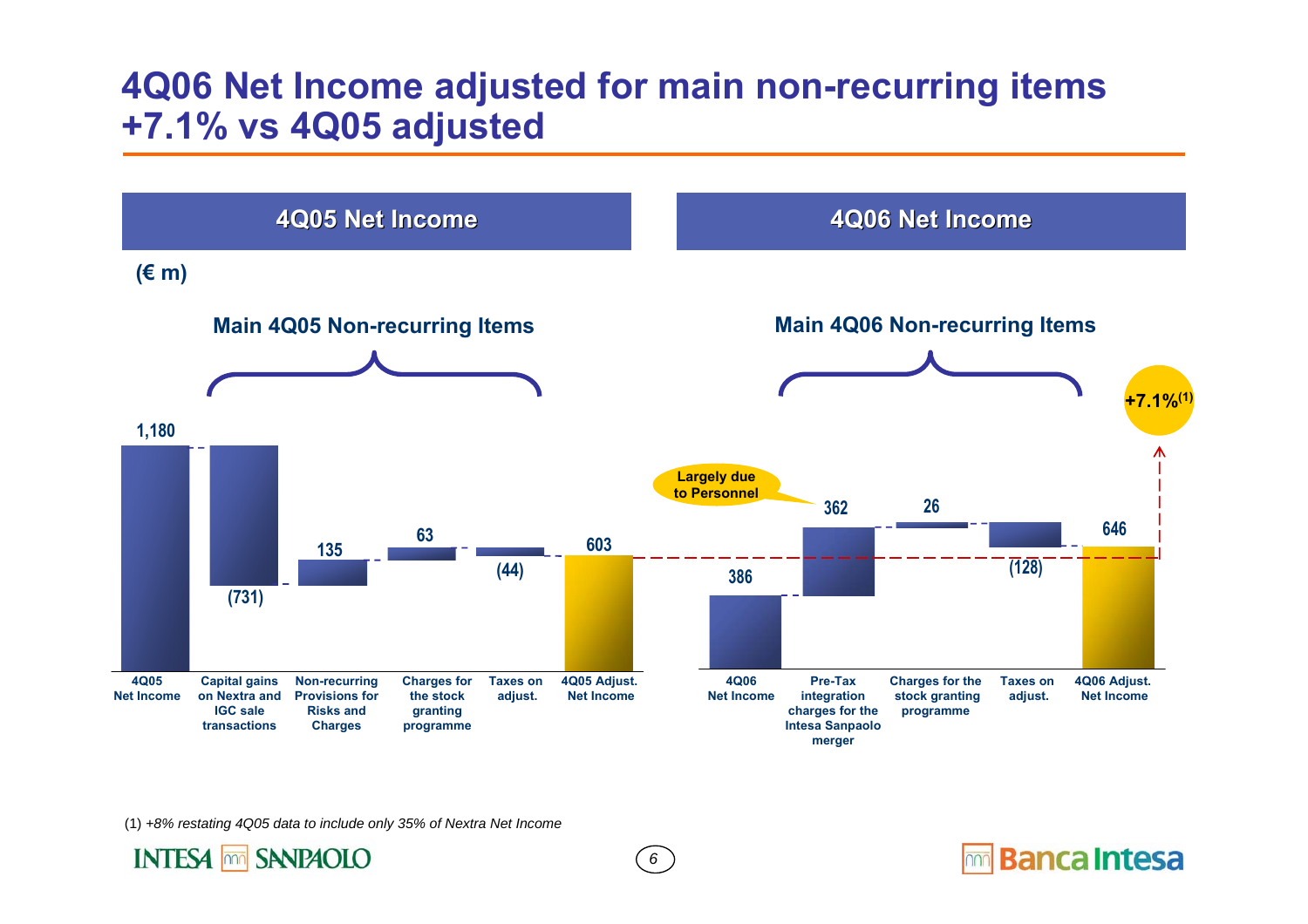# 4Q06 Net Income adjusted for main non-recurring items +7.1% vs 4Q05 adjusted

## 4Q05 Net Income

(€ m)

**Main 4Q05 Non-recurring Items**

| Item | € m |
|---|---|
| 4Q05 Net Income | 1,180 |
| Capital gains on Nextra and IGC sale transactions | (731) |
| Non-recurring Provisions for Risks and Charges | 135 |
| Charges for the stock granting programme | 63 |
| Taxes on adjust. | (44) |
| 4Q05 Adjust. Net Income | 603 |

## 4Q06 Net Income

**Main 4Q06 Non-recurring Items**

| Item | € m |
|---|---|
| 4Q06 Net Income | 386 |
| Pre-Tax integration charges for the Intesa Sanpaolo merger (Largely due to Personnel) | 362 |
| Charges for the stock granting programme | 26 |
| Taxes on adjust. | (128) |
| 4Q06 Adjust. Net Income | 646 |

+7.1%[(1)]

(1) *+8% restating 4Q05 data to include only 35% of Nextra Net Income*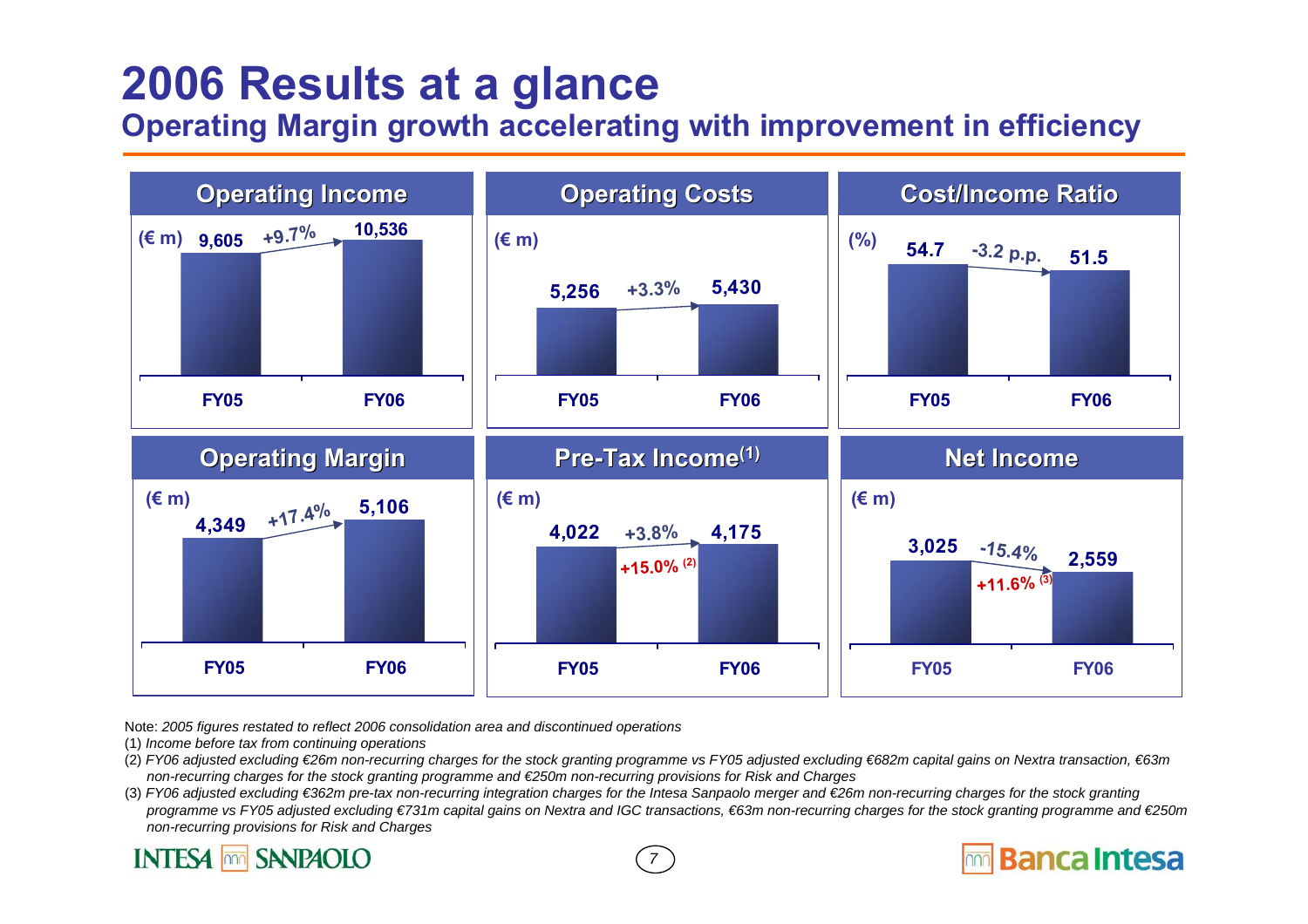# 2006 Results at a glance

## Operating Margin growth accelerating with improvement in efficiency

### Operating Income

| (€ m) | FY05 | FY06 | Change |
|---|---|---|---|
| Operating Income | 9,605 | 10,536 | +9.7% |

### Operating Costs

| (€ m) | FY05 | FY06 | Change |
|---|---|---|---|
| Operating Costs | 5,256 | 5,430 | +3.3% |

### Cost/Income Ratio

| (%) | FY05 | FY06 | Change |
|---|---|---|---|
| Cost/Income Ratio | 54.7 | 51.5 | -3.2 p.p. |

### Operating Margin

| (€ m) | FY05 | FY06 | Change |
|---|---|---|---|
| Operating Margin | 4,349 | 5,106 | +17.4% |

### Pre-Tax Income[(1)]

| (€ m) | FY05 | FY06 | Change |
|---|---|---|---|
| Pre-Tax Income | 4,022 | 4,175 | +3.8% |
| | | | +15.0% [(2)] |

### Net Income

| (€ m) | FY05 | FY06 | Change |
|---|---|---|---|
| Net Income | 3,025 | 2,559 | -15.4% |
| | | | +11.6% [(3)] |

Note: *2005 figures restated to reflect 2006 consolidation area and discontinued operations*

(1) *Income before tax from continuing operations*

(2) *FY06 adjusted excluding €26m non-recurring charges for the stock granting programme vs FY05 adjusted excluding €682m capital gains on Nextra transaction, €63m non-recurring charges for the stock granting programme and €250m non-recurring provisions for Risk and Charges*

(3) *FY06 adjusted excluding €362m pre-tax non-recurring integration charges for the Intesa Sanpaolo merger and €26m non-recurring charges for the stock granting programme vs FY05 adjusted excluding €731m capital gains on Nextra and IGC transactions, €63m non-recurring charges for the stock granting programme and €250m non-recurring provisions for Risk and Charges*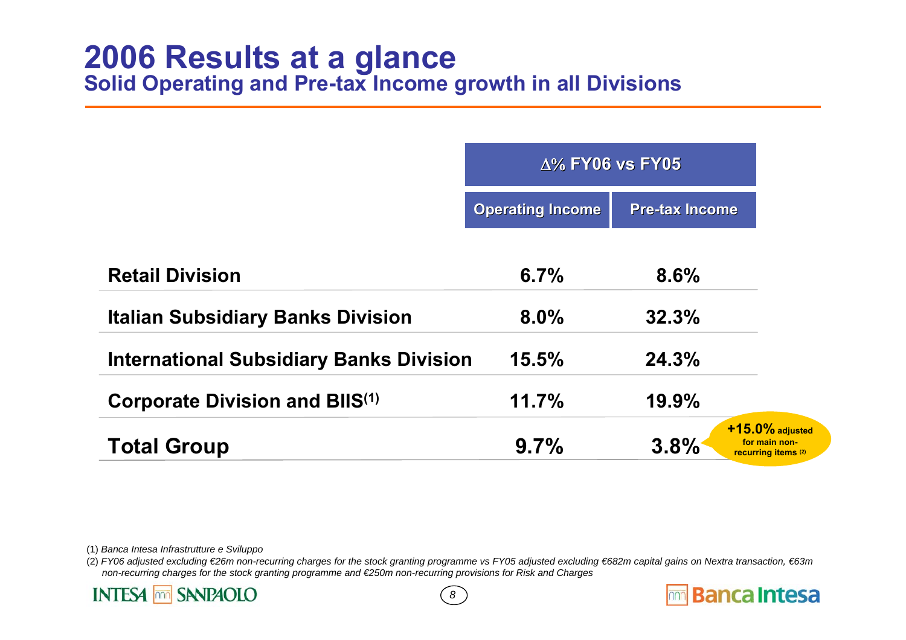# 2006 Results at a glance

## Solid Operating and Pre-tax Income growth in all Divisions

| | Δ% FY06 vs FY05 | |
|---|---|---|
| | **Operating Income** | **Pre-tax Income** |
| **Retail Division** | **6.7%** | **8.6%** |
| **Italian Subsidiary Banks Division** | **8.0%** | **32.3%** |
| **International Subsidiary Banks Division** | **15.5%** | **24.3%** |
| **Corporate Division and BIIS**[1] | **11.7%** | **19.9%** |
| **Total Group** | **9.7%** | **3.8%** |

**+15.0%** adjusted for main non-recurring items [2]

(1) *Banca Intesa Infrastrutture e Sviluppo*

(2) *FY06 adjusted excluding €26m non-recurring charges for the stock granting programme vs FY05 adjusted excluding €682m capital gains on Nextra transaction, €63m non-recurring charges for the stock granting programme and €250m non-recurring provisions for Risk and Charges*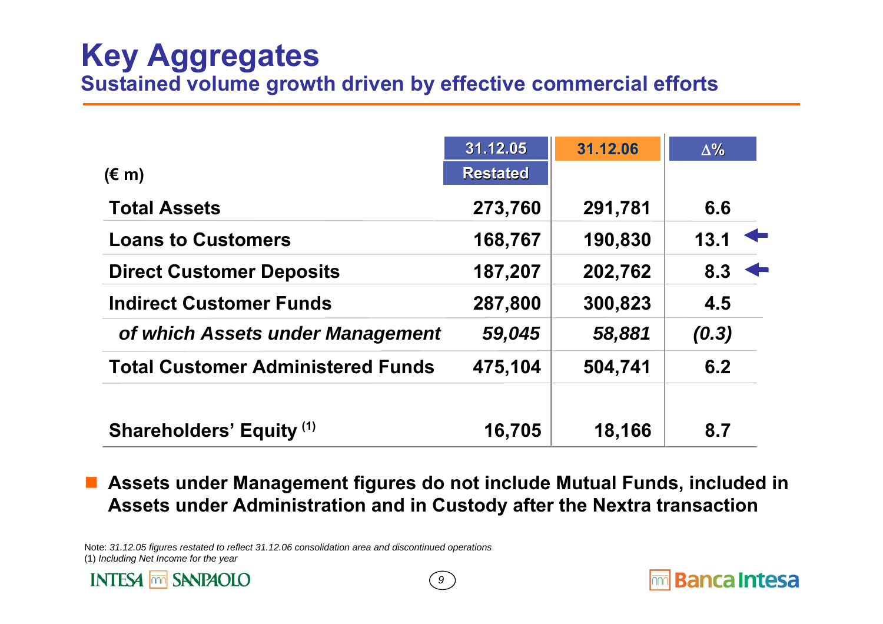# Key Aggregates

## Sustained volume growth driven by effective commercial efforts

| (€ m) | 31.12.05 Restated | 31.12.06 | Δ% |
|---|---|---|---|
| **Total Assets** | 273,760 | 291,781 | 6.6 |
| **Loans to Customers** | 168,767 | 190,830 | 13.1 |
| **Direct Customer Deposits** | 187,207 | 202,762 | 8.3 |
| **Indirect Customer Funds** | 287,800 | 300,823 | 4.5 |
| *of which Assets under Management* | *59,045* | *58,881* | *(0.3)* |
| **Total Customer Administered Funds** | 475,104 | 504,741 | 6.2 |
| **Shareholders' Equity** (1) | 16,705 | 18,166 | 8.7 |

- **Assets under Management figures do not include Mutual Funds, included in Assets under Administration and in Custody after the Nextra transaction**

Note: *31.12.05 figures restated to reflect 31.12.06 consolidation area and discontinued operations*
(1) *Including Net Income for the year*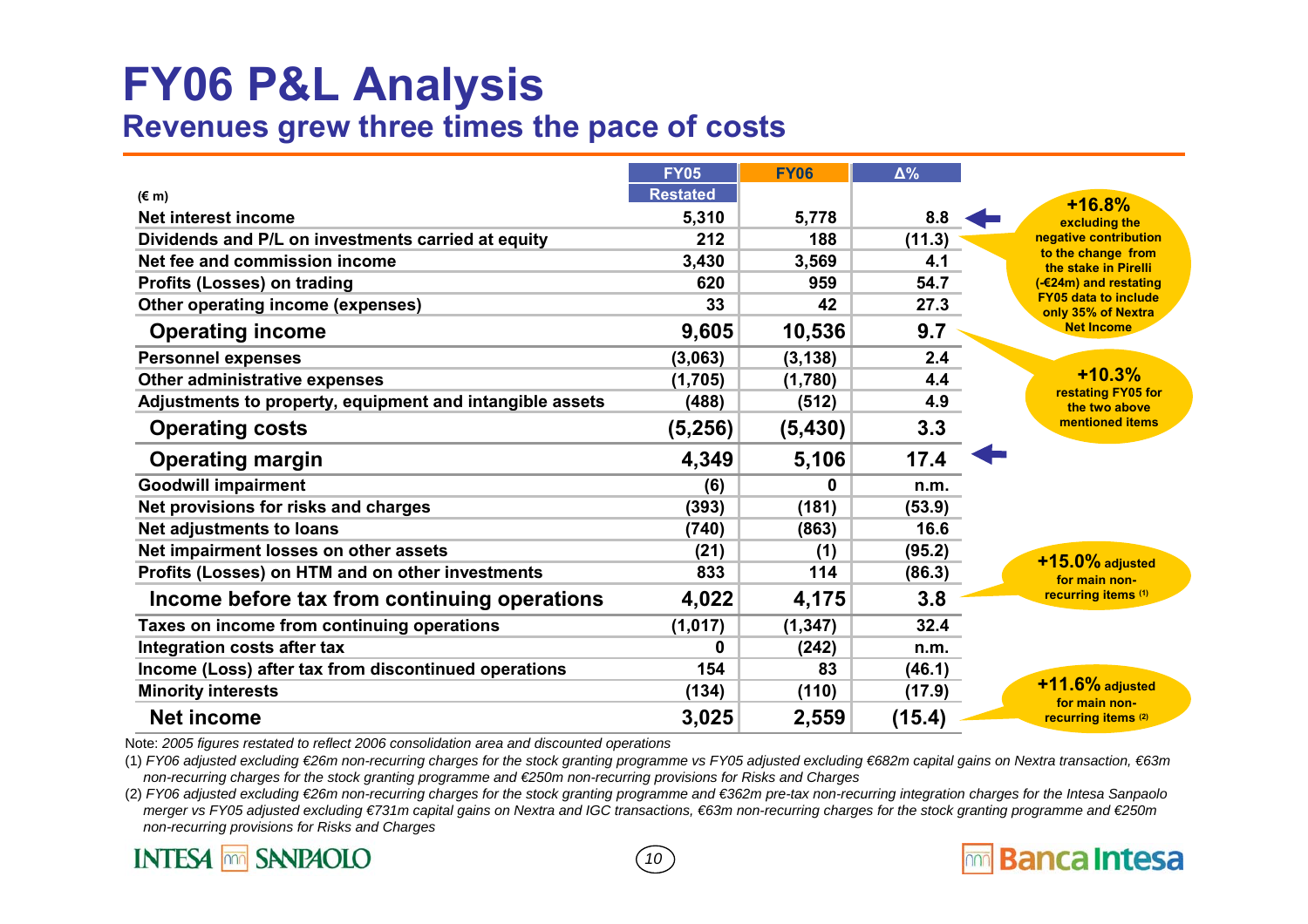# FY06 P&L Analysis

## Revenues grew three times the pace of costs

| (€ m) | FY05 Restated | FY06 | Δ% |
|---|---|---|---|
| Net interest income | 5,310 | 5,778 | 8.8 |
| Dividends and P/L on investments carried at equity | 212 | 188 | (11.3) |
| Net fee and commission income | 3,430 | 3,569 | 4.1 |
| Profits (Losses) on trading | 620 | 959 | 54.7 |
| Other operating income (expenses) | 33 | 42 | 27.3 |
| **Operating income** | **9,605** | **10,536** | **9.7** |
| Personnel expenses | (3,063) | (3,138) | 2.4 |
| Other administrative expenses | (1,705) | (1,780) | 4.4 |
| Adjustments to property, equipment and intangible assets | (488) | (512) | 4.9 |
| **Operating costs** | **(5,256)** | **(5,430)** | **3.3** |
| **Operating margin** | **4,349** | **5,106** | **17.4** |
| Goodwill impairment | (6) | 0 | n.m. |
| Net provisions for risks and charges | (393) | (181) | (53.9) |
| Net adjustments to loans | (740) | (863) | 16.6 |
| Net impairment losses on other assets | (21) | (1) | (95.2) |
| Profits (Losses) on HTM and on other investments | 833 | 114 | (86.3) |
| **Income before tax from continuing operations** | **4,022** | **4,175** | **3.8** |
| Taxes on income from continuing operations | (1,017) | (1,347) | 32.4 |
| Integration costs after tax | 0 | (242) | n.m. |
| Income (Loss) after tax from discontinued operations | 154 | 83 | (46.1) |
| Minority interests | (134) | (110) | (17.9) |
| **Net income** | **3,025** | **2,559** | **(15.4)** |

**+16.8%** excluding the negative contribution to the change from the stake in Pirelli (-€24m) and restating FY05 data to include only 35% of Nextra Net Income

**+10.3%** restating FY05 for the two above mentioned items

**+15.0%** adjusted for main non-recurring items (1)

**+11.6%** adjusted for main non-recurring items (2)

Note: *2005 figures restated to reflect 2006 consolidation area and discounted operations*

(1) *FY06 adjusted excluding €26m non-recurring charges for the stock granting programme vs FY05 adjusted excluding €682m capital gains on Nextra transaction, €63m non-recurring charges for the stock granting programme and €250m non-recurring provisions for Risks and Charges*

(2) *FY06 adjusted excluding €26m non-recurring charges for the stock granting programme and €362m pre-tax non-recurring integration charges for the Intesa Sanpaolo merger vs FY05 adjusted excluding €731m capital gains on Nextra and IGC transactions, €63m non-recurring charges for the stock granting programme and €250m non-recurring provisions for Risks and Charges*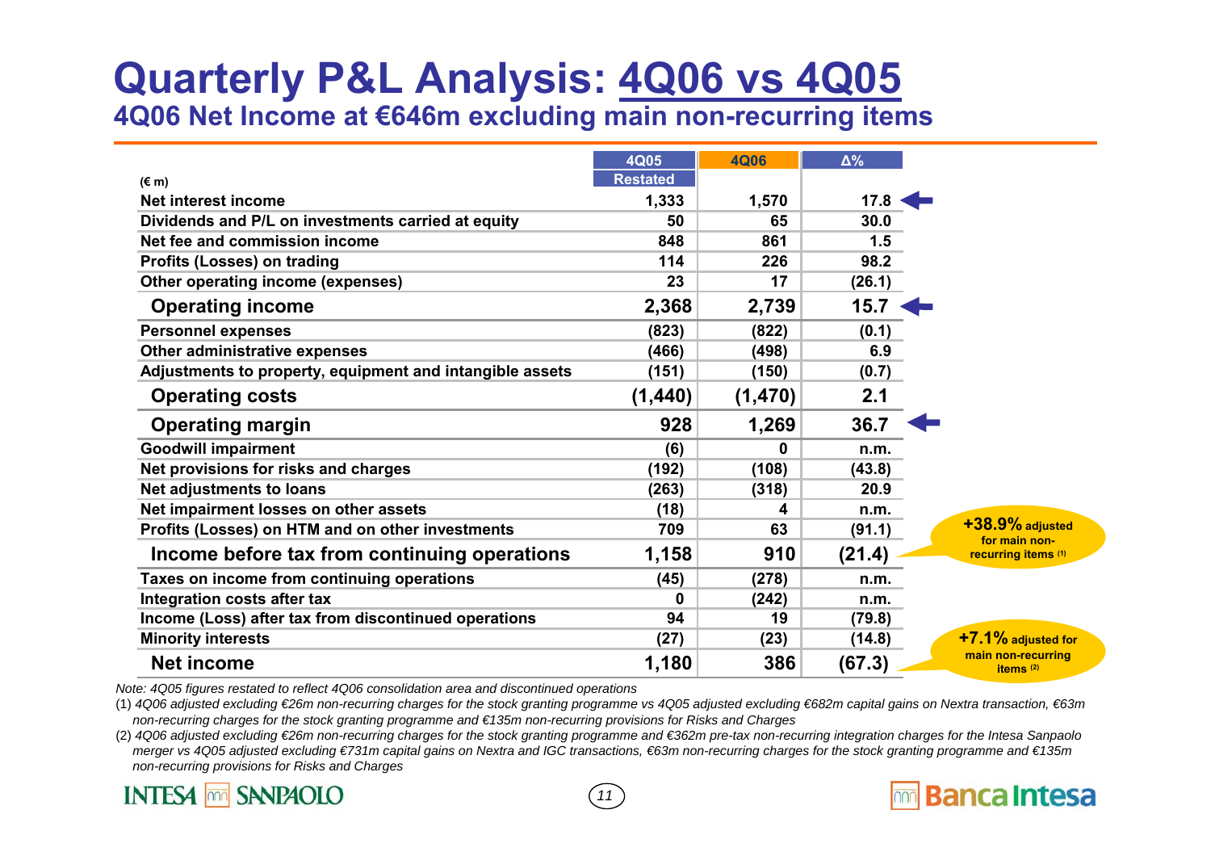# Quarterly P&L Analysis: 4Q06 vs 4Q05

## 4Q06 Net Income at €646m excluding main non-recurring items

| (€ m) | 4Q05 Restated | 4Q06 | Δ% |
|---|---|---|---|
| Net interest income | 1,333 | 1,570 | 17.8 |
| Dividends and P/L on investments carried at equity | 50 | 65 | 30.0 |
| Net fee and commission income | 848 | 861 | 1.5 |
| Profits (Losses) on trading | 114 | 226 | 98.2 |
| Other operating income (expenses) | 23 | 17 | (26.1) |
| **Operating income** | **2,368** | **2,739** | **15.7** |
| Personnel expenses | (823) | (822) | (0.1) |
| Other administrative expenses | (466) | (498) | 6.9 |
| Adjustments to property, equipment and intangible assets | (151) | (150) | (0.7) |
| **Operating costs** | **(1,440)** | **(1,470)** | **2.1** |
| **Operating margin** | **928** | **1,269** | **36.7** |
| Goodwill impairment | (6) | 0 | n.m. |
| Net provisions for risks and charges | (192) | (108) | (43.8) |
| Net adjustments to loans | (263) | (318) | 20.9 |
| Net impairment losses on other assets | (18) | 4 | n.m. |
| Profits (Losses) on HTM and on other investments | 709 | 63 | (91.1) |
| **Income before tax from continuing operations** | **1,158** | **910** | **(21.4)** |
| Taxes on income from continuing operations | (45) | (278) | n.m. |
| Integration costs after tax | 0 | (242) | n.m. |
| Income (Loss) after tax from discontinued operations | 94 | 19 | (79.8) |
| Minority interests | (27) | (23) | (14.8) |
| **Net income** | **1,180** | **386** | **(67.3)** |

**+38.9%** adjusted for main non-recurring items (1)

**+7.1%** adjusted for main non-recurring items (2)

*Note: 4Q05 figures restated to reflect 4Q06 consolidation area and discontinued operations*

(1) *4Q06 adjusted excluding €26m non-recurring charges for the stock granting programme vs 4Q05 adjusted excluding €682m capital gains on Nextra transaction, €63m non-recurring charges for the stock granting programme and €135m non-recurring provisions for Risks and Charges*

(2) *4Q06 adjusted excluding €26m non-recurring charges for the stock granting programme and €362m pre-tax non-recurring integration charges for the Intesa Sanpaolo merger vs 4Q05 adjusted excluding €731m capital gains on Nextra and IGC transactions, €63m non-recurring charges for the stock granting programme and €135m non-recurring provisions for Risks and Charges*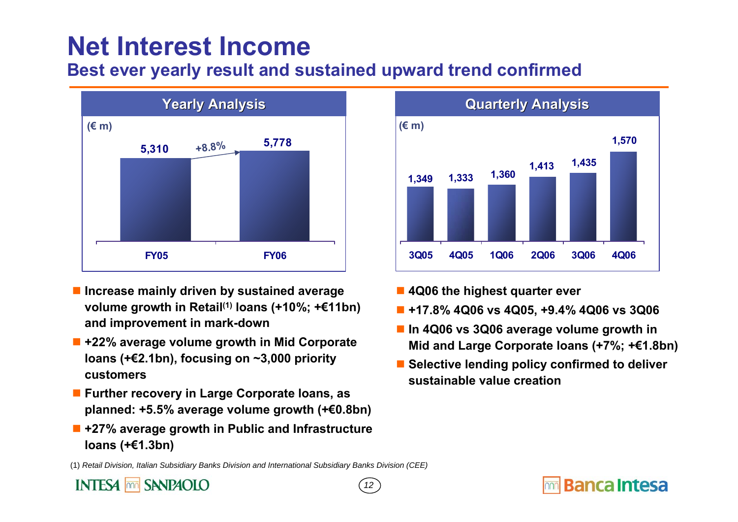# Net Interest Income

## Best ever yearly result and sustained upward trend confirmed

### Yearly Analysis

(€ m)

| FY05 | FY06 |
|---|---|
| 5,310 | 5,778 |

+8.8%

### Quarterly Analysis

(€ m)

| 3Q05 | 4Q05 | 1Q06 | 2Q06 | 3Q06 | 4Q06 |
|---|---|---|---|---|---|
| 1,349 | 1,333 | 1,360 | 1,413 | 1,435 | 1,570 |

- Increase mainly driven by sustained average volume growth in Retail[1] loans (+10%; +€11bn) and improvement in mark-down
- +22% average volume growth in Mid Corporate loans (+€2.1bn), focusing on ~3,000 priority customers
- Further recovery in Large Corporate loans, as planned: +5.5% average volume growth (+€0.8bn)
- +27% average growth in Public and Infrastructure loans (+€1.3bn)

- 4Q06 the highest quarter ever
- +17.8% 4Q06 vs 4Q05, +9.4% 4Q06 vs 3Q06
- In 4Q06 vs 3Q06 average volume growth in Mid and Large Corporate loans (+7%; +€1.8bn)
- Selective lending policy confirmed to deliver sustainable value creation

(1) *Retail Division, Italian Subsidiary Banks Division and International Subsidiary Banks Division (CEE)*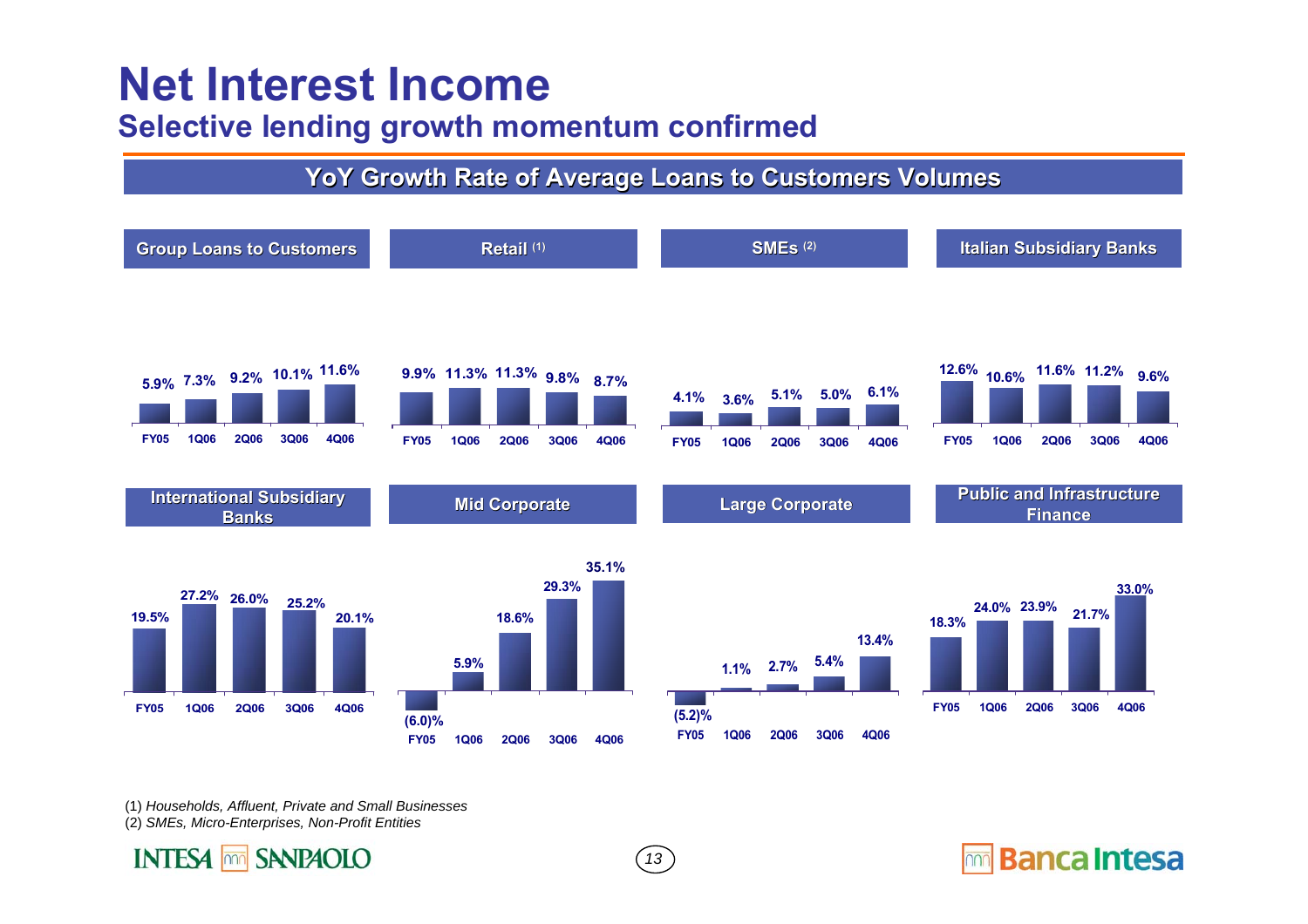# Net Interest Income

## Selective lending growth momentum confirmed

### YoY Growth Rate of Average Loans to Customers Volumes

| | FY05 | 1Q06 | 2Q06 | 3Q06 | 4Q06 |
|---|---|---|---|---|---|
| Group Loans to Customers | 5.9% | 7.3% | 9.2% | 10.1% | 11.6% |
| Retail (1) | 9.9% | 11.3% | 11.3% | 9.8% | 8.7% |
| SMEs (2) | 4.1% | 3.6% | 5.1% | 5.0% | 6.1% |
| Italian Subsidiary Banks | 12.6% | 10.6% | 11.6% | 11.2% | 9.6% |
| International Subsidiary Banks | 19.5% | 27.2% | 26.0% | 25.2% | 20.1% |
| Mid Corporate | (6.0)% | 5.9% | 18.6% | 29.3% | 35.1% |
| Large Corporate | (5.2)% | 1.1% | 2.7% | 5.4% | 13.4% |
| Public and Infrastructure Finance | 18.3% | 24.0% | 23.9% | 21.7% | 33.0% |

(1) *Households, Affluent, Private and Small Businesses*
(2) *SMEs, Micro-Enterprises, Non-Profit Entities*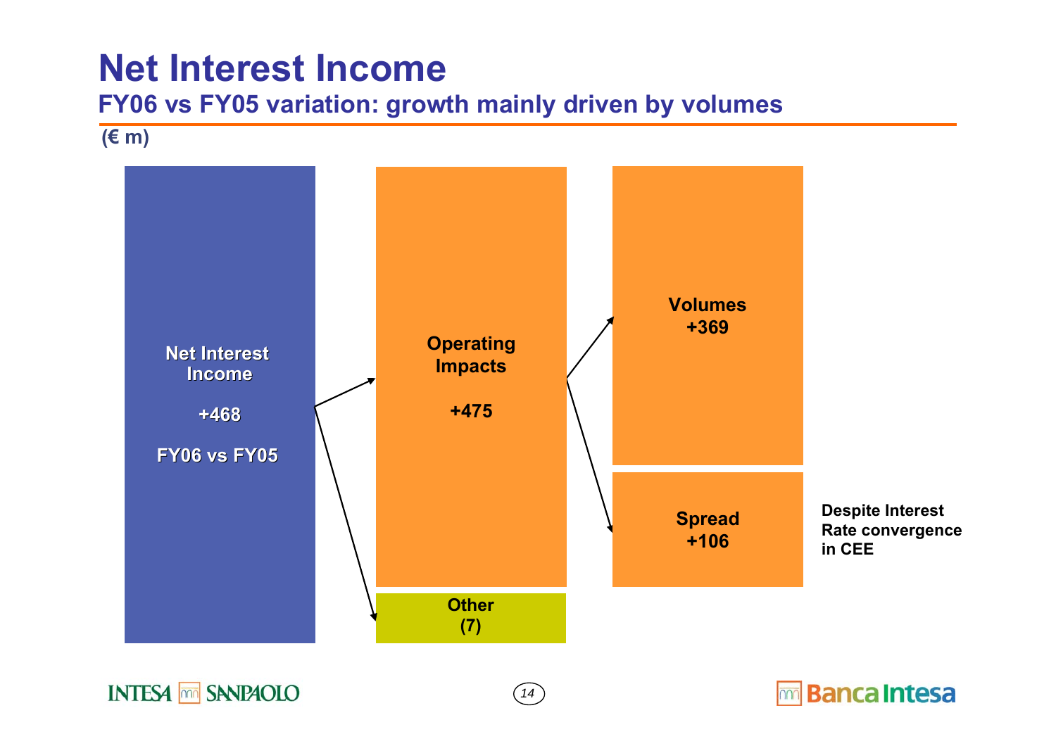# Net Interest Income

## FY06 vs FY05 variation: growth mainly driven by volumes

**(€ m)**

**Net Interest Income**

**+468**

**FY06 vs FY05**

**Operating Impacts**

**+475**

**Other**
**(7)**

**Volumes**
**+369**

**Spread**
**+106**

**Despite Interest Rate convergence in CEE**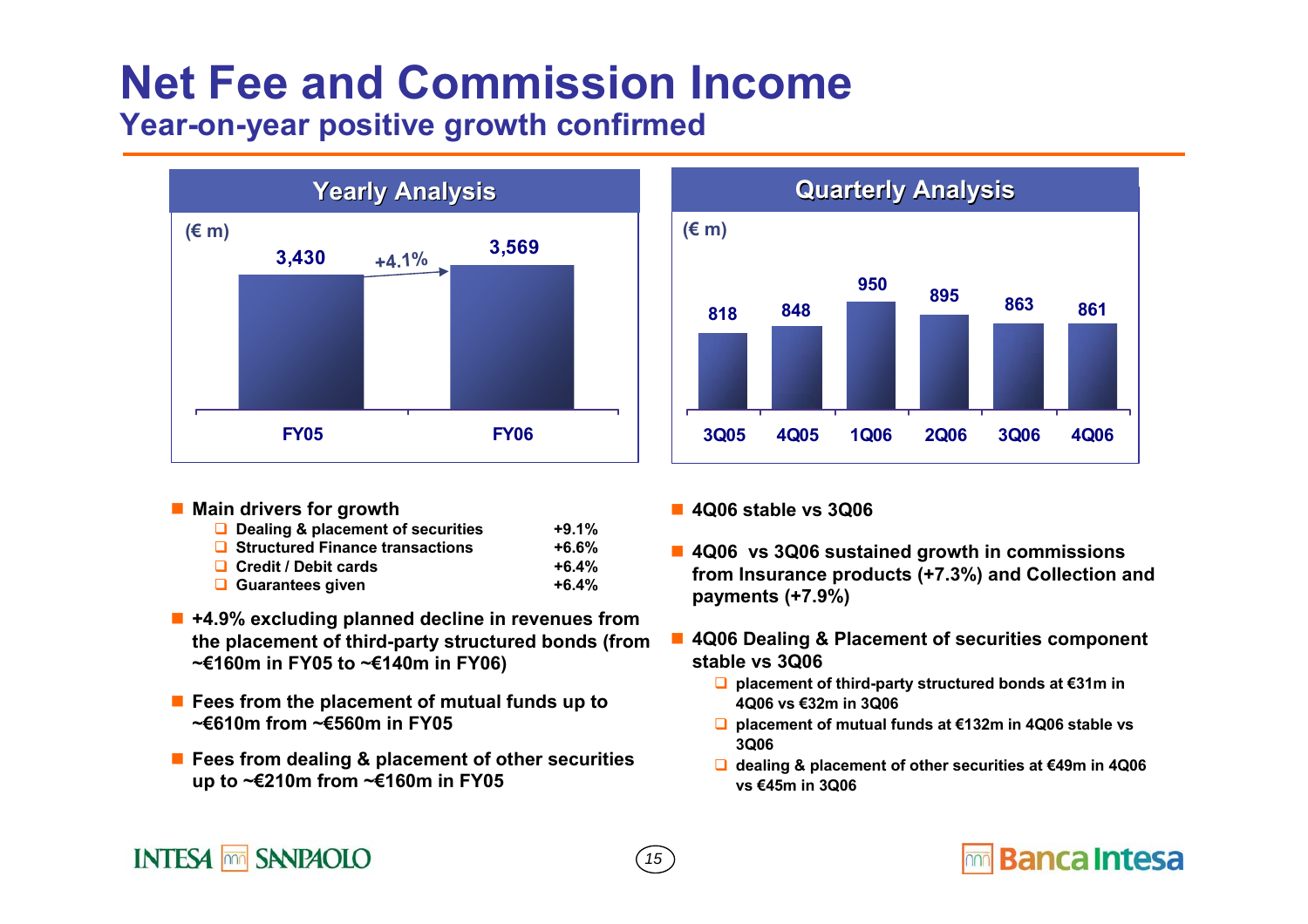# Net Fee and Commission Income

## Year-on-year positive growth confirmed

### Yearly Analysis

(€ m)

| FY05 | FY06 |
|---|---|
| 3,430 | 3,569 |

+4.1%

### Quarterly Analysis

(€ m)

| 3Q05 | 4Q05 | 1Q06 | 2Q06 | 3Q06 | 4Q06 |
|---|---|---|---|---|---|
| 818 | 848 | 950 | 895 | 863 | 861 |

- **Main drivers for growth**
  - Dealing & placement of securities +9.1%
  - Structured Finance transactions +6.6%
  - Credit / Debit cards +6.4%
  - Guarantees given +6.4%
- **+4.9% excluding planned decline in revenues from the placement of third-party structured bonds (from ~€160m in FY05 to ~€140m in FY06)**
- **Fees from the placement of mutual funds up to ~€610m from ~€560m in FY05**
- **Fees from dealing & placement of other securities up to ~€210m from ~€160m in FY05**

- **4Q06 stable vs 3Q06**
- **4Q06 vs 3Q06 sustained growth in commissions from Insurance products (+7.3%) and Collection and payments (+7.9%)**
- **4Q06 Dealing & Placement of securities component stable vs 3Q06**
  - placement of third-party structured bonds at €31m in 4Q06 vs €32m in 3Q06
  - placement of mutual funds at €132m in 4Q06 stable vs 3Q06
  - dealing & placement of other securities at €49m in 4Q06 vs €45m in 3Q06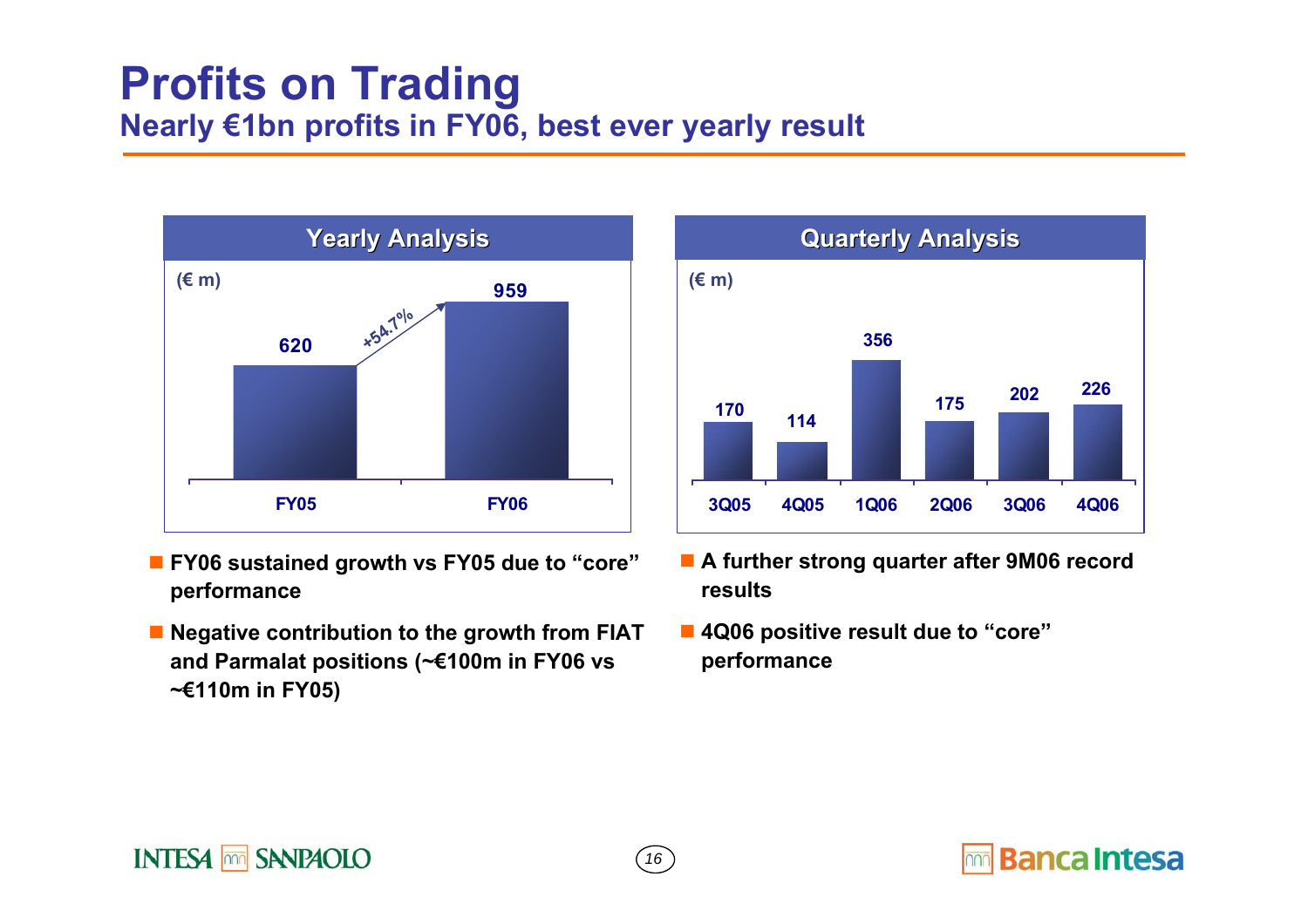# Profits on Trading

## Nearly €1bn profits in FY06, best ever yearly result

**Yearly Analysis**

(€ m)

| | FY05 | FY06 |
|---|---|---|
| Profits on Trading | 620 | 959 |

+54.7%

**Quarterly Analysis**

(€ m)

| | 3Q05 | 4Q05 | 1Q06 | 2Q06 | 3Q06 | 4Q06 |
|---|---|---|---|---|---|---|
| Profits on Trading | 170 | 114 | 356 | 175 | 202 | 226 |

- **FY06 sustained growth vs FY05 due to "core" performance**
- **Negative contribution to the growth from FIAT and Parmalat positions (~€100m in FY06 vs ~€110m in FY05)**

- **A further strong quarter after 9M06 record results**
- **4Q06 positive result due to "core" performance**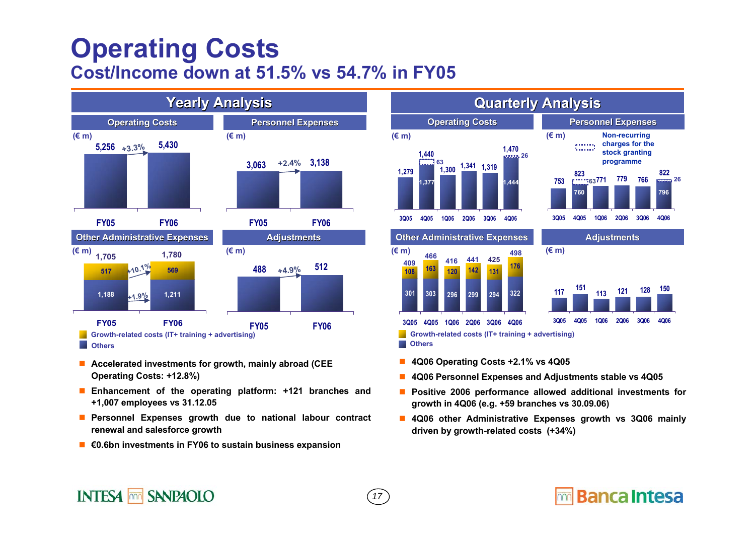# Operating Costs

## Cost/Income down at 51.5% vs 54.7% in FY05

### Yearly Analysis

**Operating Costs** (€ m)

| | FY05 | FY06 |
|---|---|---|
| Operating Costs | 5,256 | 5,430 (+3.3%) |

**Personnel Expenses** (€ m)

| | FY05 | FY06 |
|---|---|---|
| Personnel Expenses | 3,063 | 3,138 (+2.4%) |

**Other Administrative Expenses** (€ m)

| | FY05 | FY06 | Change |
|---|---|---|---|
| Growth-related costs (IT+ training + advertising) | 517 | 569 | +10.1% |
| Others | 1,188 | 1,211 | +1.9% |
| Total | 1,705 | 1,780 | |

**Adjustments** (€ m)

| | FY05 | FY06 |
|---|---|---|
| Adjustments | 488 | 512 (+4.9%) |

- Accelerated investments for growth, mainly abroad (CEE Operating Costs: +12.8%)
- Enhancement of the operating platform: +121 branches and +1,007 employees vs 31.12.05
- Personnel Expenses growth due to national labour contract renewal and salesforce growth
- €0.6bn investments in FY06 to sustain business expansion

### Quarterly Analysis

**Operating Costs** (€ m)

| | 3Q05 | 4Q05 | 1Q06 | 2Q06 | 3Q06 | 4Q06 |
|---|---|---|---|---|---|---|
| Operating Costs | 1,279 | 1,440 | 1,300 | 1,341 | 1,319 | 1,470 |
| of which non-recurring charges for the stock granting programme | | 63 | | | | 26 |
| excluding non-recurring charges | | 1,377 | | | | 1,444 |

**Personnel Expenses** (€ m)

| | 3Q05 | 4Q05 | 1Q06 | 2Q06 | 3Q06 | 4Q06 |
|---|---|---|---|---|---|---|
| Personnel Expenses | 753 | 823 | 771 | 779 | 766 | 822 |
| of which non-recurring charges for the stock granting programme | | 63 | | | | 26 |
| excluding non-recurring charges | | 760 | | | | 796 |

**Other Administrative Expenses** (€ m)

| | 3Q05 | 4Q05 | 1Q06 | 2Q06 | 3Q06 | 4Q06 |
|---|---|---|---|---|---|---|
| Growth-related costs (IT+ training + advertising) | 108 | 163 | 120 | 142 | 131 | 176 |
| Others | 301 | 303 | 296 | 299 | 294 | 322 |
| Total | 409 | 466 | 416 | 441 | 425 | 498 |

**Adjustments** (€ m)

| | 3Q05 | 4Q05 | 1Q06 | 2Q06 | 3Q06 | 4Q06 |
|---|---|---|---|---|---|---|
| Adjustments | 117 | 151 | 113 | 121 | 128 | 150 |

- 4Q06 Operating Costs +2.1% vs 4Q05
- 4Q06 Personnel Expenses and Adjustments stable vs 4Q05
- Positive 2006 performance allowed additional investments for growth in 4Q06 (e.g. +59 branches vs 30.09.06)
- 4Q06 other Administrative Expenses growth vs 3Q06 mainly driven by growth-related costs (+34%)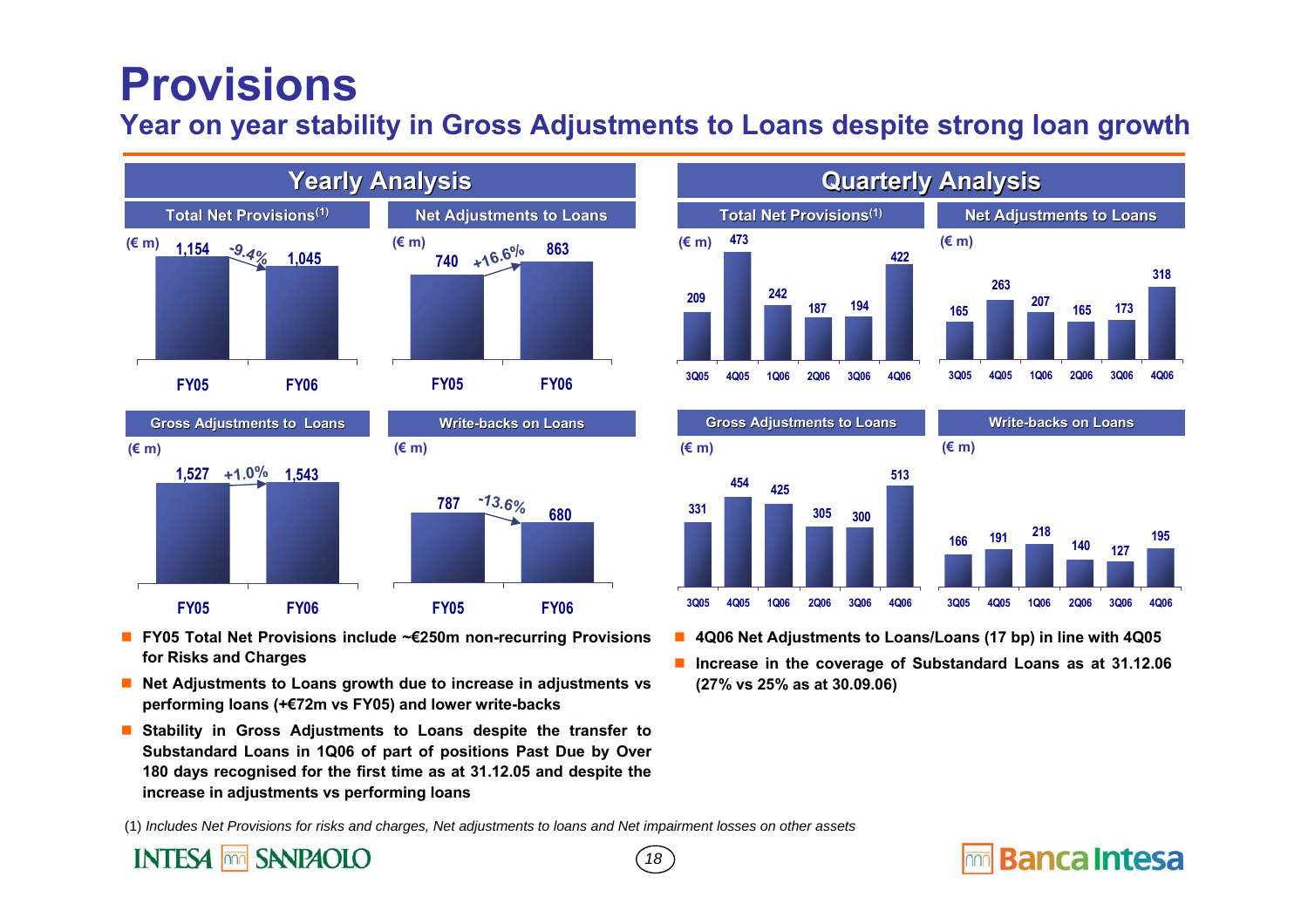# Provisions

## Year on year stability in Gross Adjustments to Loans despite strong loan growth

### Yearly Analysis

**Total Net Provisions(1)** (€ m)

| FY05 | FY06 | Change |
|---|---|---|
| 1,154 | 1,045 | -9.4% |

**Net Adjustments to Loans** (€ m)

| FY05 | FY06 | Change |
|---|---|---|
| 740 | 863 | +16.6% |

**Gross Adjustments to Loans** (€ m)

| FY05 | FY06 | Change |
|---|---|---|
| 1,527 | 1,543 | +1.0% |

**Write-backs on Loans** (€ m)

| FY05 | FY06 | Change |
|---|---|---|
| 787 | 680 | -13.6% |

### Quarterly Analysis

(€ m)

| | 3Q05 | 4Q05 | 1Q06 | 2Q06 | 3Q06 | 4Q06 |
|---|---|---|---|---|---|---|
| Total Net Provisions(1) | 209 | 473 | 242 | 187 | 194 | 422 |
| Net Adjustments to Loans | 165 | 263 | 207 | 165 | 173 | 318 |
| Gross Adjustments to Loans | 331 | 454 | 425 | 305 | 300 | 513 |
| Write-backs on Loans | 166 | 191 | 218 | 140 | 127 | 195 |

- **FY05 Total Net Provisions include ~€250m non-recurring Provisions for Risks and Charges**
- **Net Adjustments to Loans growth due to increase in adjustments vs performing loans (+€72m vs FY05) and lower write-backs**
- **Stability in Gross Adjustments to Loans despite the transfer to Substandard Loans in 1Q06 of part of positions Past Due by Over 180 days recognised for the first time as at 31.12.05 and despite the increase in adjustments vs performing loans**
- **4Q06 Net Adjustments to Loans/Loans (17 bp) in line with 4Q05**
- **Increase in the coverage of Substandard Loans as at 31.12.06 (27% vs 25% as at 30.09.06)**

(1) *Includes Net Provisions for risks and charges, Net adjustments to loans and Net impairment losses on other assets*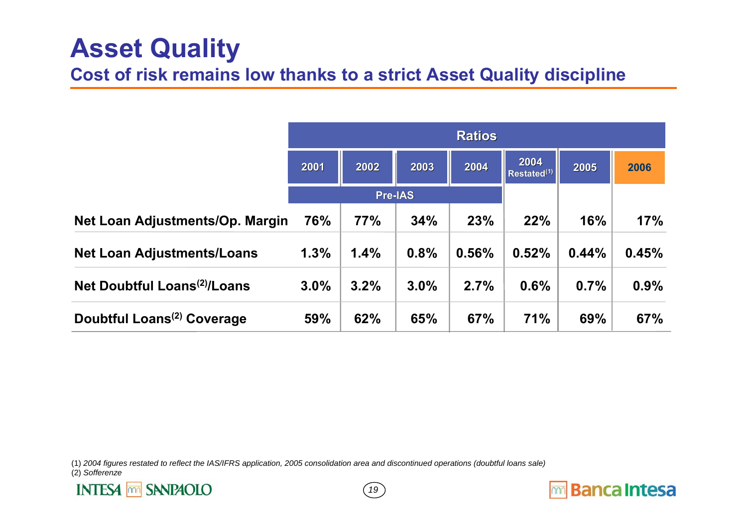# Asset Quality

## Cost of risk remains low thanks to a strict Asset Quality discipline

| | Ratios | | | | | | |
|---|---|---|---|---|---|---|---|
| | 2001 | 2002 | 2003 | 2004 | 2004 Restated[1] | 2005 | 2006 |
| | Pre-IAS | | | | | | |
| **Net Loan Adjustments/Op. Margin** | 76% | 77% | 34% | 23% | 22% | 16% | 17% |
| **Net Loan Adjustments/Loans** | 1.3% | 1.4% | 0.8% | 0.56% | 0.52% | 0.44% | 0.45% |
| **Net Doubtful Loans[2]/Loans** | 3.0% | 3.2% | 3.0% | 2.7% | 0.6% | 0.7% | 0.9% |
| **Doubtful Loans[2] Coverage** | 59% | 62% | 65% | 67% | 71% | 69% | 67% |

(1) *2004 figures restated to reflect the IAS/IFRS application, 2005 consolidation area and discontinued operations (doubtful loans sale)*
(2) *Sofferenze*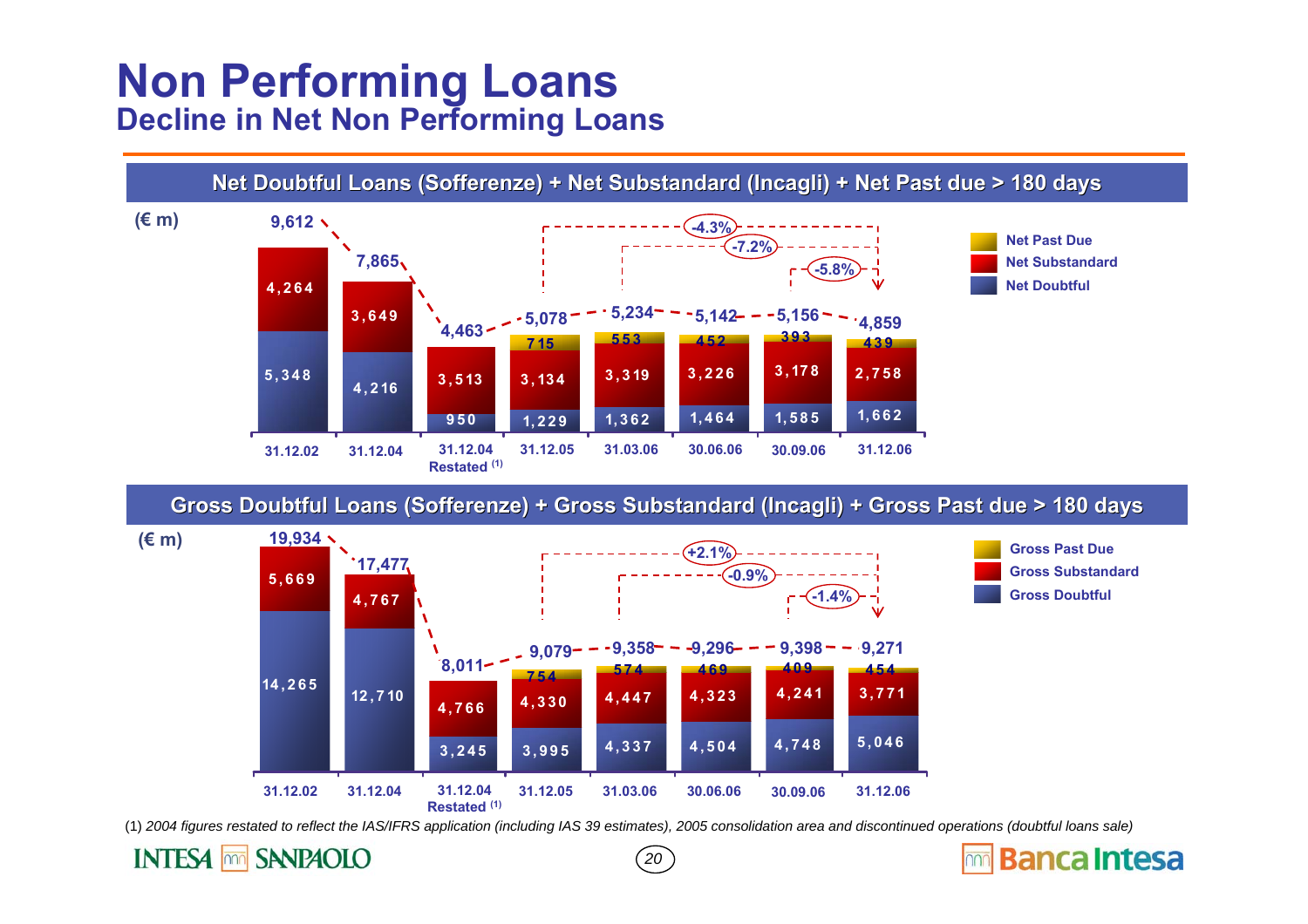# Non Performing Loans

## Decline in Net Non Performing Loans

### Net Doubtful Loans (Sofferenze) + Net Substandard (Incagli) + Net Past due > 180 days

(€ m)

| | 31.12.02 | 31.12.04 | 31.12.04 Restated (1) | 31.12.05 | 31.03.06 | 30.06.06 | 30.09.06 | 31.12.06 |
|---|---|---|---|---|---|---|---|---|
| Net Past Due | | | | 715 | 553 | 452 | 393 | 439 |
| Net Substandard | 4,264 | 3,649 | 3,513 | 3,134 | 3,319 | 3,226 | 3,178 | 2,758 |
| Net Doubtful | 5,348 | 4,216 | 950 | 1,229 | 1,362 | 1,464 | 1,585 | 1,662 |
| Total | 9,612 | 7,865 | 4,463 | 5,078 | 5,234 | 5,142 | 5,156 | 4,859 |

Change to 31.12.06: -4.3% vs 31.12.05; -7.2% vs 31.03.06; -5.8% vs 30.09.06

### Gross Doubtful Loans (Sofferenze) + Gross Substandard (Incagli) + Gross Past due > 180 days

(€ m)

| | 31.12.02 | 31.12.04 | 31.12.04 Restated (1) | 31.12.05 | 31.03.06 | 30.06.06 | 30.09.06 | 31.12.06 |
|---|---|---|---|---|---|---|---|---|
| Gross Past Due | | | | 754 | 574 | 469 | 409 | 454 |
| Gross Substandard | 5,669 | 4,767 | 4,766 | 4,330 | 4,447 | 4,323 | 4,241 | 3,771 |
| Gross Doubtful | 14,265 | 12,710 | 3,245 | 3,995 | 4,337 | 4,504 | 4,748 | 5,046 |
| Total | 19,934 | 17,477 | 8,011 | 9,079 | 9,358 | 9,296 | 9,398 | 9,271 |

Change to 31.12.06: +2.1% vs 31.12.05; -0.9% vs 31.03.06; -1.4% vs 30.09.06

(1) *2004 figures restated to reflect the IAS/IFRS application (including IAS 39 estimates), 2005 consolidation area and discontinued operations (doubtful loans sale)*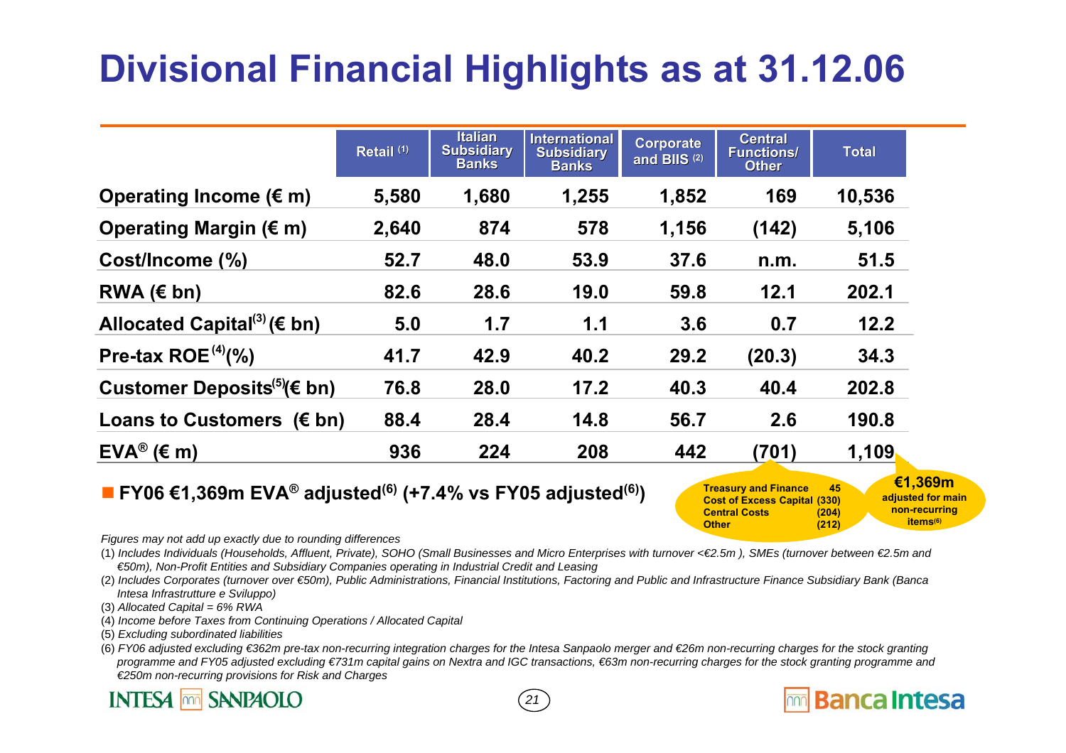# Divisional Financial Highlights as at 31.12.06

| | Retail [1] | Italian Subsidiary Banks | International Subsidiary Banks | Corporate and BIIS [2] | Central Functions/ Other | Total |
|---|---|---|---|---|---|---|
| **Operating Income (€ m)** | 5,580 | 1,680 | 1,255 | 1,852 | 169 | 10,536 |
| **Operating Margin (€ m)** | 2,640 | 874 | 578 | 1,156 | (142) | 5,106 |
| **Cost/Income (%)** | 52.7 | 48.0 | 53.9 | 37.6 | n.m. | 51.5 |
| **RWA (€ bn)** | 82.6 | 28.6 | 19.0 | 59.8 | 12.1 | 202.1 |
| **Allocated Capital[3] (€ bn)** | 5.0 | 1.7 | 1.1 | 3.6 | 0.7 | 12.2 |
| **Pre-tax ROE[4] (%)** | 41.7 | 42.9 | 40.2 | 29.2 | (20.3) | 34.3 |
| **Customer Deposits[5] (€ bn)** | 76.8 | 28.0 | 17.2 | 40.3 | 40.4 | 202.8 |
| **Loans to Customers (€ bn)** | 88.4 | 28.4 | 14.8 | 56.7 | 2.6 | 190.8 |
| **EVA® (€ m)** | 936 | 224 | 208 | 442 | (701) | 1,109 |

| Central Functions/Other EVA® breakdown | |
|---|---|
| Treasury and Finance | 45 |
| Cost of Excess Capital | (330) |
| Central Costs | (204) |
| Other | (212) |

**€1,369m** adjusted for main non-recurring items[6]

- **FY06 €1,369m EVA® adjusted[6] (+7.4% vs FY05 adjusted[6])**

*Figures may not add up exactly due to rounding differences*

(1) *Includes Individuals (Households, Affluent, Private), SOHO (Small Businesses and Micro Enterprises with turnover <€2.5m ), SMEs (turnover between €2.5m and €50m), Non-Profit Entities and Subsidiary Companies operating in Industrial Credit and Leasing*

(2) *Includes Corporates (turnover over €50m), Public Administrations, Financial Institutions, Factoring and Public and Infrastructure Finance Subsidiary Bank (Banca Intesa Infrastrutture e Sviluppo)*

(3) *Allocated Capital = 6% RWA*

(4) *Income before Taxes from Continuing Operations / Allocated Capital*

(5) *Excluding subordinated liabilities*

(6) *FY06 adjusted excluding €362m pre-tax non-recurring integration charges for the Intesa Sanpaolo merger and €26m non-recurring charges for the stock granting programme and FY05 adjusted excluding €731m capital gains on Nextra and IGC transactions, €63m non-recurring charges for the stock granting programme and €250m non-recurring provisions for Risk and Charges*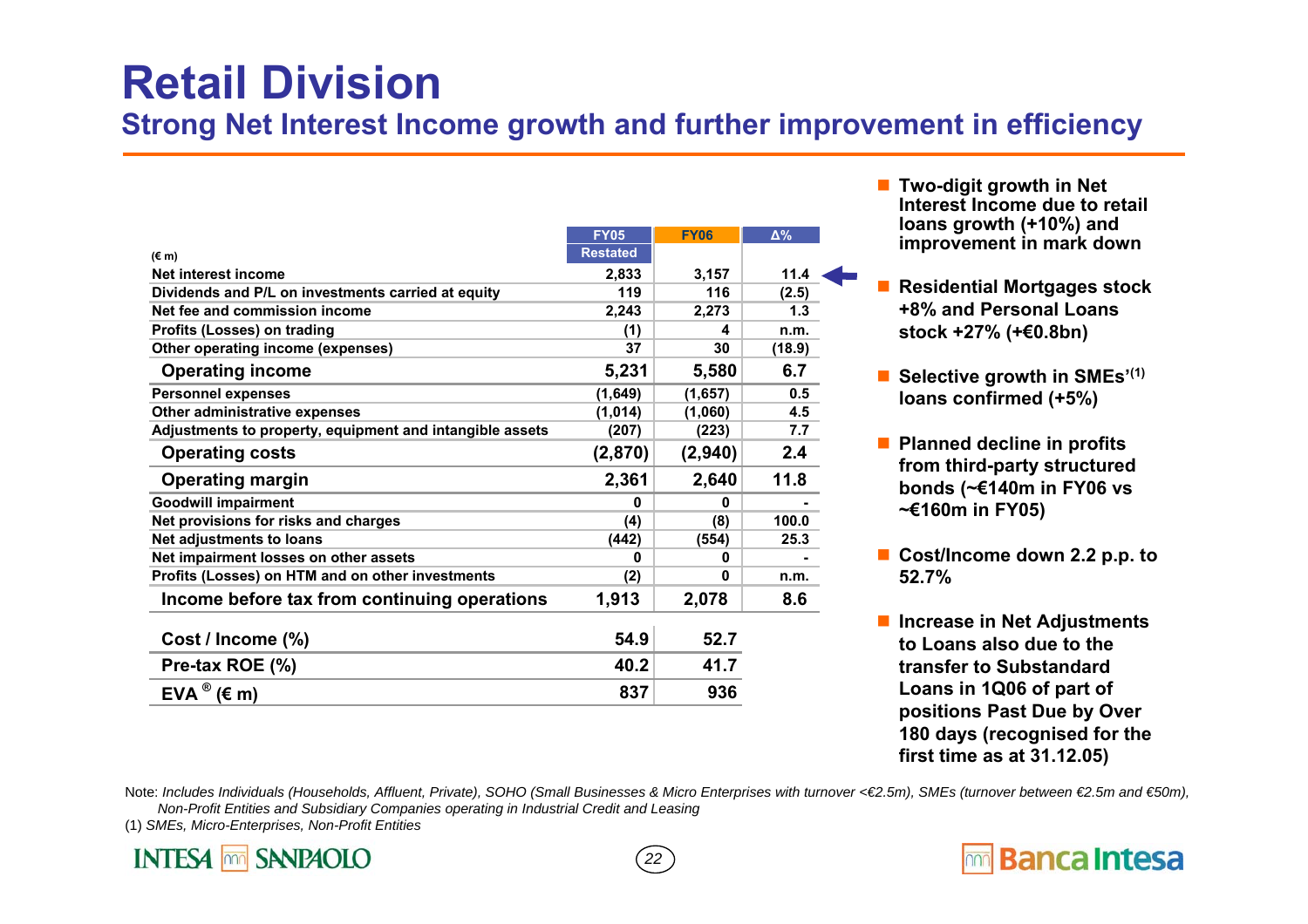# Retail Division

## Strong Net Interest Income growth and further improvement in efficiency

| (€ m) | FY05 Restated | FY06 | Δ% |
|---|---|---|---|
| Net interest income | 2,833 | 3,157 | 11.4 |
| Dividends and P/L on investments carried at equity | 119 | 116 | (2.5) |
| Net fee and commission income | 2,243 | 2,273 | 1.3 |
| Profits (Losses) on trading | (1) | 4 | n.m. |
| Other operating income (expenses) | 37 | 30 | (18.9) |
| **Operating income** | **5,231** | **5,580** | **6.7** |
| Personnel expenses | (1,649) | (1,657) | 0.5 |
| Other administrative expenses | (1,014) | (1,060) | 4.5 |
| Adjustments to property, equipment and intangible assets | (207) | (223) | 7.7 |
| **Operating costs** | **(2,870)** | **(2,940)** | **2.4** |
| **Operating margin** | **2,361** | **2,640** | **11.8** |
| Goodwill impairment | 0 | 0 | - |
| Net provisions for risks and charges | (4) | (8) | 100.0 |
| Net adjustments to loans | (442) | (554) | 25.3 |
| Net impairment losses on other assets | 0 | 0 | - |
| Profits (Losses) on HTM and on other investments | (2) | 0 | n.m. |
| **Income before tax from continuing operations** | **1,913** | **2,078** | **8.6** |

| | FY05 Restated | FY06 |
|---|---|---|
| **Cost / Income (%)** | **54.9** | **52.7** |
| **Pre-tax ROE (%)** | **40.2** | **41.7** |
| **EVA® (€ m)** | **837** | **936** |

- **Two-digit growth in Net Interest Income due to retail loans growth (+10%) and improvement in mark down**
- **Residential Mortgages stock +8% and Personal Loans stock +27% (+€0.8bn)**
- **Selective growth in SMEs'[1] loans confirmed (+5%)**
- **Planned decline in profits from third-party structured bonds (~€140m in FY06 vs ~€160m in FY05)**
- **Cost/Income down 2.2 p.p. to 52.7%**
- **Increase in Net Adjustments to Loans also due to the transfer to Substandard Loans in 1Q06 of part of positions Past Due by Over 180 days (recognised for the first time as at 31.12.05)**

Note: *Includes Individuals (Households, Affluent, Private), SOHO (Small Businesses & Micro Enterprises with turnover <€2.5m), SMEs (turnover between €2.5m and €50m), Non-Profit Entities and Subsidiary Companies operating in Industrial Credit and Leasing*

(1) *SMEs, Micro-Enterprises, Non-Profit Entities*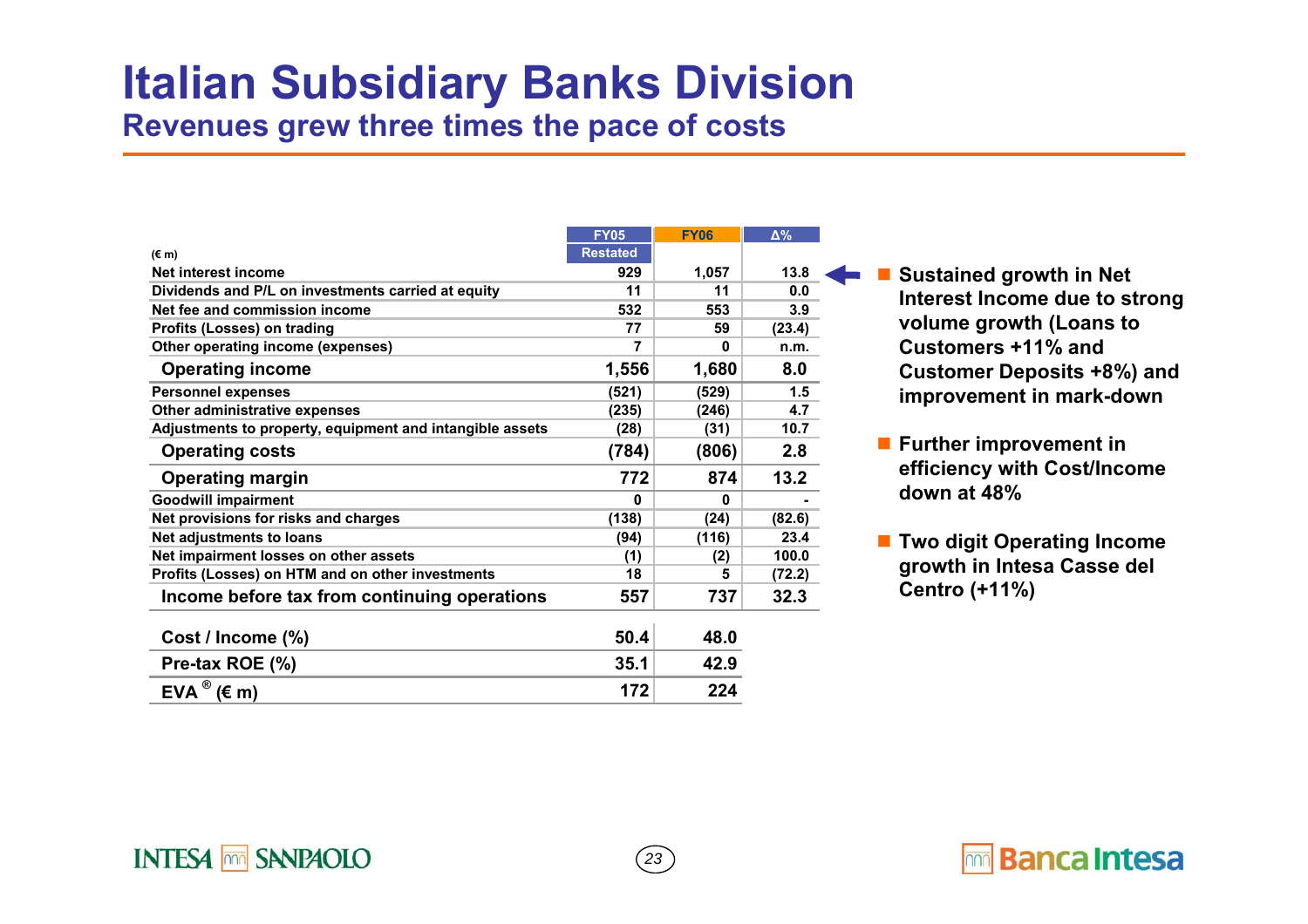# Italian Subsidiary Banks Division

## Revenues grew three times the pace of costs

| (€ m) | FY05 Restated | FY06 | Δ% |
|---|---|---|---|
| Net interest income | 929 | 1,057 | 13.8 |
| Dividends and P/L on investments carried at equity | 11 | 11 | 0.0 |
| Net fee and commission income | 532 | 553 | 3.9 |
| Profits (Losses) on trading | 77 | 59 | (23.4) |
| Other operating income (expenses) | 7 | 0 | n.m. |
| **Operating income** | **1,556** | **1,680** | **8.0** |
| Personnel expenses | (521) | (529) | 1.5 |
| Other administrative expenses | (235) | (246) | 4.7 |
| Adjustments to property, equipment and intangible assets | (28) | (31) | 10.7 |
| **Operating costs** | **(784)** | **(806)** | **2.8** |
| **Operating margin** | **772** | **874** | **13.2** |
| Goodwill impairment | 0 | 0 | - |
| Net provisions for risks and charges | (138) | (24) | (82.6) |
| Net adjustments to loans | (94) | (116) | 23.4 |
| Net impairment losses on other assets | (1) | (2) | 100.0 |
| Profits (Losses) on HTM and on other investments | 18 | 5 | (72.2) |
| **Income before tax from continuing operations** | **557** | **737** | **32.3** |
| **Cost / Income (%)** | **50.4** | **48.0** | |
| **Pre-tax ROE (%)** | **35.1** | **42.9** | |
| **EVA® (€ m)** | **172** | **224** | |

- **Sustained growth in Net Interest Income due to strong volume growth (Loans to Customers +11% and Customer Deposits +8%) and improvement in mark-down**
- **Further improvement in efficiency with Cost/Income down at 48%**
- **Two digit Operating Income growth in Intesa Casse del Centro (+11%)**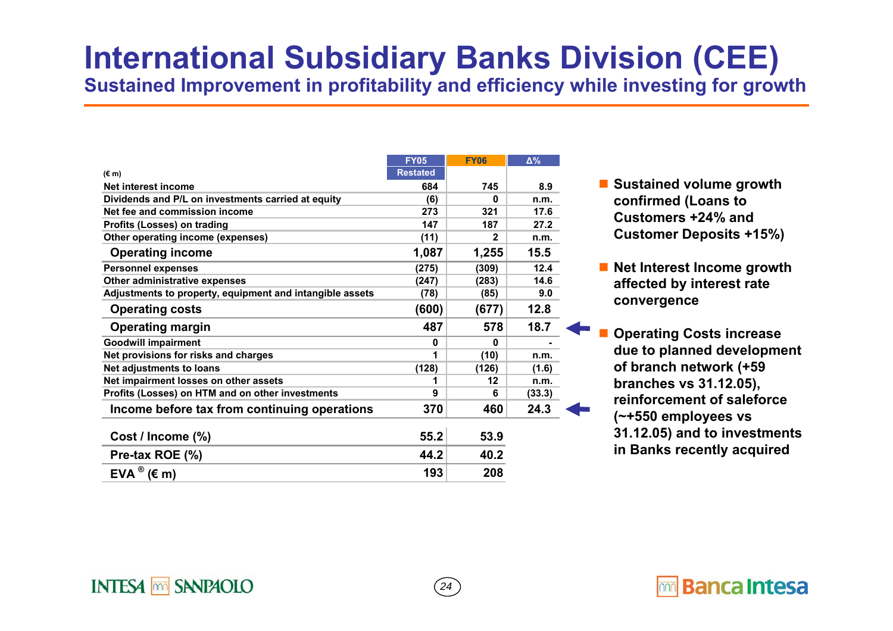# International Subsidiary Banks Division (CEE)

## Sustained Improvement in profitability and efficiency while investing for growth

| (€ m) | FY05 Restated | FY06 | Δ% |
|---|---|---|---|
| Net interest income | 684 | 745 | 8.9 |
| Dividends and P/L on investments carried at equity | (6) | 0 | n.m. |
| Net fee and commission income | 273 | 321 | 17.6 |
| Profits (Losses) on trading | 147 | 187 | 27.2 |
| Other operating income (expenses) | (11) | 2 | n.m. |
| **Operating income** | **1,087** | **1,255** | **15.5** |
| Personnel expenses | (275) | (309) | 12.4 |
| Other administrative expenses | (247) | (283) | 14.6 |
| Adjustments to property, equipment and intangible assets | (78) | (85) | 9.0 |
| **Operating costs** | **(600)** | **(677)** | **12.8** |
| **Operating margin** | **487** | **578** | **18.7** |
| Goodwill impairment | 0 | 0 | - |
| Net provisions for risks and charges | 1 | (10) | n.m. |
| Net adjustments to loans | (128) | (126) | (1.6) |
| Net impairment losses on other assets | 1 | 12 | n.m. |
| Profits (Losses) on HTM and on other investments | 9 | 6 | (33.3) |
| **Income before tax from continuing operations** | **370** | **460** | **24.3** |
| **Cost / Income (%)** | **55.2** | **53.9** | |
| **Pre-tax ROE (%)** | **44.2** | **40.2** | |
| **EVA® (€ m)** | **193** | **208** | |

- **Sustained volume growth confirmed (Loans to Customers +24% and Customer Deposits +15%)**
- **Net Interest Income growth affected by interest rate convergence**
- **Operating Costs increase due to planned development of branch network (+59 branches vs 31.12.05), reinforcement of saleforce (~+550 employees vs 31.12.05) and to investments in Banks recently acquired**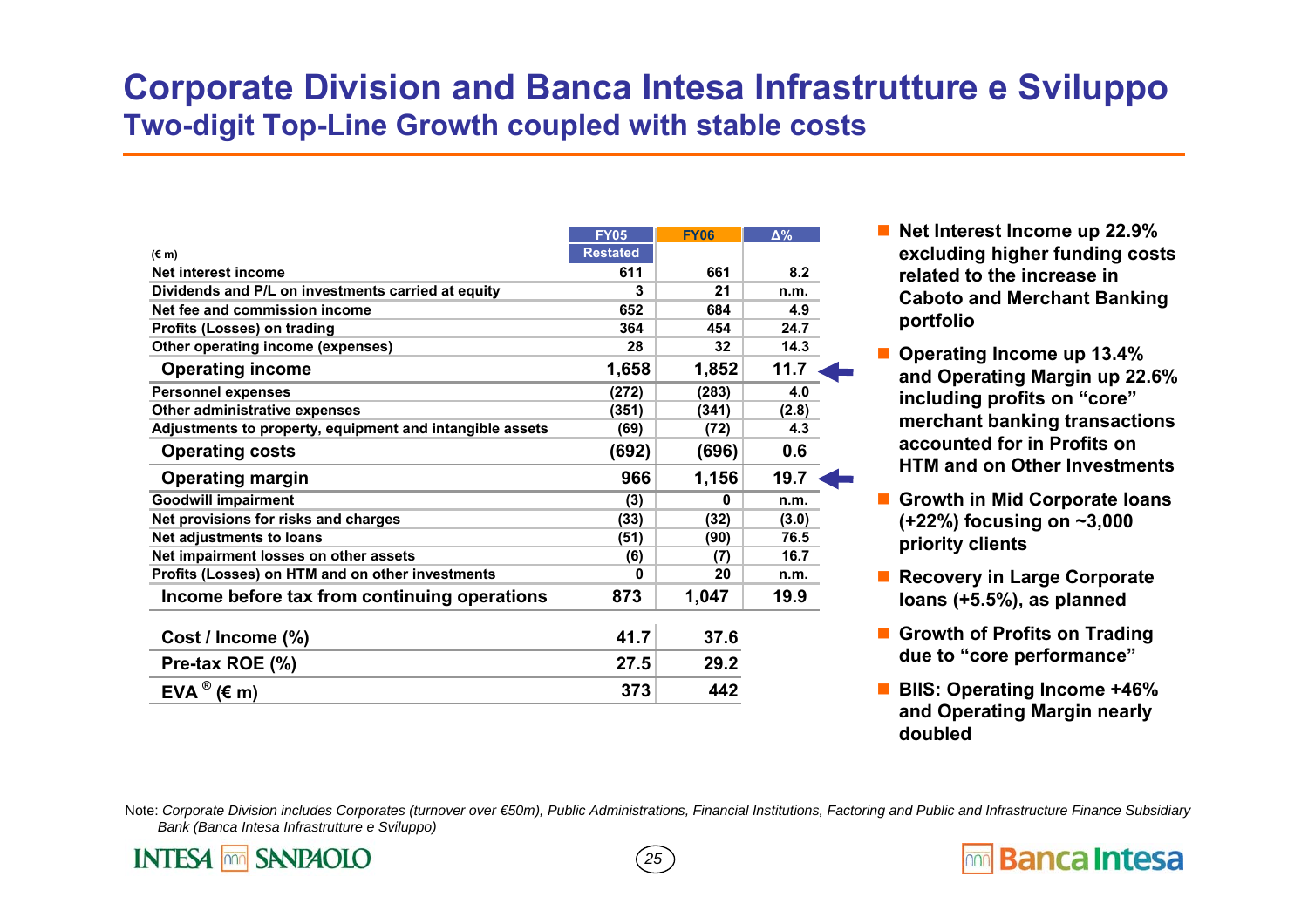# Corporate Division and Banca Intesa Infrastrutture e Sviluppo

## Two-digit Top-Line Growth coupled with stable costs

| (€ m) | FY05 Restated | FY06 | Δ% |
|---|---|---|---|
| Net interest income | 611 | 661 | 8.2 |
| Dividends and P/L on investments carried at equity | 3 | 21 | n.m. |
| Net fee and commission income | 652 | 684 | 4.9 |
| Profits (Losses) on trading | 364 | 454 | 24.7 |
| Other operating income (expenses) | 28 | 32 | 14.3 |
| **Operating income** | **1,658** | **1,852** | **11.7** |
| Personnel expenses | (272) | (283) | 4.0 |
| Other administrative expenses | (351) | (341) | (2.8) |
| Adjustments to property, equipment and intangible assets | (69) | (72) | 4.3 |
| **Operating costs** | **(692)** | **(696)** | **0.6** |
| **Operating margin** | **966** | **1,156** | **19.7** |
| Goodwill impairment | (3) | 0 | n.m. |
| Net provisions for risks and charges | (33) | (32) | (3.0) |
| Net adjustments to loans | (51) | (90) | 76.5 |
| Net impairment losses on other assets | (6) | (7) | 16.7 |
| Profits (Losses) on HTM and on other investments | 0 | 20 | n.m. |
| **Income before tax from continuing operations** | **873** | **1,047** | **19.9** |

| | FY05 Restated | FY06 |
|---|---|---|
| **Cost / Income (%)** | **41.7** | **37.6** |
| **Pre-tax ROE (%)** | **27.5** | **29.2** |
| **EVA® (€ m)** | **373** | **442** |

- **Net Interest Income up 22.9% excluding higher funding costs related to the increase in Caboto and Merchant Banking portfolio**
- **Operating Income up 13.4% and Operating Margin up 22.6% including profits on "core" merchant banking transactions accounted for in Profits on HTM and on Other Investments**
- **Growth in Mid Corporate loans (+22%) focusing on ~3,000 priority clients**
- **Recovery in Large Corporate loans (+5.5%), as planned**
- **Growth of Profits on Trading due to "core performance"**
- **BIIS: Operating Income +46% and Operating Margin nearly doubled**

Note: *Corporate Division includes Corporates (turnover over €50m), Public Administrations, Financial Institutions, Factoring and Public and Infrastructure Finance Subsidiary Bank (Banca Intesa Infrastrutture e Sviluppo)*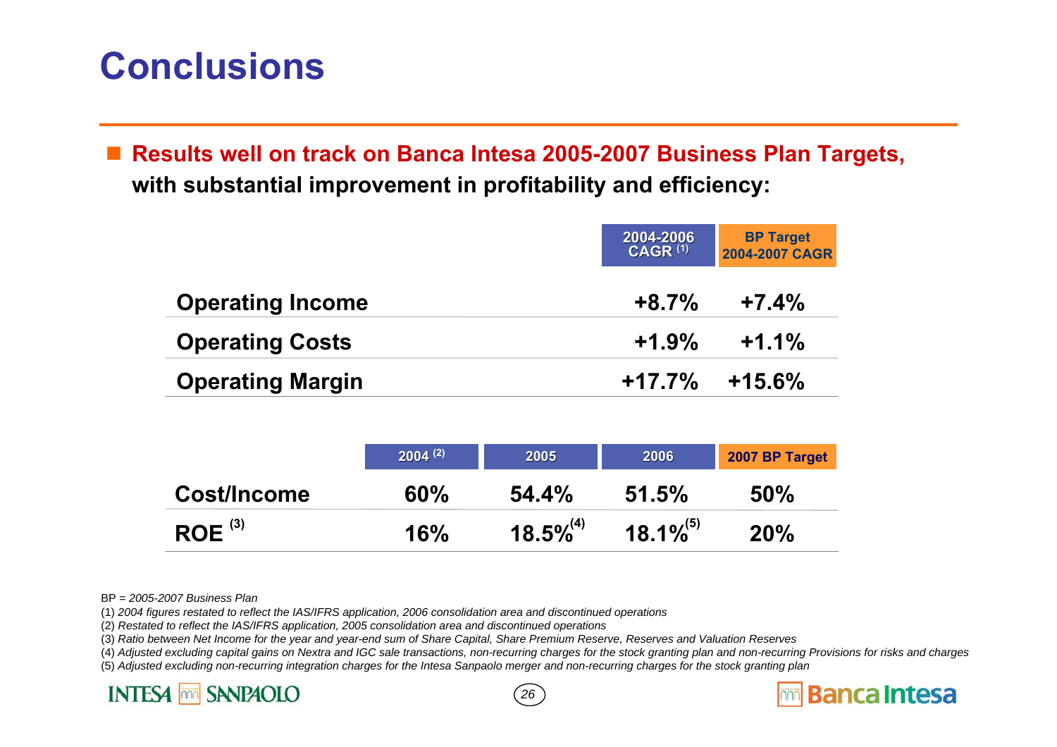# Conclusions

- **Results well on track on Banca Intesa 2005-2007 Business Plan Targets, with substantial improvement in profitability and efficiency:**

| | 2004-2006 CAGR [1] | BP Target 2004-2007 CAGR |
|---|---|---|
| **Operating Income** | **+8.7%** | **+7.4%** |
| **Operating Costs** | **+1.9%** | **+1.1%** |
| **Operating Margin** | **+17.7%** | **+15.6%** |

| | 2004 [2] | 2005 | 2006 | 2007 BP Target |
|---|---|---|---|---|
| **Cost/Income** | **60%** | **54.4%** | **51.5%** | **50%** |
| **ROE** [3] | **16%** | **18.5%**[4] | **18.1%**[5] | **20%** |

BP = *2005-2007 Business Plan*

(1) *2004 figures restated to reflect the IAS/IFRS application, 2006 consolidation area and discontinued operations*

(2) *Restated to reflect the IAS/IFRS application, 2005 consolidation area and discontinued operations*

(3) *Ratio between Net Income for the year and year-end sum of Share Capital, Share Premium Reserve, Reserves and Valuation Reserves*

(4) *Adjusted excluding capital gains on Nextra and IGC sale transactions, non-recurring charges for the stock granting plan and non-recurring Provisions for risks and charges*

(5) *Adjusted excluding non-recurring integration charges for the Intesa Sanpaolo merger and non-recurring charges for the stock granting plan*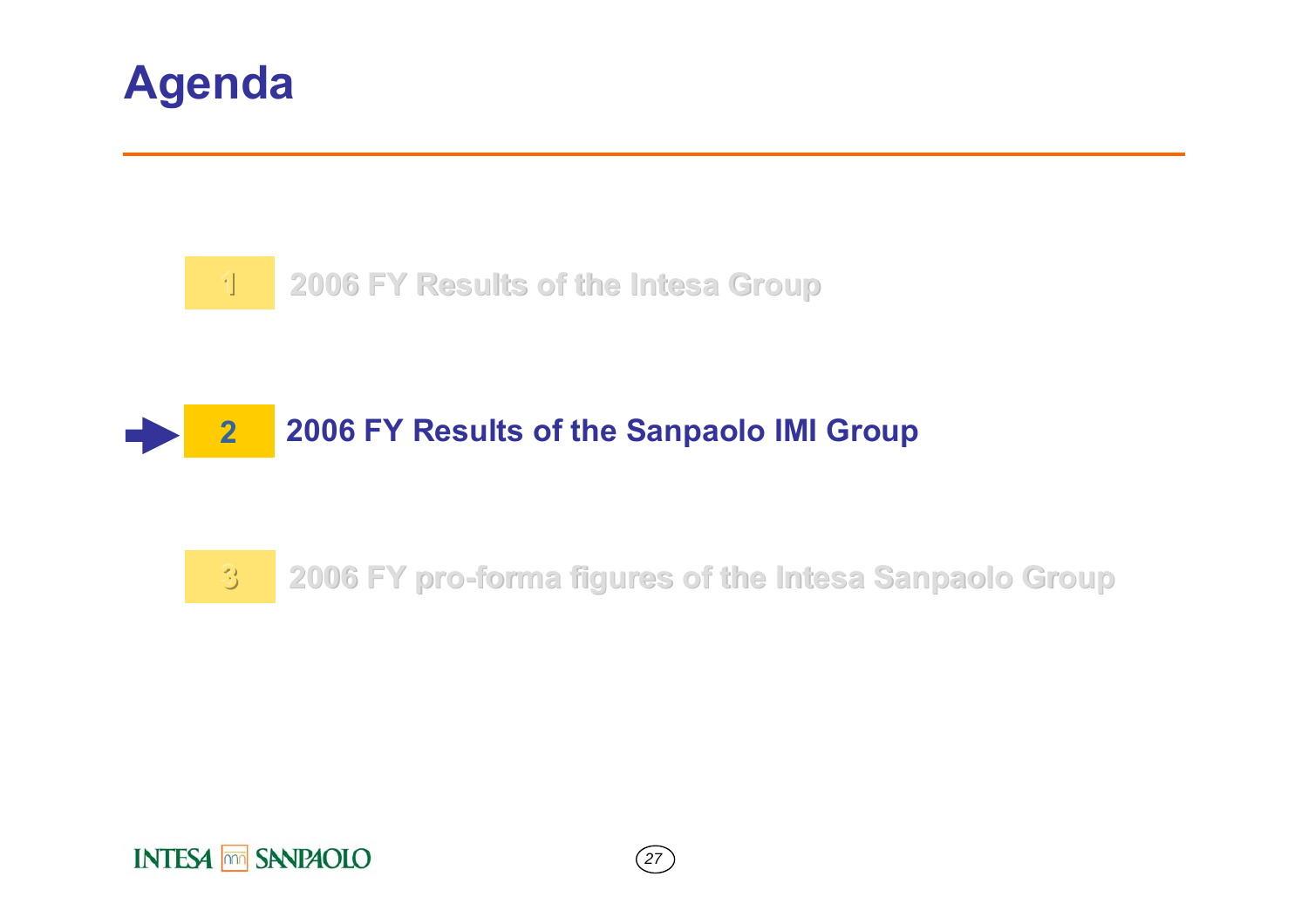# Agenda

1. 2006 FY Results of the Intesa Group
2. **2006 FY Results of the Sanpaolo IMI Group**
3. 2006 FY pro-forma figures of the Intesa Sanpaolo Group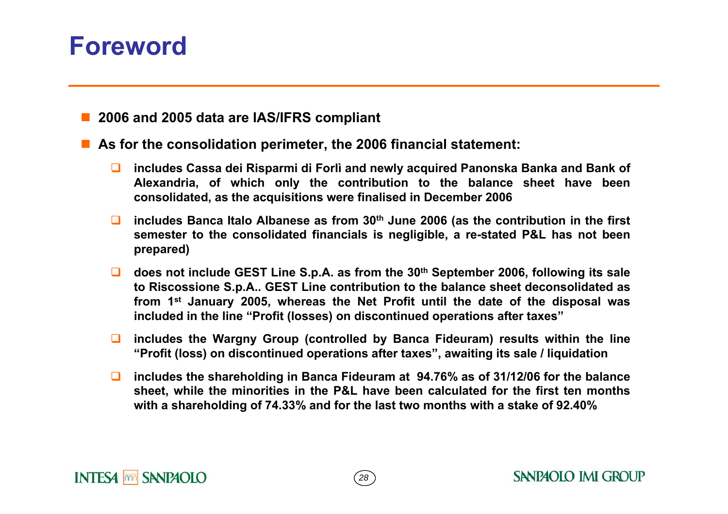# Foreword

- **2006 and 2005 data are IAS/IFRS compliant**
- **As for the consolidation perimeter, the 2006 financial statement:**
  - **includes Cassa dei Risparmi di Forlì and newly acquired Panonska Banka and Bank of Alexandria, of which only the contribution to the balance sheet have been consolidated, as the acquisitions were finalised in December 2006**
  - **includes Banca Italo Albanese as from 30th June 2006 (as the contribution in the first semester to the consolidated financials is negligible, a re-stated P&L has not been prepared)**
  - **does not include GEST Line S.p.A. as from the 30th September 2006, following its sale to Riscossione S.p.A.. GEST Line contribution to the balance sheet deconsolidated as from 1st January 2005, whereas the Net Profit until the date of the disposal was included in the line "Profit (losses) on discontinued operations after taxes"**
  - **includes the Wargny Group (controlled by Banca Fideuram) results within the line "Profit (loss) on discontinued operations after taxes", awaiting its sale / liquidation**
  - **includes the shareholding in Banca Fideuram at 94.76% as of 31/12/06 for the balance sheet, while the minorities in the P&L have been calculated for the first ten months with a shareholding of 74.33% and for the last two months with a stake of 92.40%**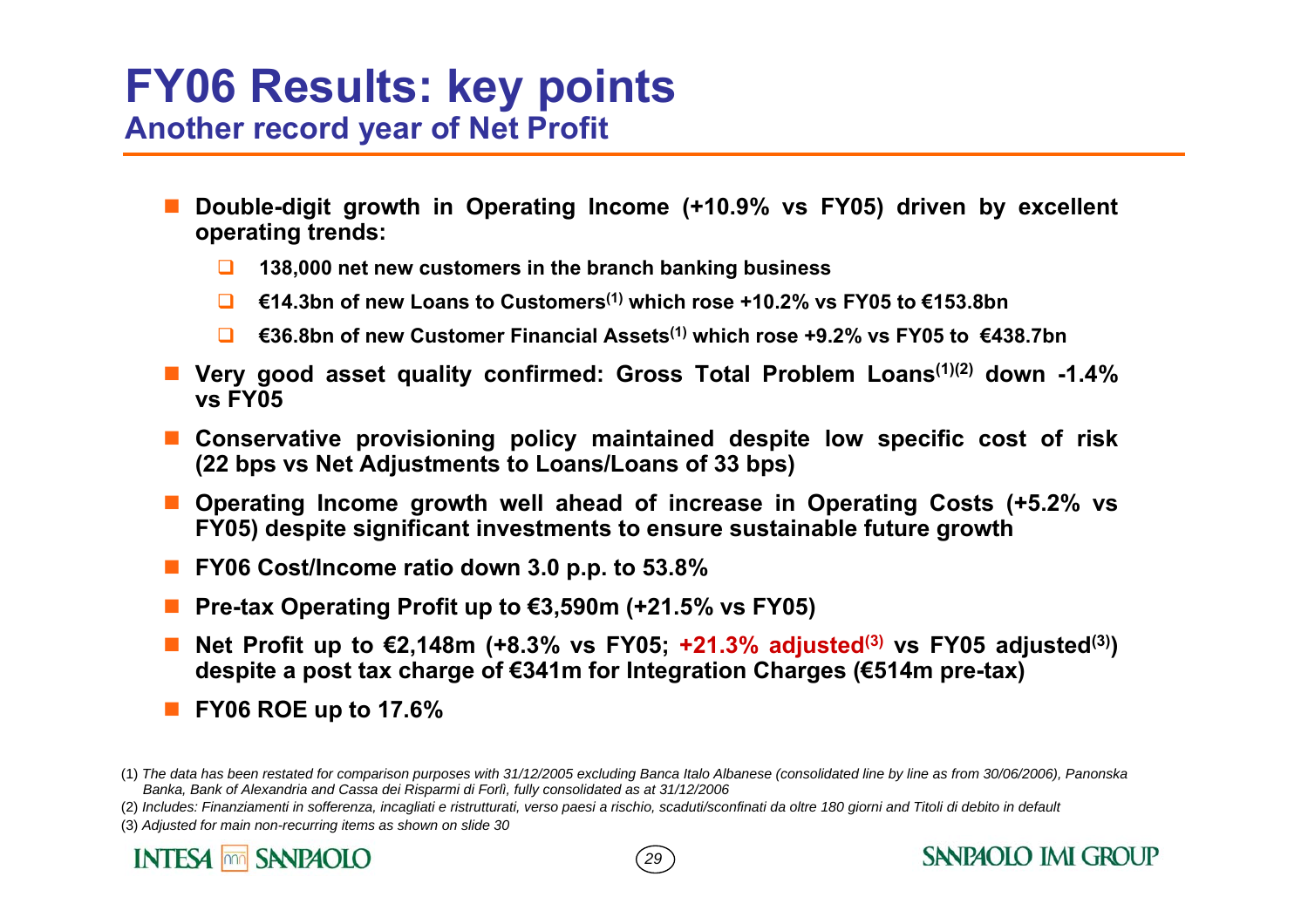# FY06 Results: key points

## Another record year of Net Profit

- **Double-digit growth in Operating Income (+10.9% vs FY05) driven by excellent operating trends:**
  - **138,000 net new customers in the branch banking business**
  - **€14.3bn of new Loans to Customers[1] which rose +10.2% vs FY05 to €153.8bn**
  - **€36.8bn of new Customer Financial Assets[1] which rose +9.2% vs FY05 to €438.7bn**
- **Very good asset quality confirmed: Gross Total Problem Loans[1][2] down -1.4% vs FY05**
- **Conservative provisioning policy maintained despite low specific cost of risk (22 bps vs Net Adjustments to Loans/Loans of 33 bps)**
- **Operating Income growth well ahead of increase in Operating Costs (+5.2% vs FY05) despite significant investments to ensure sustainable future growth**
- **FY06 Cost/Income ratio down 3.0 p.p. to 53.8%**
- **Pre-tax Operating Profit up to €3,590m (+21.5% vs FY05)**
- **Net Profit up to €2,148m (+8.3% vs FY05; +21.3% adjusted[3] vs FY05 adjusted[3]) despite a post tax charge of €341m for Integration Charges (€514m pre-tax)**
- **FY06 ROE up to 17.6%**

(1) *The data has been restated for comparison purposes with 31/12/2005 excluding Banca Italo Albanese (consolidated line by line as from 30/06/2006), Panonska Banka, Bank of Alexandria and Cassa dei Risparmi di Forlì, fully consolidated as at 31/12/2006*

(2) *Includes: Finanziamenti in sofferenza, incagliati e ristrutturati, verso paesi a rischio, scaduti/sconfinati da oltre 180 giorni and Titoli di debito in default*

(3) *Adjusted for main non-recurring items as shown on slide 30*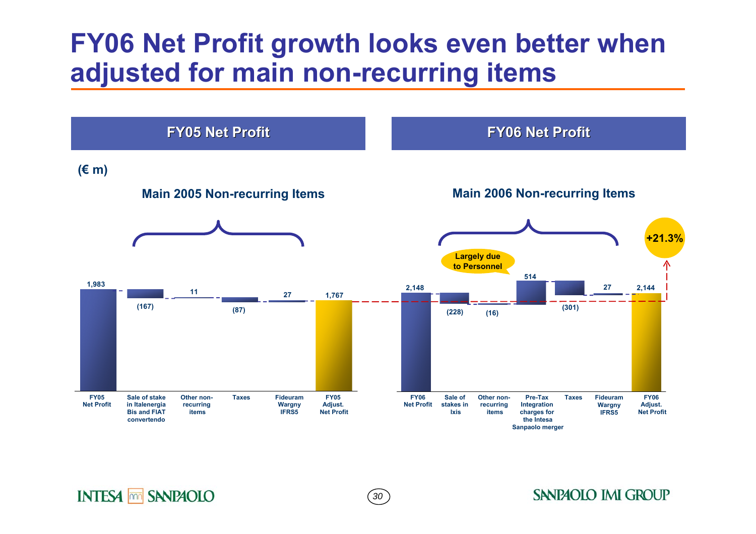# FY06 Net Profit growth looks even better when adjusted for main non-recurring items

## FY05 Net Profit

(€ m)

**Main 2005 Non-recurring Items**

| FY05 Net Profit | Sale of stake in Italenergia Bis and FIAT convertendo | Other non-recurring items | Taxes | Fideuram Wargny IFRS5 | FY05 Adjust. Net Profit |
|---|---|---|---|---|---|
| 1,983 | (167) | 11 | (87) | 27 | 1,767 |

## FY06 Net Profit

**Main 2006 Non-recurring Items**

| FY06 Net Profit | Sale of stakes in Ixis | Other non-recurring items | Pre-Tax Integration charges for the Intesa Sanpaolo merger | Taxes | Fideuram Wargny IFRS5 | FY06 Adjust. Net Profit |
|---|---|---|---|---|---|---|
| 2,148 | (228) | (16) | 514 | (301) | 27 | 2,144 |

Largely due to Personnel

+21.3%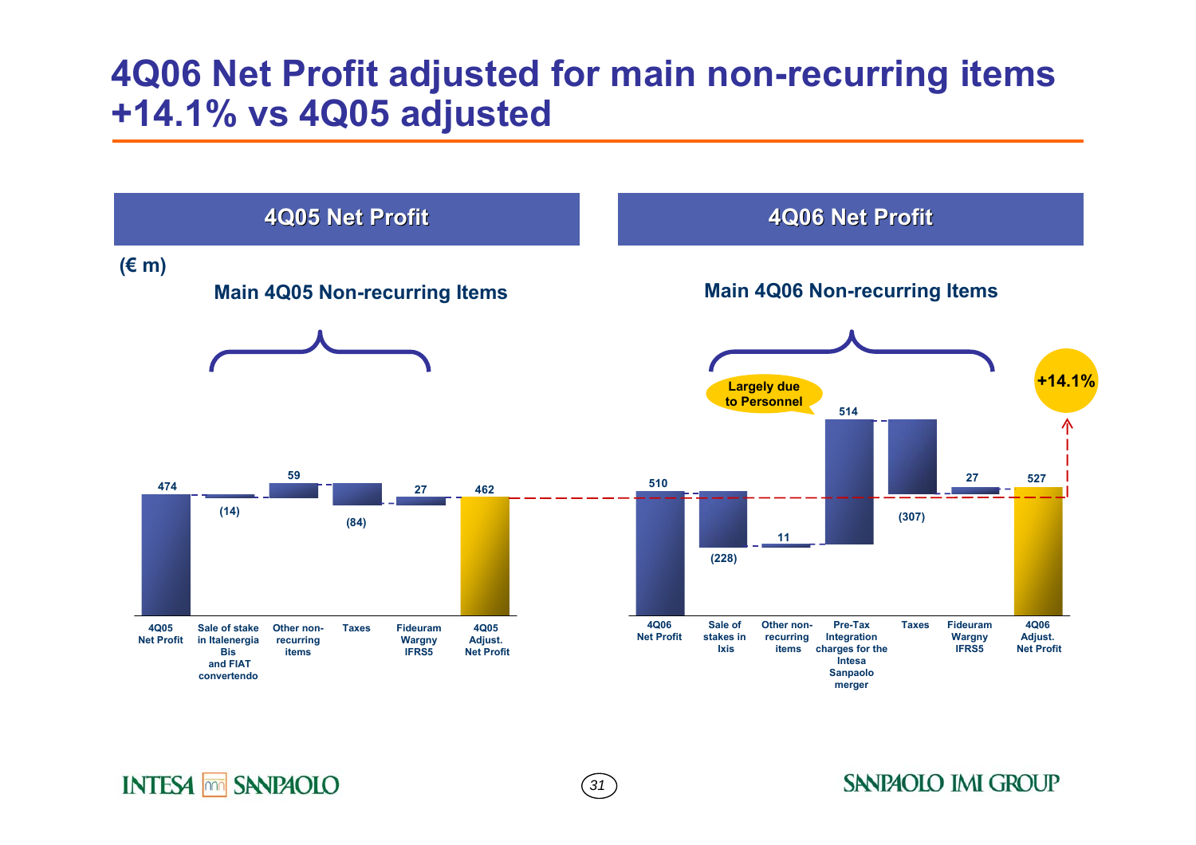# 4Q06 Net Profit adjusted for main non-recurring items +14.1% vs 4Q05 adjusted

## 4Q05 Net Profit

(€ m)

### Main 4Q05 Non-recurring Items

| 4Q05 Net Profit | Sale of stake in Italenergia Bis and FIAT convertendo | Other non-recurring items | Taxes | Fideuram Wargny IFRS5 | 4Q05 Adjust. Net Profit |
|---|---|---|---|---|---|
| 474 | (14) | 59 | (84) | 27 | 462 |

## 4Q06 Net Profit

### Main 4Q06 Non-recurring Items

| 4Q06 Net Profit | Sale of stakes in Ixis | Other non-recurring items | Pre-Tax Integration charges for the Intesa Sanpaolo merger | Taxes | Fideuram Wargny IFRS5 | 4Q06 Adjust. Net Profit |
|---|---|---|---|---|---|---|
| 510 | (228) | 11 | 514 | (307) | 27 | 527 |

Largely due to Personnel

+14.1%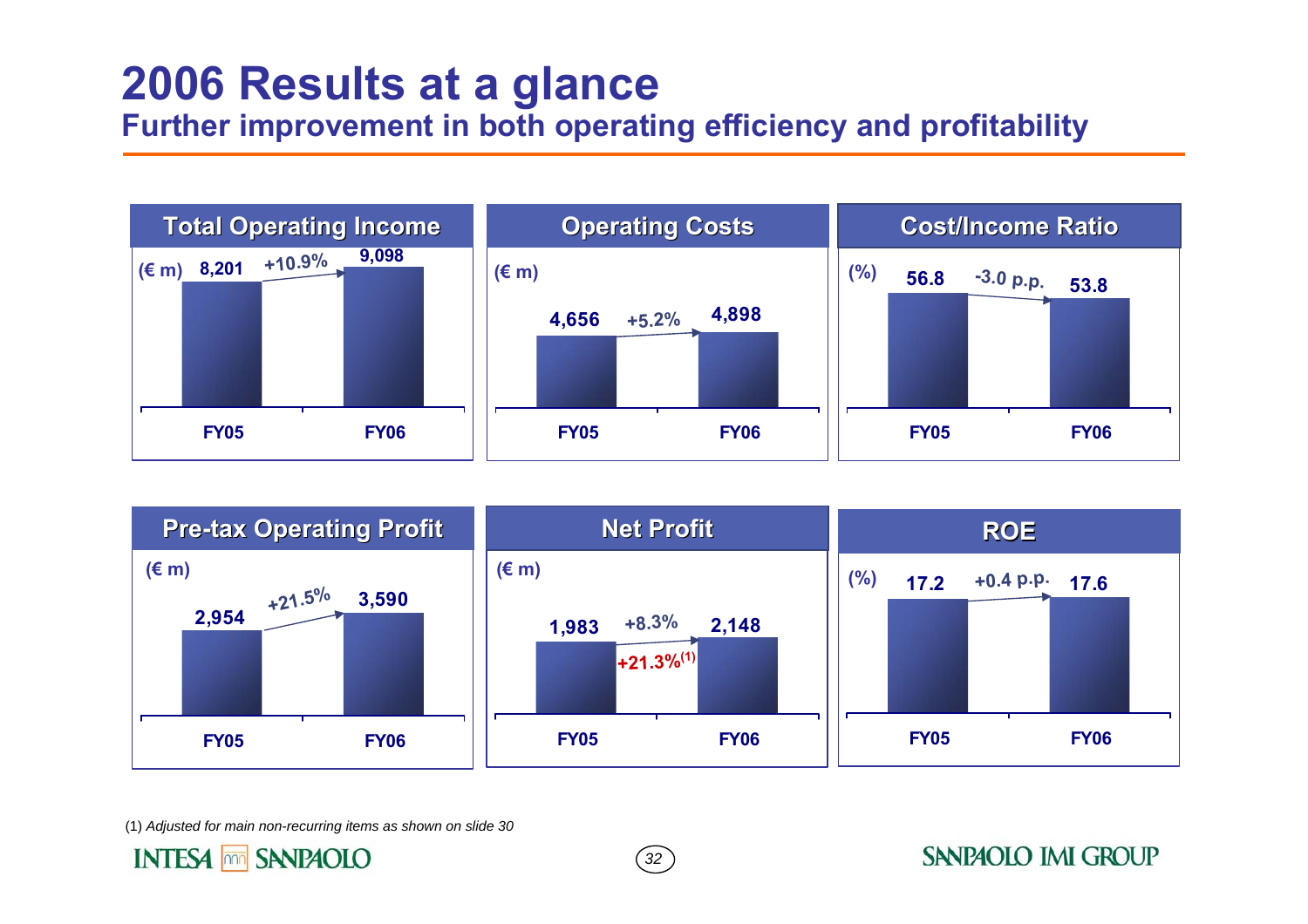# 2006 Results at a glance

## Further improvement in both operating efficiency and profitability

### Total Operating Income

(€ m)

| | FY05 | FY06 |
|---|---|---|
| Total Operating Income | 8,201 | 9,098 |

+10.9%

### Operating Costs

(€ m)

| | FY05 | FY06 |
|---|---|---|
| Operating Costs | 4,656 | 4,898 |

+5.2%

### Cost/Income Ratio

(%)

| | FY05 | FY06 |
|---|---|---|
| Cost/Income Ratio | 56.8 | 53.8 |

-3.0 p.p.

### Pre-tax Operating Profit

(€ m)

| | FY05 | FY06 |
|---|---|---|
| Pre-tax Operating Profit | 2,954 | 3,590 |

+21.5%

### Net Profit

(€ m)

| | FY05 | FY06 |
|---|---|---|
| Net Profit | 1,983 | 2,148 |

+8.3%

+21.3%[1]

### ROE

(%)

| | FY05 | FY06 |
|---|---|---|
| ROE | 17.2 | 17.6 |

+0.4 p.p.

(1) *Adjusted for main non-recurring items as shown on slide 30*

INTESA SANPAOLO — SANPAOLO IMI GROUP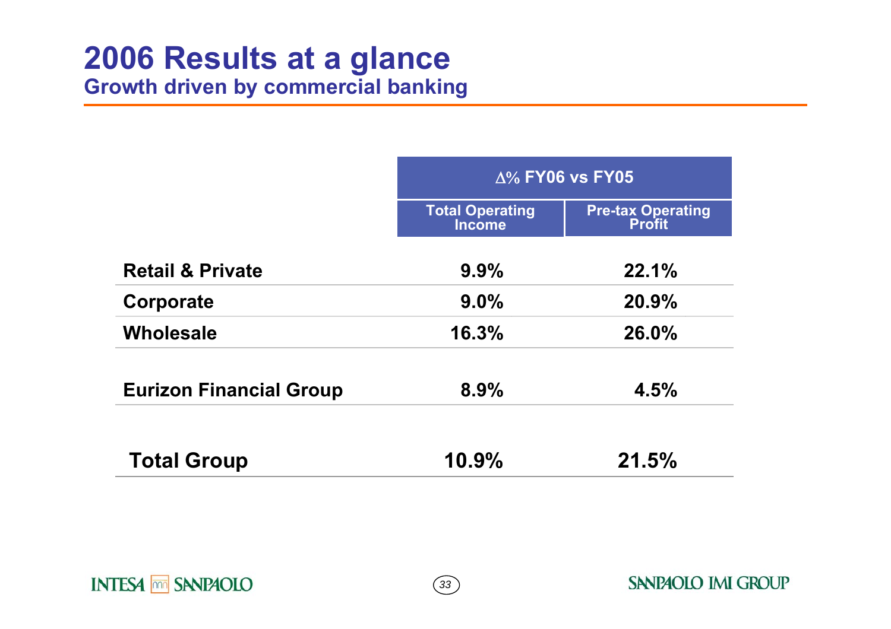# 2006 Results at a glance

## Growth driven by commercial banking

| | Δ% FY06 vs FY05 | |
|---|---|---|
| | Total Operating Income | Pre-tax Operating Profit |
| **Retail & Private** | 9.9% | 22.1% |
| **Corporate** | 9.0% | 20.9% |
| **Wholesale** | 16.3% | 26.0% |
| **Eurizon Financial Group** | 8.9% | 4.5% |
| **Total Group** | 10.9% | 21.5% |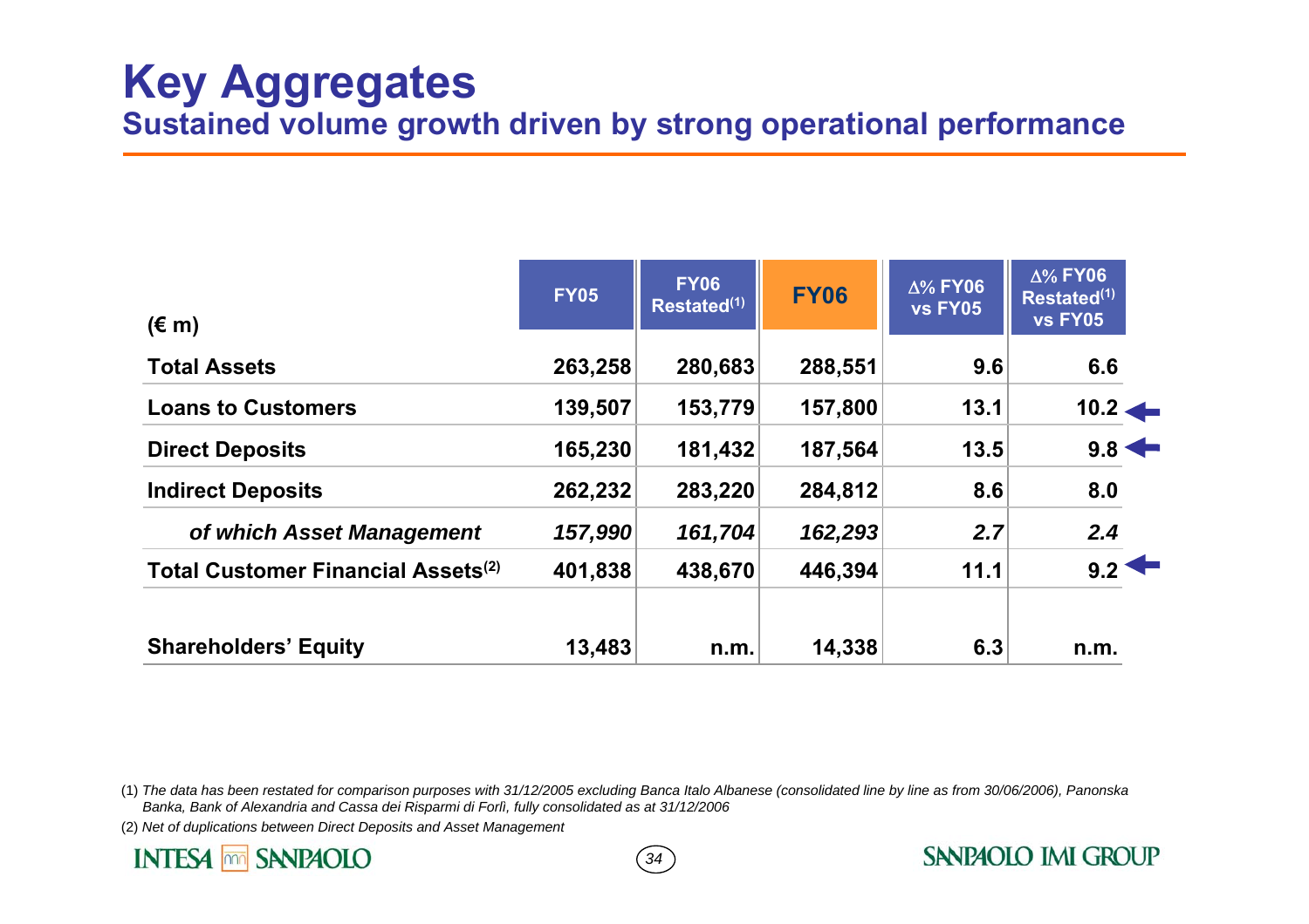# Key Aggregates

## Sustained volume growth driven by strong operational performance

| (€ m) | FY05 | FY06 Restated[1] | FY06 | Δ% FY06 vs FY05 | Δ% FY06 Restated[1] vs FY05 |
|---|---|---|---|---|---|
| **Total Assets** | **263,258** | **280,683** | **288,551** | **9.6** | **6.6** |
| **Loans to Customers** | **139,507** | **153,779** | **157,800** | **13.1** | **10.2** |
| **Direct Deposits** | **165,230** | **181,432** | **187,564** | **13.5** | **9.8** |
| **Indirect Deposits** | **262,232** | **283,220** | **284,812** | **8.6** | **8.0** |
| ***of which Asset Management*** | ***157,990*** | ***161,704*** | ***162,293*** | ***2.7*** | ***2.4*** |
| **Total Customer Financial Assets[2]** | **401,838** | **438,670** | **446,394** | **11.1** | **9.2** |
| **Shareholders' Equity** | **13,483** | **n.m.** | **14,338** | **6.3** | **n.m.** |

(1) *The data has been restated for comparison purposes with 31/12/2005 excluding Banca Italo Albanese (consolidated line by line as from 30/06/2006), Panonska Banka, Bank of Alexandria and Cassa dei Risparmi di Forlì, fully consolidated as at 31/12/2006*

(2) *Net of duplications between Direct Deposits and Asset Management*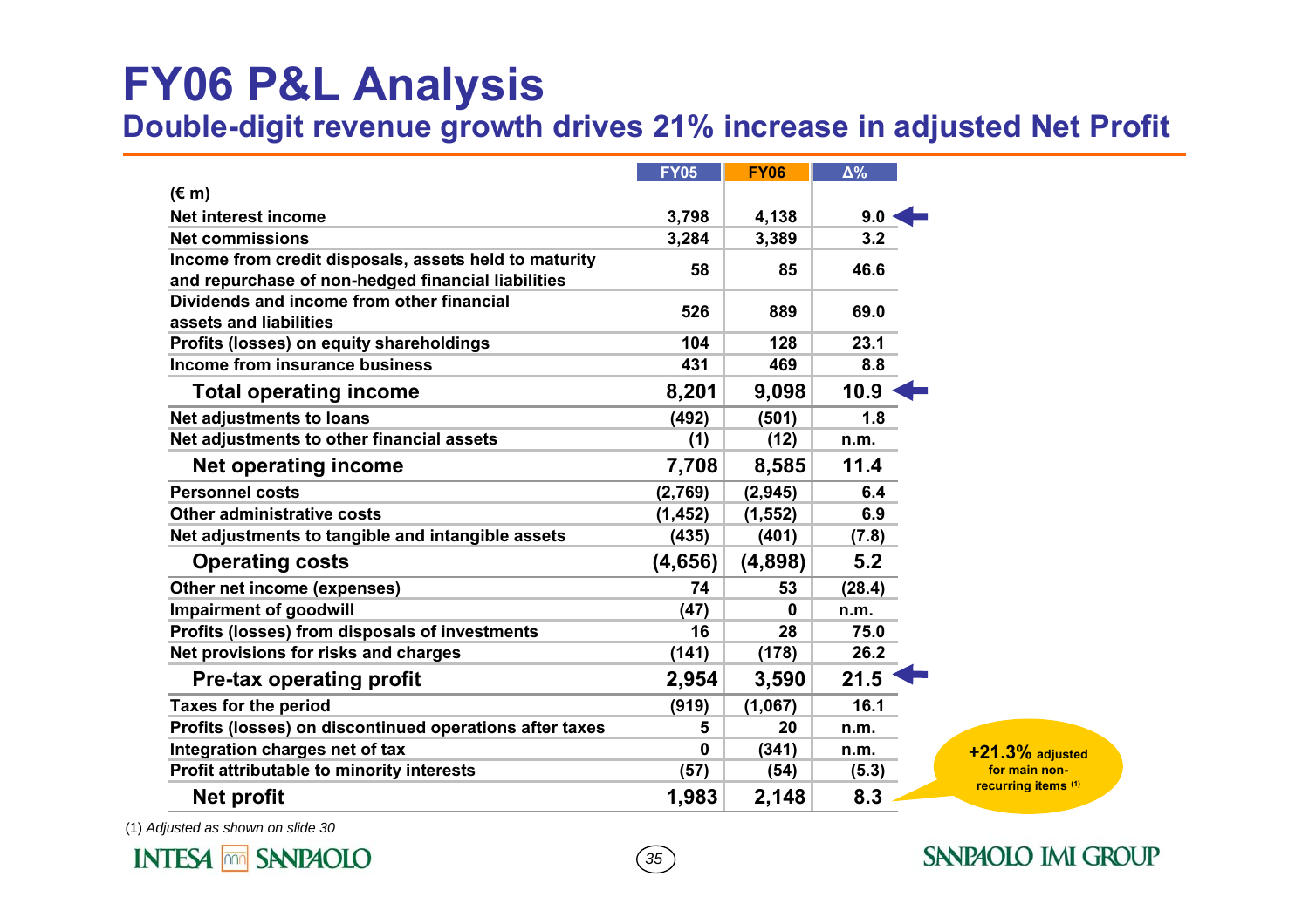# FY06 P&L Analysis

## Double-digit revenue growth drives 21% increase in adjusted Net Profit

| (€ m) | FY05 | FY06 | Δ% |
|---|---|---|---|
| Net interest income | 3,798 | 4,138 | 9.0 |
| Net commissions | 3,284 | 3,389 | 3.2 |
| Income from credit disposals, assets held to maturity and repurchase of non-hedged financial liabilities | 58 | 85 | 46.6 |
| Dividends and income from other financial assets and liabilities | 526 | 889 | 69.0 |
| Profits (losses) on equity shareholdings | 104 | 128 | 23.1 |
| Income from insurance business | 431 | 469 | 8.8 |
| **Total operating income** | **8,201** | **9,098** | **10.9** |
| Net adjustments to loans | (492) | (501) | 1.8 |
| Net adjustments to other financial assets | (1) | (12) | n.m. |
| **Net operating income** | **7,708** | **8,585** | **11.4** |
| Personnel costs | (2,769) | (2,945) | 6.4 |
| Other administrative costs | (1,452) | (1,552) | 6.9 |
| Net adjustments to tangible and intangible assets | (435) | (401) | (7.8) |
| **Operating costs** | **(4,656)** | **(4,898)** | **5.2** |
| Other net income (expenses) | 74 | 53 | (28.4) |
| Impairment of goodwill | (47) | 0 | n.m. |
| Profits (losses) from disposals of investments | 16 | 28 | 75.0 |
| Net provisions for risks and charges | (141) | (178) | 26.2 |
| **Pre-tax operating profit** | **2,954** | **3,590** | **21.5** |
| Taxes for the period | (919) | (1,067) | 16.1 |
| Profits (losses) on discontinued operations after taxes | 5 | 20 | n.m. |
| Integration charges net of tax | 0 | (341) | n.m. |
| Profit attributable to minority interests | (57) | (54) | (5.3) |
| **Net profit** | **1,983** | **2,148** | **8.3** |

**+21.3%** adjusted for main non-recurring items [1]

(1) *Adjusted as shown on slide 30*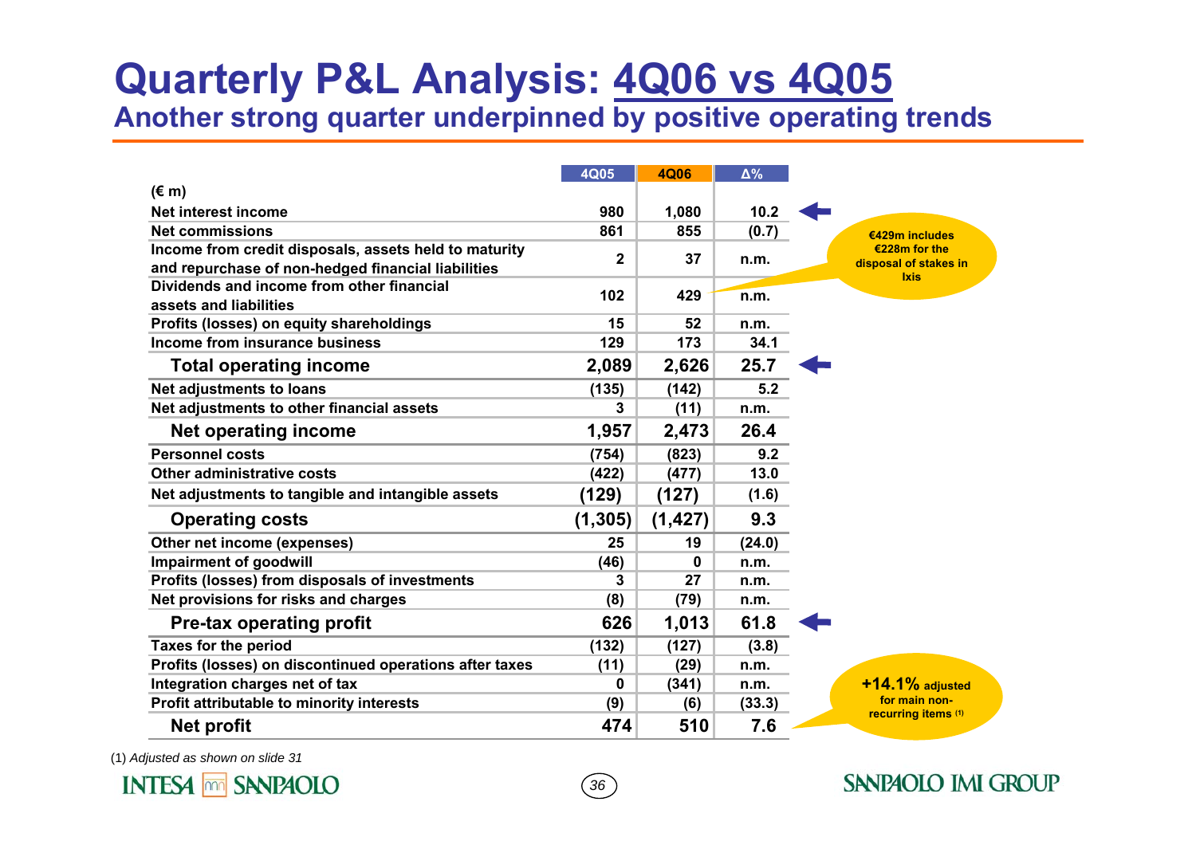# Quarterly P&L Analysis: 4Q06 vs 4Q05

## Another strong quarter underpinned by positive operating trends

| (€ m) | 4Q05 | 4Q06 | Δ% |
|---|---|---|---|
| Net interest income | 980 | 1,080 | 10.2 |
| Net commissions | 861 | 855 | (0.7) |
| Income from credit disposals, assets held to maturity and repurchase of non-hedged financial liabilities | 2 | 37 | n.m. |
| Dividends and income from other financial assets and liabilities | 102 | 429 | n.m. |
| Profits (losses) on equity shareholdings | 15 | 52 | n.m. |
| Income from insurance business | 129 | 173 | 34.1 |
| **Total operating income** | **2,089** | **2,626** | **25.7** |
| Net adjustments to loans | (135) | (142) | 5.2 |
| Net adjustments to other financial assets | 3 | (11) | n.m. |
| **Net operating income** | **1,957** | **2,473** | **26.4** |
| Personnel costs | (754) | (823) | 9.2 |
| Other administrative costs | (422) | (477) | 13.0 |
| Net adjustments to tangible and intangible assets | (129) | (127) | (1.6) |
| **Operating costs** | **(1,305)** | **(1,427)** | **9.3** |
| Other net income (expenses) | 25 | 19 | (24.0) |
| Impairment of goodwill | (46) | 0 | n.m. |
| Profits (losses) from disposals of investments | 3 | 27 | n.m. |
| Net provisions for risks and charges | (8) | (79) | n.m. |
| **Pre-tax operating profit** | **626** | **1,013** | **61.8** |
| Taxes for the period | (132) | (127) | (3.8) |
| Profits (losses) on discontinued operations after taxes | (11) | (29) | n.m. |
| Integration charges net of tax | 0 | (341) | n.m. |
| Profit attributable to minority interests | (9) | (6) | (33.3) |
| **Net profit** | **474** | **510** | **7.6** |

€429m includes €228m for the disposal of stakes in Ixis

**+14.1%** adjusted for main non-recurring items [1]

(1) *Adjusted as shown on slide 31*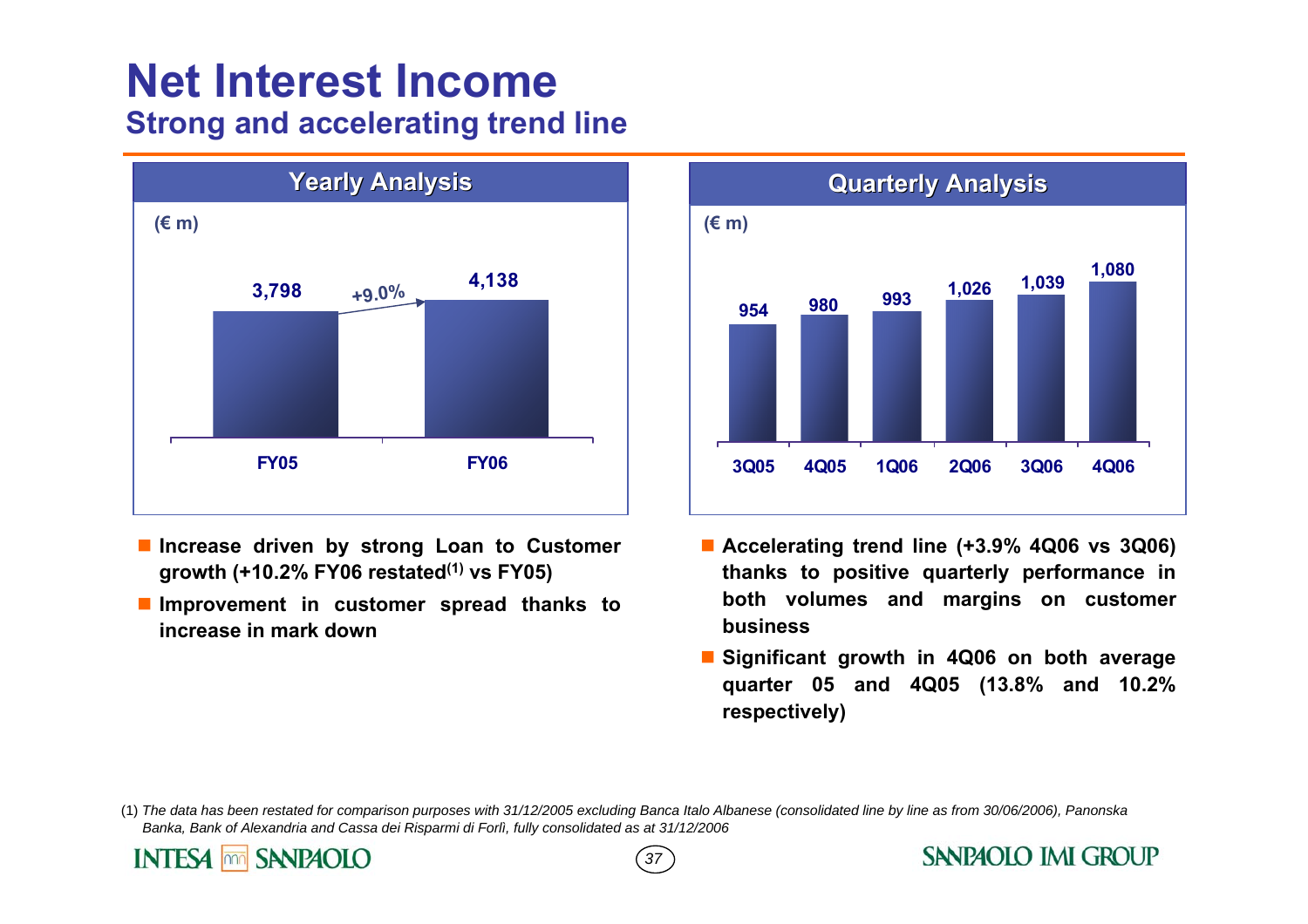# Net Interest Income

## Strong and accelerating trend line

### Yearly Analysis

(€ m)

| | FY05 | FY06 |
|---|---|---|
| Net Interest Income | 3,798 | 4,138 |

+9.0%

### Quarterly Analysis

(€ m)

| | 3Q05 | 4Q05 | 1Q06 | 2Q06 | 3Q06 | 4Q06 |
|---|---|---|---|---|---|---|
| Net Interest Income | 954 | 980 | 993 | 1,026 | 1,039 | 1,080 |

- **Increase driven by strong Loan to Customer growth (+10.2% FY06 restated(1) vs FY05)**
- **Improvement in customer spread thanks to increase in mark down**

- **Accelerating trend line (+3.9% 4Q06 vs 3Q06) thanks to positive quarterly performance in both volumes and margins on customer business**
- **Significant growth in 4Q06 on both average quarter 05 and 4Q05 (13.8% and 10.2% respectively)**

(1) *The data has been restated for comparison purposes with 31/12/2005 excluding Banca Italo Albanese (consolidated line by line as from 30/06/2006), Panonska Banka, Bank of Alexandria and Cassa dei Risparmi di Forlì, fully consolidated as at 31/12/2006*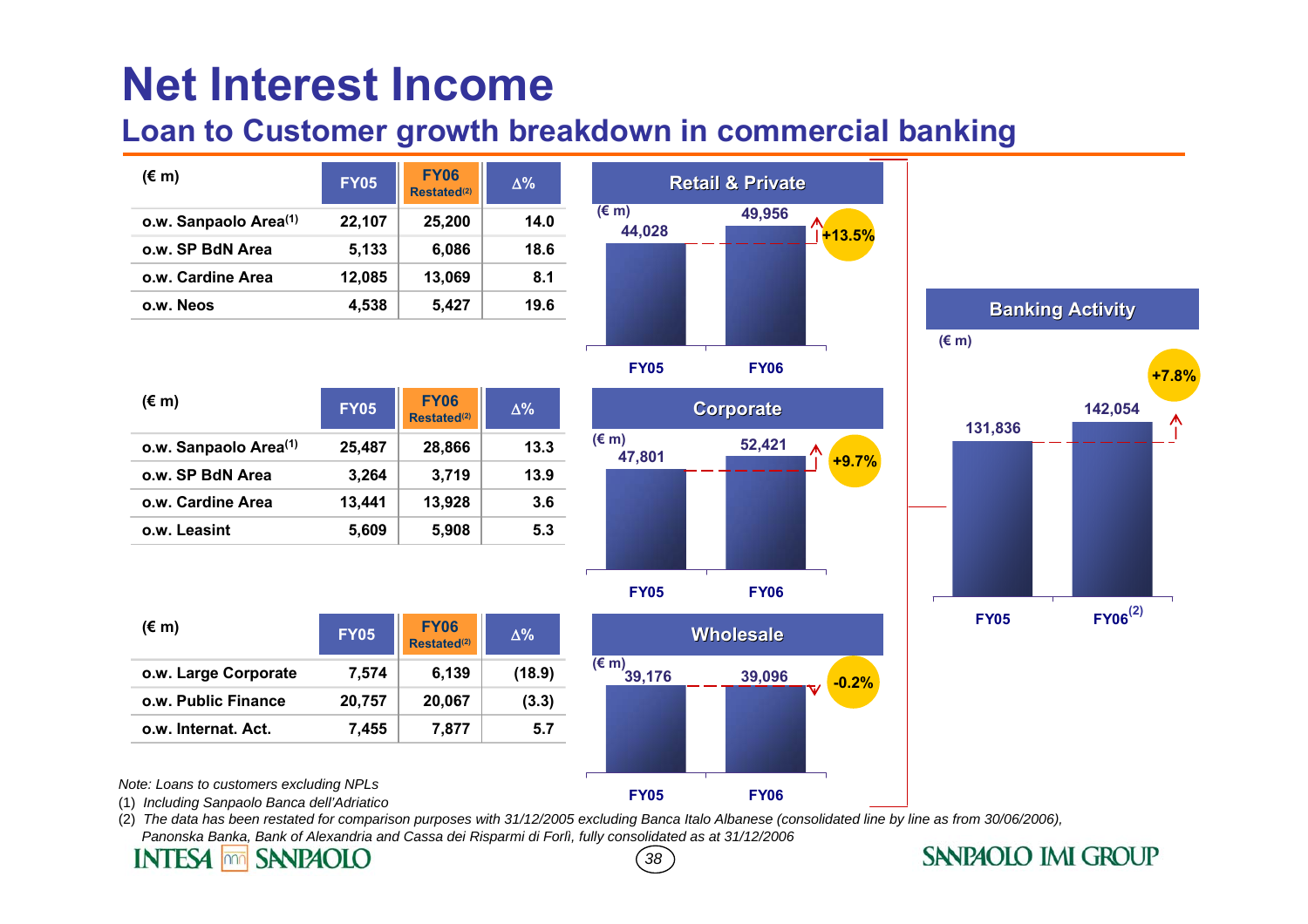# Net Interest Income

## Loan to Customer growth breakdown in commercial banking

### Retail & Private

| (€ m) | FY05 | FY06 Restated[2] | Δ% |
|---|---|---|---|
| o.w. Sanpaolo Area[1] | 22,107 | 25,200 | 14.0 |
| o.w. SP BdN Area | 5,133 | 6,086 | 18.6 |
| o.w. Cardine Area | 12,085 | 13,069 | 8.1 |
| o.w. Neos | 4,538 | 5,427 | 19.6 |

Retail & Private (€ m): FY05 44,028; FY06 49,956 (+13.5%)

### Corporate

| (€ m) | FY05 | FY06 Restated[2] | Δ% |
|---|---|---|---|
| o.w. Sanpaolo Area[1] | 25,487 | 28,866 | 13.3 |
| o.w. SP BdN Area | 3,264 | 3,719 | 13.9 |
| o.w. Cardine Area | 13,441 | 13,928 | 3.6 |
| o.w. Leasint | 5,609 | 5,908 | 5.3 |

Corporate (€ m): FY05 47,801; FY06 52,421 (+9.7%)

### Wholesale

| (€ m) | FY05 | FY06 Restated[2] | Δ% |
|---|---|---|---|
| o.w. Large Corporate | 7,574 | 6,139 | (18.9) |
| o.w. Public Finance | 20,757 | 20,067 | (3.3) |
| o.w. Internat. Act. | 7,455 | 7,877 | 5.7 |

Wholesale (€ m): FY05 39,176; FY06 39,096 (-0.2%)

### Banking Activity

Banking Activity (€ m): FY05 131,836; FY06[2] 142,054 (+7.8%)

*Note: Loans to customers excluding NPLs*

(1) *Including Sanpaolo Banca dell'Adriatico*

(2) *The data has been restated for comparison purposes with 31/12/2005 excluding Banca Italo Albanese (consolidated line by line as from 30/06/2006), Panonska Banka, Bank of Alexandria and Cassa dei Risparmi di Forlì, fully consolidated as at 31/12/2006*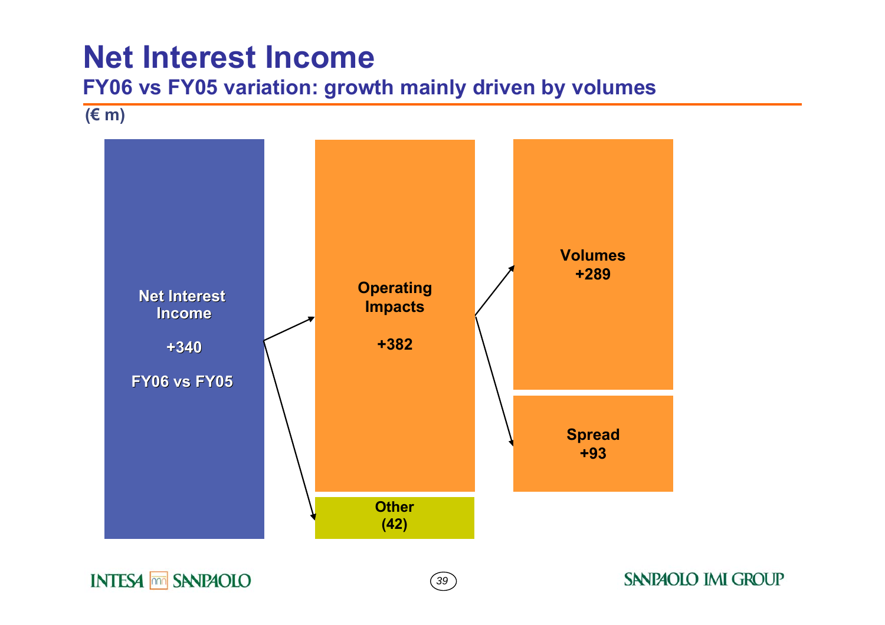# Net Interest Income

## FY06 vs FY05 variation: growth mainly driven by volumes

(€ m)

- **Net Interest Income +340 FY06 vs FY05**
  - **Operating Impacts +382**
    - **Volumes +289**
    - **Spread +93**
  - **Other (42)**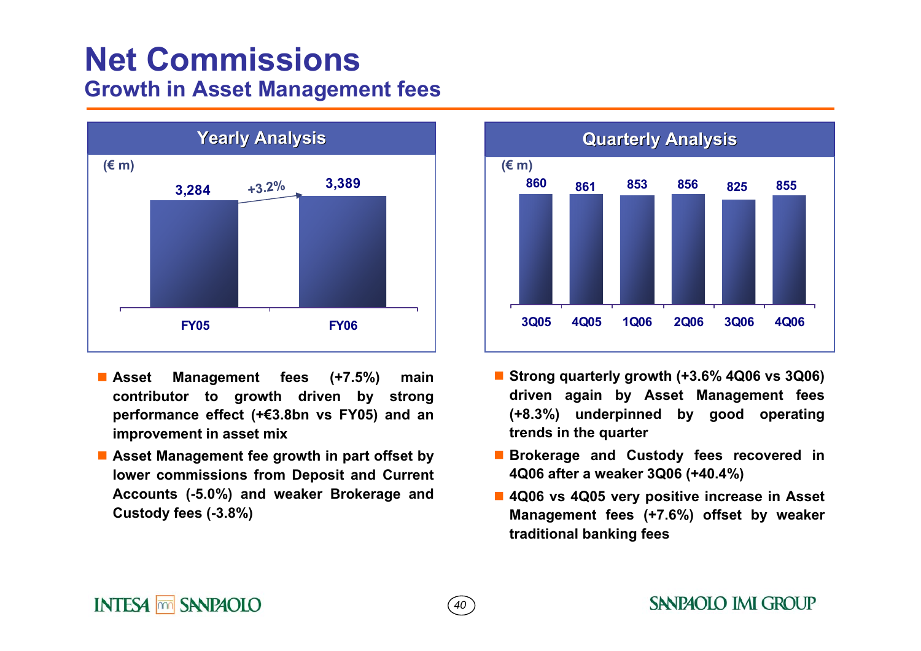# Net Commissions

## Growth in Asset Management fees

### Yearly Analysis

(€ m)

| | FY05 | FY06 |
|---|---|---|
| Net Commissions | 3,284 | 3,389 |

+3.2%

- Asset Management fees (+7.5%) main contributor to growth driven by strong performance effect (+€3.8bn vs FY05) and an improvement in asset mix
- Asset Management fee growth in part offset by lower commissions from Deposit and Current Accounts (-5.0%) and weaker Brokerage and Custody fees (-3.8%)

### Quarterly Analysis

(€ m)

| | 3Q05 | 4Q05 | 1Q06 | 2Q06 | 3Q06 | 4Q06 |
|---|---|---|---|---|---|---|
| Net Commissions | 860 | 861 | 853 | 856 | 825 | 855 |

- Strong quarterly growth (+3.6% 4Q06 vs 3Q06) driven again by Asset Management fees (+8.3%) underpinned by good operating trends in the quarter
- Brokerage and Custody fees recovered in 4Q06 after a weaker 3Q06 (+40.4%)
- 4Q06 vs 4Q05 very positive increase in Asset Management fees (+7.6%) offset by weaker traditional banking fees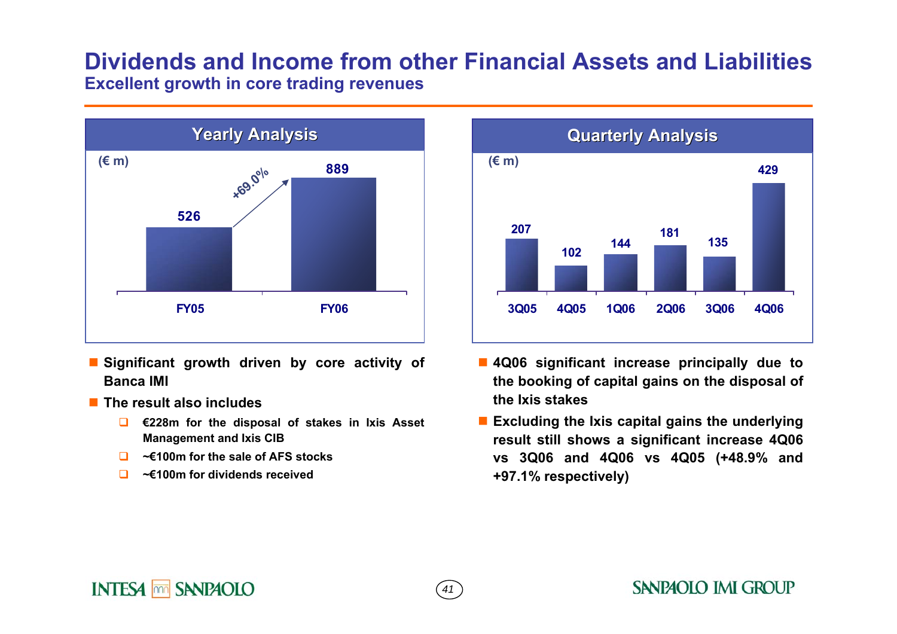# Dividends and Income from other Financial Assets and Liabilities

## Excellent growth in core trading revenues

### Yearly Analysis

(€ m)

| FY05 | FY06 |
|---|---|
| 526 | 889 |

+69.0%

- Significant growth driven by core activity of Banca IMI
- The result also includes
  - €228m for the disposal of stakes in Ixis Asset Management and Ixis CIB
  - ~€100m for the sale of AFS stocks
  - ~€100m for dividends received

### Quarterly Analysis

(€ m)

| 3Q05 | 4Q05 | 1Q06 | 2Q06 | 3Q06 | 4Q06 |
|---|---|---|---|---|---|
| 207 | 102 | 144 | 181 | 135 | 429 |

- 4Q06 significant increase principally due to the booking of capital gains on the disposal of the Ixis stakes
- Excluding the Ixis capital gains the underlying result still shows a significant increase 4Q06 vs 3Q06 and 4Q06 vs 4Q05 (+48.9% and +97.1% respectively)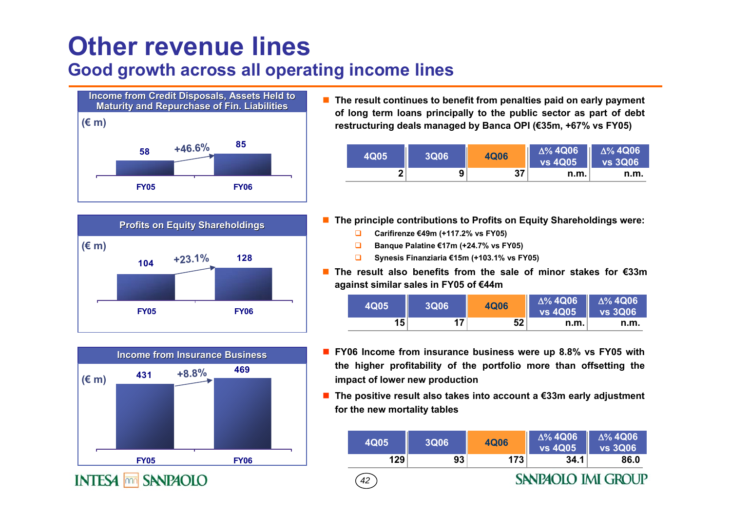# Other revenue lines

## Good growth across all operating income lines

**Income from Credit Disposals, Assets Held to Maturity and Repurchase of Fin. Liabilities**

(€ m)

| FY05 | FY06 |
|---|---|
| 58 | 85 |

+46.6%

- **The result continues to benefit from penalties paid on early payment of long term loans principally to the public sector as part of debt restructuring deals managed by Banca OPI (€35m, +67% vs FY05)**

| 4Q05 | 3Q06 | 4Q06 | Δ% 4Q06 vs 4Q05 | Δ% 4Q06 vs 3Q06 |
|---|---|---|---|---|
| 2 | 9 | 37 | n.m. | n.m. |

**Profits on Equity Shareholdings**

(€ m)

| FY05 | FY06 |
|---|---|
| 104 | 128 |

+23.1%

- **The principle contributions to Profits on Equity Shareholdings were:**
  - **Carifirenze €49m (+117.2% vs FY05)**
  - **Banque Palatine €17m (+24.7% vs FY05)**
  - **Synesis Finanziaria €15m (+103.1% vs FY05)**
- **The result also benefits from the sale of minor stakes for €33m against similar sales in FY05 of €44m**

| 4Q05 | 3Q06 | 4Q06 | Δ% 4Q06 vs 4Q05 | Δ% 4Q06 vs 3Q06 |
|---|---|---|---|---|
| 15 | 17 | 52 | n.m. | n.m. |

**Income from Insurance Business**

(€ m)

| FY05 | FY06 |
|---|---|
| 431 | 469 |

+8.8%

- **FY06 Income from insurance business were up 8.8% vs FY05 with the higher profitability of the portfolio more than offsetting the impact of lower new production**
- **The positive result also takes into account a €33m early adjustment for the new mortality tables**

| 4Q05 | 3Q06 | 4Q06 | Δ% 4Q06 vs 4Q05 | Δ% 4Q06 vs 3Q06 |
|---|---|---|---|---|
| 129 | 93 | 173 | 34.1 | 86.0 |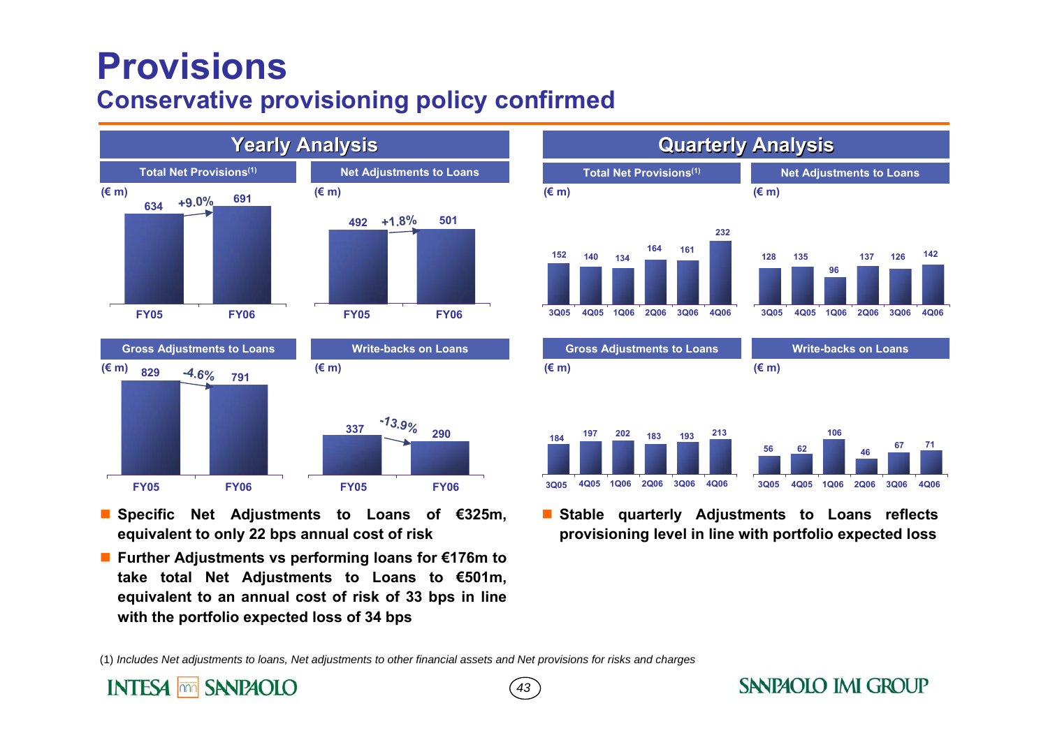# Provisions

## Conservative provisioning policy confirmed

### Yearly Analysis

**Total Net Provisions(1)** (€ m)

| FY05 | FY06 |
|---|---|
| 634 | 691 |

+9.0%

**Net Adjustments to Loans** (€ m)

| FY05 | FY06 |
|---|---|
| 492 | 501 |

+1.8%

**Gross Adjustments to Loans** (€ m)

| FY05 | FY06 |
|---|---|
| 829 | 791 |

-4.6%

**Write-backs on Loans** (€ m)

| FY05 | FY06 |
|---|---|
| 337 | 290 |

-13.9%

- **Specific Net Adjustments to Loans of €325m, equivalent to only 22 bps annual cost of risk**
- **Further Adjustments vs performing loans for €176m to take total Net Adjustments to Loans to €501m, equivalent to an annual cost of risk of 33 bps in line with the portfolio expected loss of 34 bps**

### Quarterly Analysis

**Total Net Provisions(1)** (€ m)

| 3Q05 | 4Q05 | 1Q06 | 2Q06 | 3Q06 | 4Q06 |
|---|---|---|---|---|---|
| 152 | 140 | 134 | 164 | 161 | 232 |

**Net Adjustments to Loans** (€ m)

| 3Q05 | 4Q05 | 1Q06 | 2Q06 | 3Q06 | 4Q06 |
|---|---|---|---|---|---|
| 128 | 135 | 96 | 137 | 126 | 142 |

**Gross Adjustments to Loans** (€ m)

| 3Q05 | 4Q05 | 1Q06 | 2Q06 | 3Q06 | 4Q06 |
|---|---|---|---|---|---|
| 184 | 197 | 202 | 183 | 193 | 213 |

**Write-backs on Loans** (€ m)

| 3Q05 | 4Q05 | 1Q06 | 2Q06 | 3Q06 | 4Q06 |
|---|---|---|---|---|---|
| 56 | 62 | 106 | 46 | 67 | 71 |

- **Stable quarterly Adjustments to Loans reflects provisioning level in line with portfolio expected loss**

(1) *Includes Net adjustments to loans, Net adjustments to other financial assets and Net provisions for risks and charges*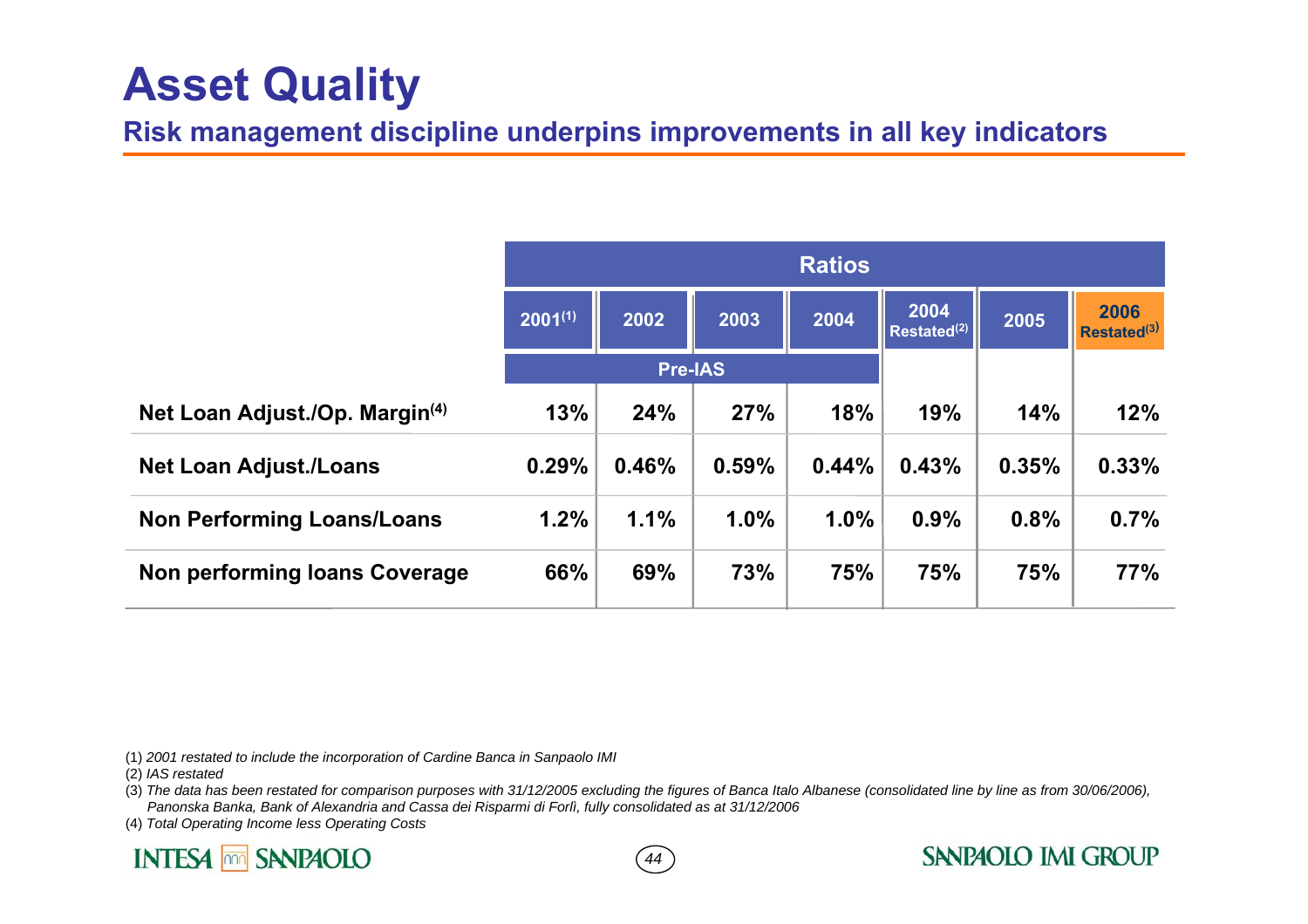# Asset Quality

## Risk management discipline underpins improvements in all key indicators

| | Ratios | | | | | | |
|---|---|---|---|---|---|---|---|
| | 2001[1] | 2002 | 2003 | 2004 | 2004 Restated[2] | 2005 | 2006 Restated[3] |
| | Pre-IAS | | | | | | |
| **Net Loan Adjust./Op. Margin[4]** | 13% | 24% | 27% | 18% | 19% | 14% | 12% |
| **Net Loan Adjust./Loans** | 0.29% | 0.46% | 0.59% | 0.44% | 0.43% | 0.35% | 0.33% |
| **Non Performing Loans/Loans** | 1.2% | 1.1% | 1.0% | 1.0% | 0.9% | 0.8% | 0.7% |
| **Non performing loans Coverage** | 66% | 69% | 73% | 75% | 75% | 75% | 77% |

(1) *2001 restated to include the incorporation of Cardine Banca in Sanpaolo IMI*

(2) *IAS restated*

(3) *The data has been restated for comparison purposes with 31/12/2005 excluding the figures of Banca Italo Albanese (consolidated line by line as from 30/06/2006), Panonska Banka, Bank of Alexandria and Cassa dei Risparmi di Forlì, fully consolidated as at 31/12/2006*

(4) *Total Operating Income less Operating Costs*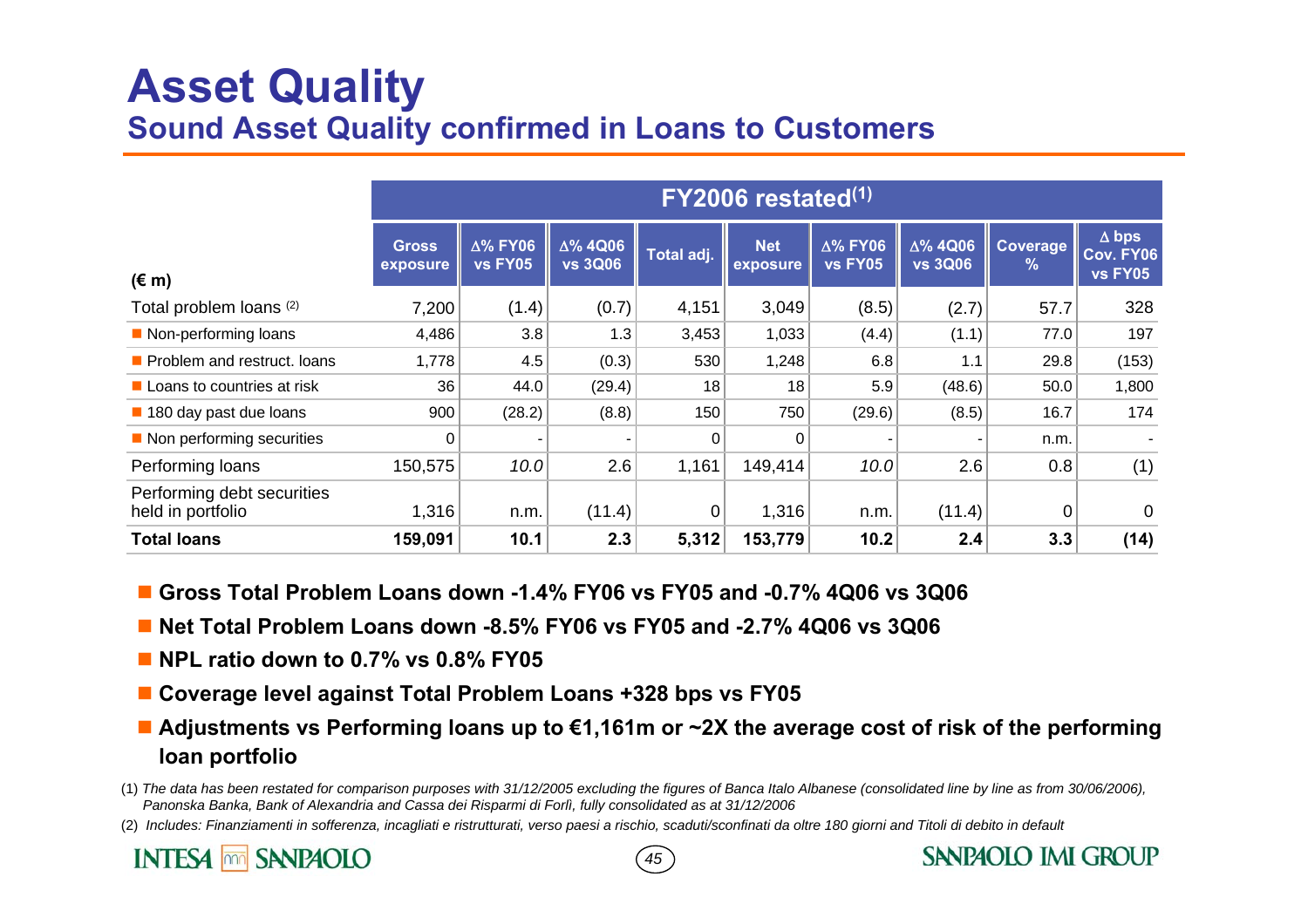# Asset Quality

## Sound Asset Quality confirmed in Loans to Customers

| (€ m) | FY2006 restated[1] | | | | | | | | |
|---|---|---|---|---|---|---|---|---|---|
| | Gross exposure | Δ% FY06 vs FY05 | Δ% 4Q06 vs 3Q06 | Total adj. | Net exposure | Δ% FY06 vs FY05 | Δ% 4Q06 vs 3Q06 | Coverage % | Δ bps Cov. FY06 vs FY05 |
| Total problem loans [2] | 7,200 | (1.4) | (0.7) | 4,151 | 3,049 | (8.5) | (2.7) | 57.7 | 328 |
| ■ Non-performing loans | 4,486 | 3.8 | 1.3 | 3,453 | 1,033 | (4.4) | (1.1) | 77.0 | 197 |
| ■ Problem and restruct. loans | 1,778 | 4.5 | (0.3) | 530 | 1,248 | 6.8 | 1.1 | 29.8 | (153) |
| ■ Loans to countries at risk | 36 | 44.0 | (29.4) | 18 | 18 | 5.9 | (48.6) | 50.0 | 1,800 |
| ■ 180 day past due loans | 900 | (28.2) | (8.8) | 150 | 750 | (29.6) | (8.5) | 16.7 | 174 |
| ■ Non performing securities | 0 | - | - | 0 | 0 | - | - | n.m. | - |
| Performing loans | 150,575 | *10.0* | 2.6 | 1,161 | 149,414 | *10.0* | 2.6 | 0.8 | (1) |
| Performing debt securities held in portfolio | 1,316 | n.m. | (11.4) | 0 | 1,316 | n.m. | (11.4) | 0 | 0 |
| **Total loans** | **159,091** | **10.1** | **2.3** | **5,312** | **153,779** | **10.2** | **2.4** | **3.3** | **(14)** |

- **Gross Total Problem Loans down -1.4% FY06 vs FY05 and -0.7% 4Q06 vs 3Q06**
- **Net Total Problem Loans down -8.5% FY06 vs FY05 and -2.7% 4Q06 vs 3Q06**
- **NPL ratio down to 0.7% vs 0.8% FY05**
- **Coverage level against Total Problem Loans +328 bps vs FY05**
- **Adjustments vs Performing loans up to €1,161m or ~2X the average cost of risk of the performing loan portfolio**

(1) *The data has been restated for comparison purposes with 31/12/2005 excluding the figures of Banca Italo Albanese (consolidated line by line as from 30/06/2006), Panonska Banka, Bank of Alexandria and Cassa dei Risparmi di Forlì, fully consolidated as at 31/12/2006*

(2) *Includes: Finanziamenti in sofferenza, incagliati e ristrutturati, verso paesi a rischio, scaduti/sconfinati da oltre 180 giorni and Titoli di debito in default*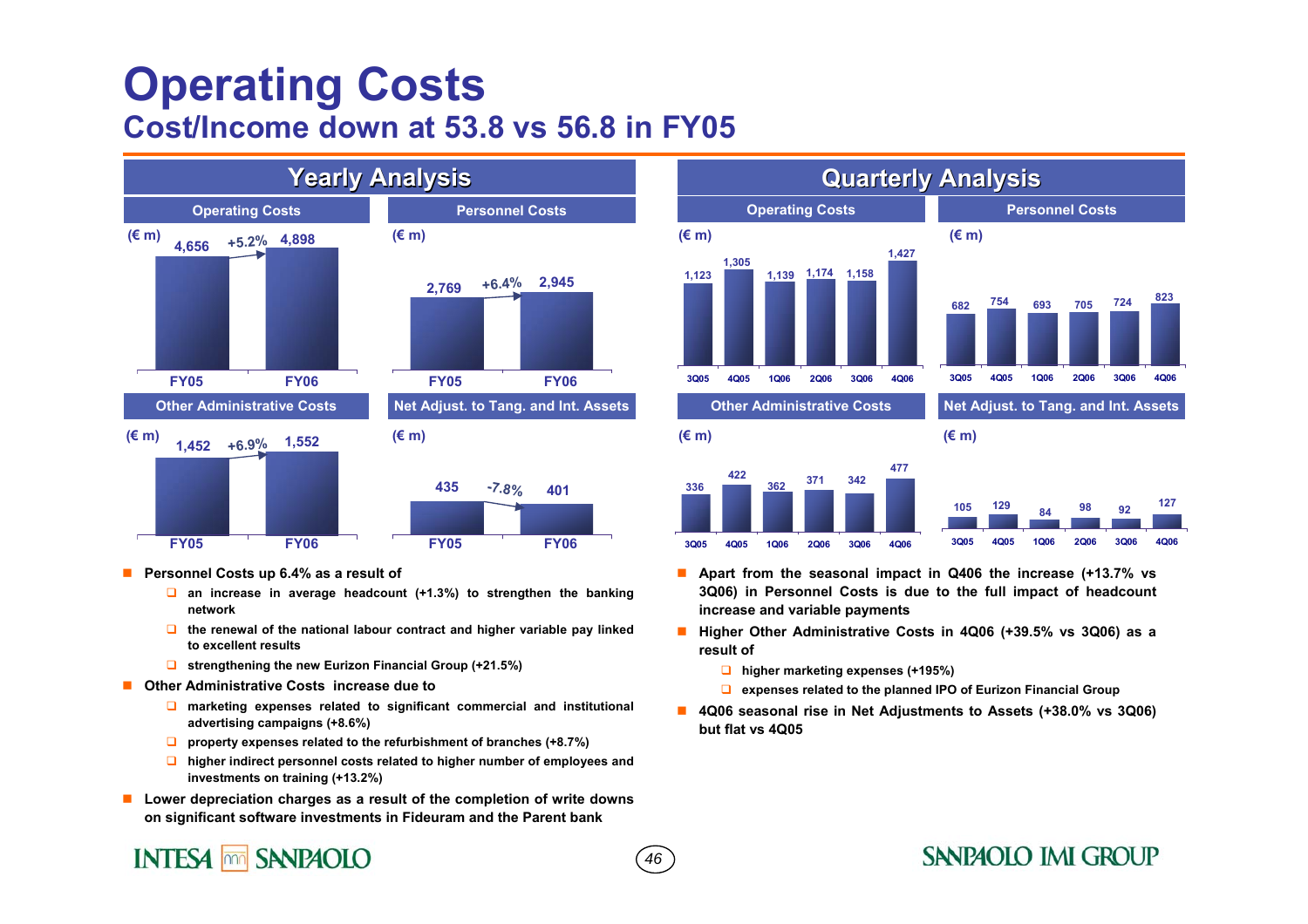# Operating Costs

## Cost/Income down at 53.8 vs 56.8 in FY05

### Yearly Analysis

**Operating Costs** (€ m)

| FY05 | FY06 | Change |
|---|---|---|
| 4,656 | 4,898 | +5.2% |

**Personnel Costs** (€ m)

| FY05 | FY06 | Change |
|---|---|---|
| 2,769 | 2,945 | +6.4% |

**Other Administrative Costs** (€ m)

| FY05 | FY06 | Change |
|---|---|---|
| 1,452 | 1,552 | +6.9% |

**Net Adjust. to Tang. and Int. Assets** (€ m)

| FY05 | FY06 | Change |
|---|---|---|
| 435 | 401 | -7.8% |

### Quarterly Analysis

(€ m)

| | 3Q05 | 4Q05 | 1Q06 | 2Q06 | 3Q06 | 4Q06 |
|---|---|---|---|---|---|---|
| Operating Costs | 1,123 | 1,305 | 1,139 | 1,174 | 1,158 | 1,427 |
| Personnel Costs | 682 | 754 | 693 | 705 | 724 | 823 |
| Other Administrative Costs | 336 | 422 | 362 | 371 | 342 | 477 |
| Net Adjust. to Tang. and Int. Assets | 105 | 129 | 84 | 98 | 92 | 127 |

- **Personnel Costs up 6.4% as a result of**
  - an increase in average headcount (+1.3%) to strengthen the banking network
  - the renewal of the national labour contract and higher variable pay linked to excellent results
  - strengthening the new Eurizon Financial Group (+21.5%)
- **Other Administrative Costs increase due to**
  - marketing expenses related to significant commercial and institutional advertising campaigns (+8.6%)
  - property expenses related to the refurbishment of branches (+8.7%)
  - higher indirect personnel costs related to higher number of employees and investments on training (+13.2%)
- **Lower depreciation charges as a result of the completion of write downs on significant software investments in Fideuram and the Parent bank**

- **Apart from the seasonal impact in Q406 the increase (+13.7% vs 3Q06) in Personnel Costs is due to the full impact of headcount increase and variable payments**
- **Higher Other Administrative Costs in 4Q06 (+39.5% vs 3Q06) as a result of**
  - higher marketing expenses (+195%)
  - expenses related to the planned IPO of Eurizon Financial Group
- **4Q06 seasonal rise in Net Adjustments to Assets (+38.0% vs 3Q06) but flat vs 4Q05**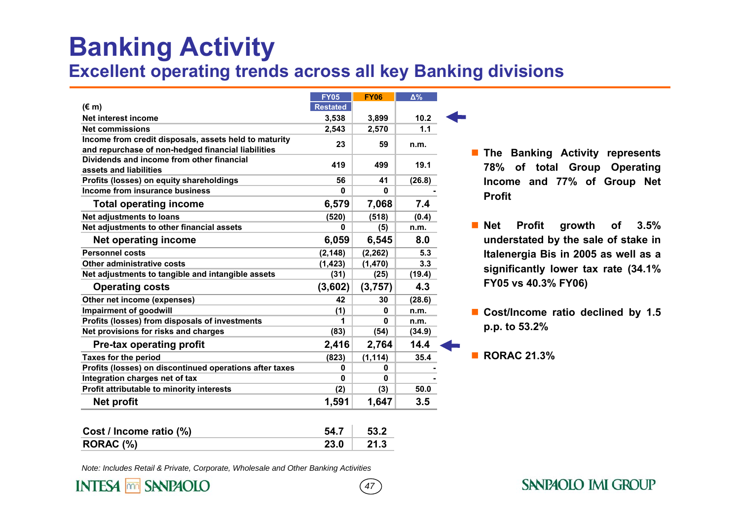# Banking Activity

## Excellent operating trends across all key Banking divisions

| (€ m) | FY05 Restated | FY06 | Δ% |
|---|---|---|---|
| Net interest income | 3,538 | 3,899 | 10.2 |
| Net commissions | 2,543 | 2,570 | 1.1 |
| Income from credit disposals, assets held to maturity and repurchase of non-hedged financial liabilities | 23 | 59 | n.m. |
| Dividends and income from other financial assets and liabilities | 419 | 499 | 19.1 |
| Profits (losses) on equity shareholdings | 56 | 41 | (26.8) |
| Income from insurance business | 0 | 0 | - |
| **Total operating income** | **6,579** | **7,068** | **7.4** |
| Net adjustments to loans | (520) | (518) | (0.4) |
| Net adjustments to other financial assets | 0 | (5) | n.m. |
| **Net operating income** | **6,059** | **6,545** | **8.0** |
| Personnel costs | (2,148) | (2,262) | 5.3 |
| Other administrative costs | (1,423) | (1,470) | 3.3 |
| Net adjustments to tangible and intangible assets | (31) | (25) | (19.4) |
| **Operating costs** | **(3,602)** | **(3,757)** | **4.3** |
| Other net income (expenses) | 42 | 30 | (28.6) |
| Impairment of goodwill | (1) | 0 | n.m. |
| Profits (losses) from disposals of investments | 1 | 0 | n.m. |
| Net provisions for risks and charges | (83) | (54) | (34.9) |
| **Pre-tax operating profit** | **2,416** | **2,764** | **14.4** |
| Taxes for the period | (823) | (1,114) | 35.4 |
| Profits (losses) on discontinued operations after taxes | 0 | 0 | - |
| Integration charges net of tax | 0 | 0 | - |
| Profit attributable to minority interests | (2) | (3) | 50.0 |
| **Net profit** | **1,591** | **1,647** | **3.5** |

| | FY05 Restated | FY06 |
|---|---|---|
| **Cost / Income ratio (%)** | **54.7** | **53.2** |
| **RORAC (%)** | **23.0** | **21.3** |

*Note: Includes Retail & Private, Corporate, Wholesale and Other Banking Activities*

- **The Banking Activity represents 78% of total Group Operating Income and 77% of Group Net Profit**
- **Net Profit growth of 3.5% understated by the sale of stake in Italenergia Bis in 2005 as well as a significantly lower tax rate (34.1% FY05 vs 40.3% FY06)**
- **Cost/Income ratio declined by 1.5 p.p. to 53.2%**
- **RORAC 21.3%**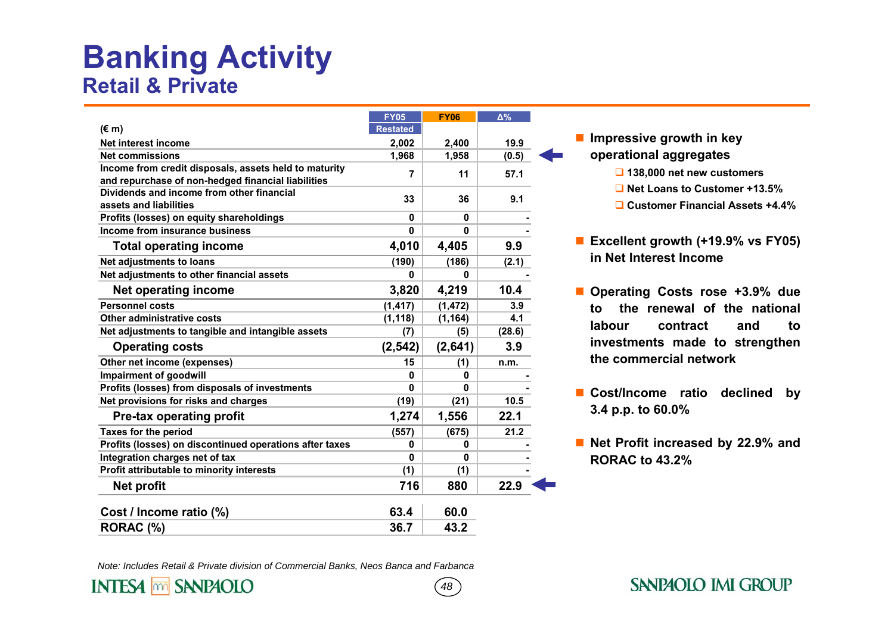# Banking Activity

## Retail & Private

| (€ m) | FY05 Restated | FY06 | Δ% |
|---|---|---|---|
| Net interest income | 2,002 | 2,400 | 19.9 |
| Net commissions | 1,968 | 1,958 | (0.5) |
| Income from credit disposals, assets held to maturity and repurchase of non-hedged financial liabilities | 7 | 11 | 57.1 |
| Dividends and income from other financial assets and liabilities | 33 | 36 | 9.1 |
| Profits (losses) on equity shareholdings | 0 | 0 | - |
| Income from insurance business | 0 | 0 | - |
| **Total operating income** | **4,010** | **4,405** | **9.9** |
| Net adjustments to loans | (190) | (186) | (2.1) |
| Net adjustments to other financial assets | 0 | 0 | - |
| **Net operating income** | **3,820** | **4,219** | **10.4** |
| Personnel costs | (1,417) | (1,472) | 3.9 |
| Other administrative costs | (1,118) | (1,164) | 4.1 |
| Net adjustments to tangible and intangible assets | (7) | (5) | (28.6) |
| **Operating costs** | **(2,542)** | **(2,641)** | **3.9** |
| Other net income (expenses) | 15 | (1) | n.m. |
| Impairment of goodwill | 0 | 0 | - |
| Profits (losses) from disposals of investments | 0 | 0 | - |
| Net provisions for risks and charges | (19) | (21) | 10.5 |
| **Pre-tax operating profit** | **1,274** | **1,556** | **22.1** |
| Taxes for the period | (557) | (675) | 21.2 |
| Profits (losses) on discontinued operations after taxes | 0 | 0 | - |
| Integration charges net of tax | 0 | 0 | - |
| Profit attributable to minority interests | (1) | (1) | - |
| **Net profit** | **716** | **880** | **22.9** |
| | | | |
| **Cost / Income ratio (%)** | **63.4** | **60.0** | |
| **RORAC (%)** | **36.7** | **43.2** | |

- **Impressive growth in key operational aggregates**
  - **138,000 net new customers**
  - **Net Loans to Customer +13.5%**
  - **Customer Financial Assets +4.4%**
- **Excellent growth (+19.9% vs FY05) in Net Interest Income**
- **Operating Costs rose +3.9% due to the renewal of the national labour contract and to investments made to strengthen the commercial network**
- **Cost/Income ratio declined by 3.4 p.p. to 60.0%**
- **Net Profit increased by 22.9% and RORAC to 43.2%**

*Note: Includes Retail & Private division of Commercial Banks, Neos Banca and Farbanca*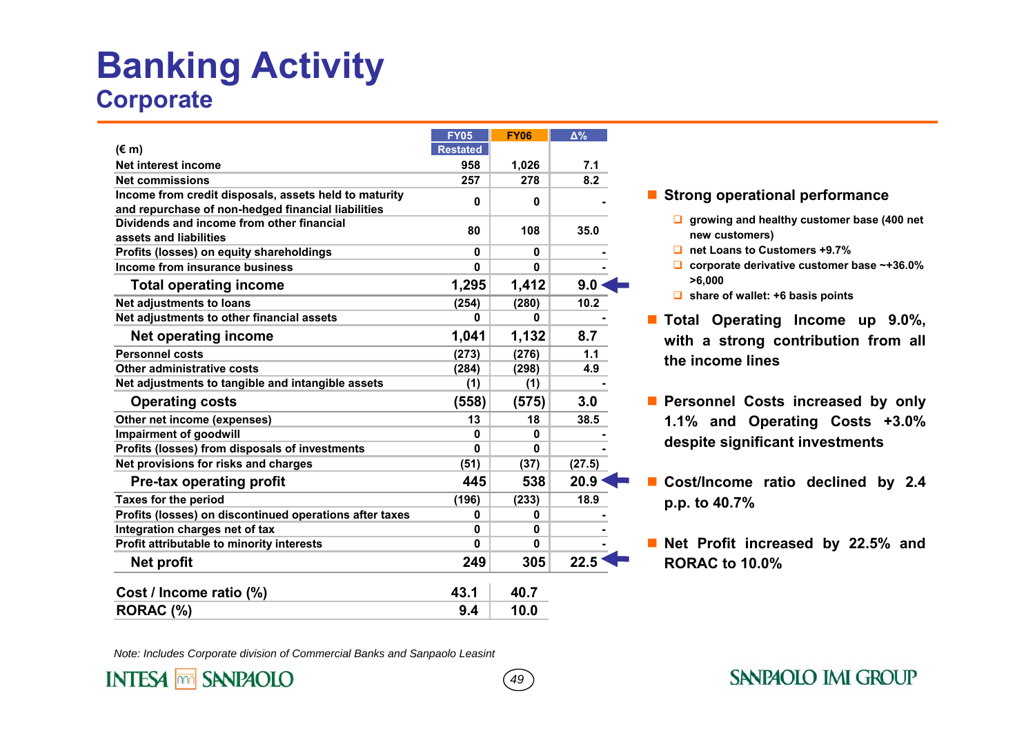# Banking Activity

## Corporate

| (€ m) | FY05 Restated | FY06 | Δ% |
|---|---|---|---|
| Net interest income | 958 | 1,026 | 7.1 |
| Net commissions | 257 | 278 | 8.2 |
| Income from credit disposals, assets held to maturity and repurchase of non-hedged financial liabilities | 0 | 0 | - |
| Dividends and income from other financial assets and liabilities | 80 | 108 | 35.0 |
| Profits (losses) on equity shareholdings | 0 | 0 | - |
| Income from insurance business | 0 | 0 | - |
| **Total operating income** | **1,295** | **1,412** | **9.0** |
| Net adjustments to loans | (254) | (280) | 10.2 |
| Net adjustments to other financial assets | 0 | 0 | - |
| **Net operating income** | **1,041** | **1,132** | **8.7** |
| Personnel costs | (273) | (276) | 1.1 |
| Other administrative costs | (284) | (298) | 4.9 |
| Net adjustments to tangible and intangible assets | (1) | (1) | - |
| **Operating costs** | **(558)** | **(575)** | **3.0** |
| Other net income (expenses) | 13 | 18 | 38.5 |
| Impairment of goodwill | 0 | 0 | - |
| Profits (losses) from disposals of investments | 0 | 0 | - |
| Net provisions for risks and charges | (51) | (37) | (27.5) |
| **Pre-tax operating profit** | **445** | **538** | **20.9** |
| Taxes for the period | (196) | (233) | 18.9 |
| Profits (losses) on discontinued operations after taxes | 0 | 0 | - |
| Integration charges net of tax | 0 | 0 | - |
| Profit attributable to minority interests | 0 | 0 | - |
| **Net profit** | **249** | **305** | **22.5** |
| **Cost / Income ratio (%)** | **43.1** | **40.7** | |
| **RORAC (%)** | **9.4** | **10.0** | |

- **Strong operational performance**
  - growing and healthy customer base (400 net new customers)
  - net Loans to Customers +9.7%
  - corporate derivative customer base ~+36.0% >6,000
  - share of wallet: +6 basis points
- **Total Operating Income up 9.0%, with a strong contribution from all the income lines**
- **Personnel Costs increased by only 1.1% and Operating Costs +3.0% despite significant investments**
- **Cost/Income ratio declined by 2.4 p.p. to 40.7%**
- **Net Profit increased by 22.5% and RORAC to 10.0%**

*Note: Includes Corporate division of Commercial Banks and Sanpaolo Leasint*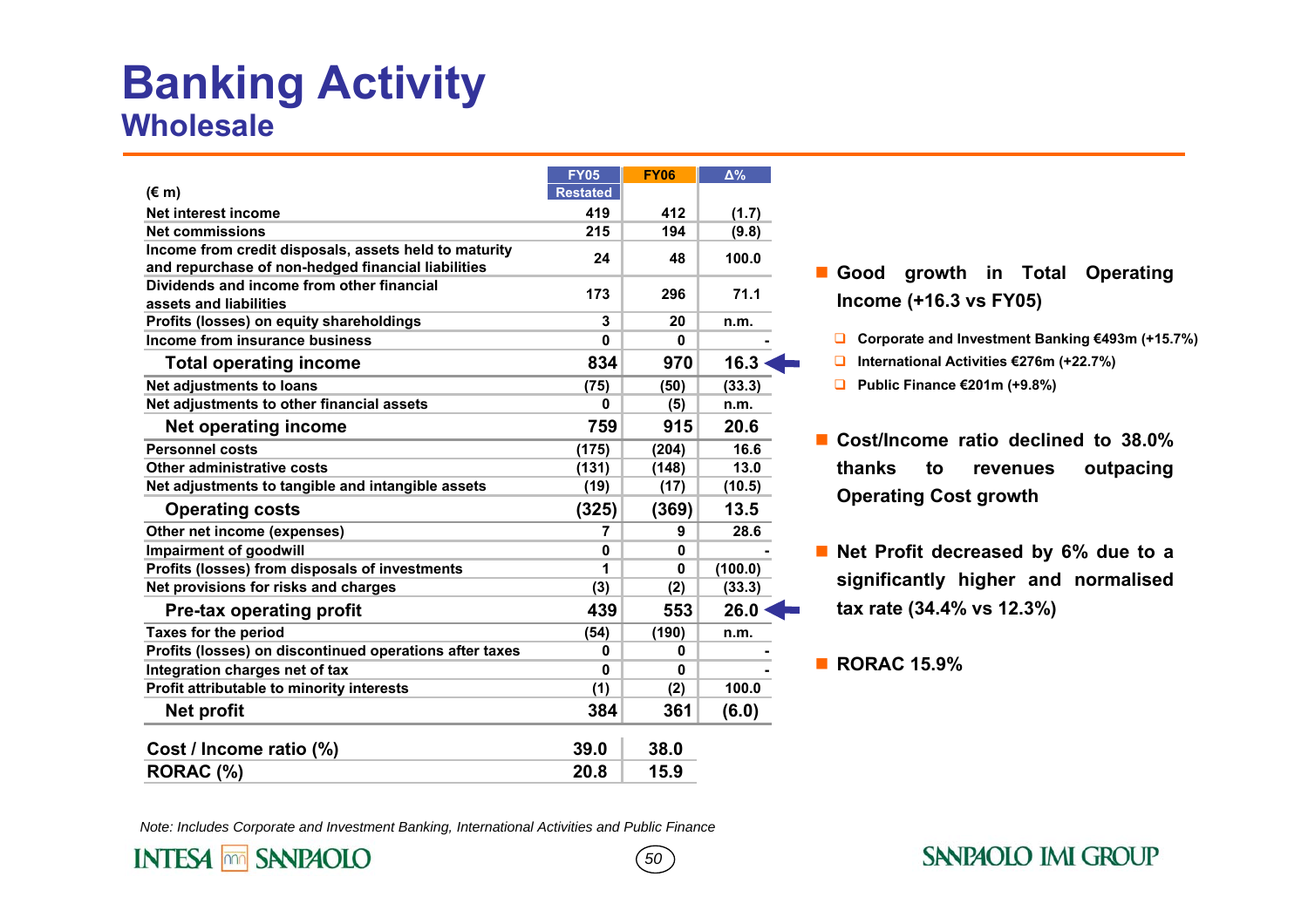# Banking Activity
## Wholesale

| (€ m) | FY05 Restated | FY06 | Δ% |
|---|---|---|---|
| Net interest income | 419 | 412 | (1.7) |
| Net commissions | 215 | 194 | (9.8) |
| Income from credit disposals, assets held to maturity and repurchase of non-hedged financial liabilities | 24 | 48 | 100.0 |
| Dividends and income from other financial assets and liabilities | 173 | 296 | 71.1 |
| Profits (losses) on equity shareholdings | 3 | 20 | n.m. |
| Income from insurance business | 0 | 0 | - |
| **Total operating income** | **834** | **970** | **16.3** |
| Net adjustments to loans | (75) | (50) | (33.3) |
| Net adjustments to other financial assets | 0 | (5) | n.m. |
| **Net operating income** | **759** | **915** | **20.6** |
| Personnel costs | (175) | (204) | 16.6 |
| Other administrative costs | (131) | (148) | 13.0 |
| Net adjustments to tangible and intangible assets | (19) | (17) | (10.5) |
| **Operating costs** | **(325)** | **(369)** | **13.5** |
| Other net income (expenses) | 7 | 9 | 28.6 |
| Impairment of goodwill | 0 | 0 | - |
| Profits (losses) from disposals of investments | 1 | 0 | (100.0) |
| Net provisions for risks and charges | (3) | (2) | (33.3) |
| **Pre-tax operating profit** | **439** | **553** | **26.0** |
| Taxes for the period | (54) | (190) | n.m. |
| Profits (losses) on discontinued operations after taxes | 0 | 0 | - |
| Integration charges net of tax | 0 | 0 | - |
| Profit attributable to minority interests | (1) | (2) | 100.0 |
| **Net profit** | **384** | **361** | **(6.0)** |
| **Cost / Income ratio (%)** | **39.0** | **38.0** | |
| **RORAC (%)** | **20.8** | **15.9** | |

- **Good growth in Total Operating Income (+16.3 vs FY05)**
  - Corporate and Investment Banking €493m (+15.7%)
  - International Activities €276m (+22.7%)
  - Public Finance €201m (+9.8%)
- **Cost/Income ratio declined to 38.0% thanks to revenues outpacing Operating Cost growth**
- **Net Profit decreased by 6% due to a significantly higher and normalised tax rate (34.4% vs 12.3%)**
- **RORAC 15.9%**

*Note: Includes Corporate and Investment Banking, International Activities and Public Finance*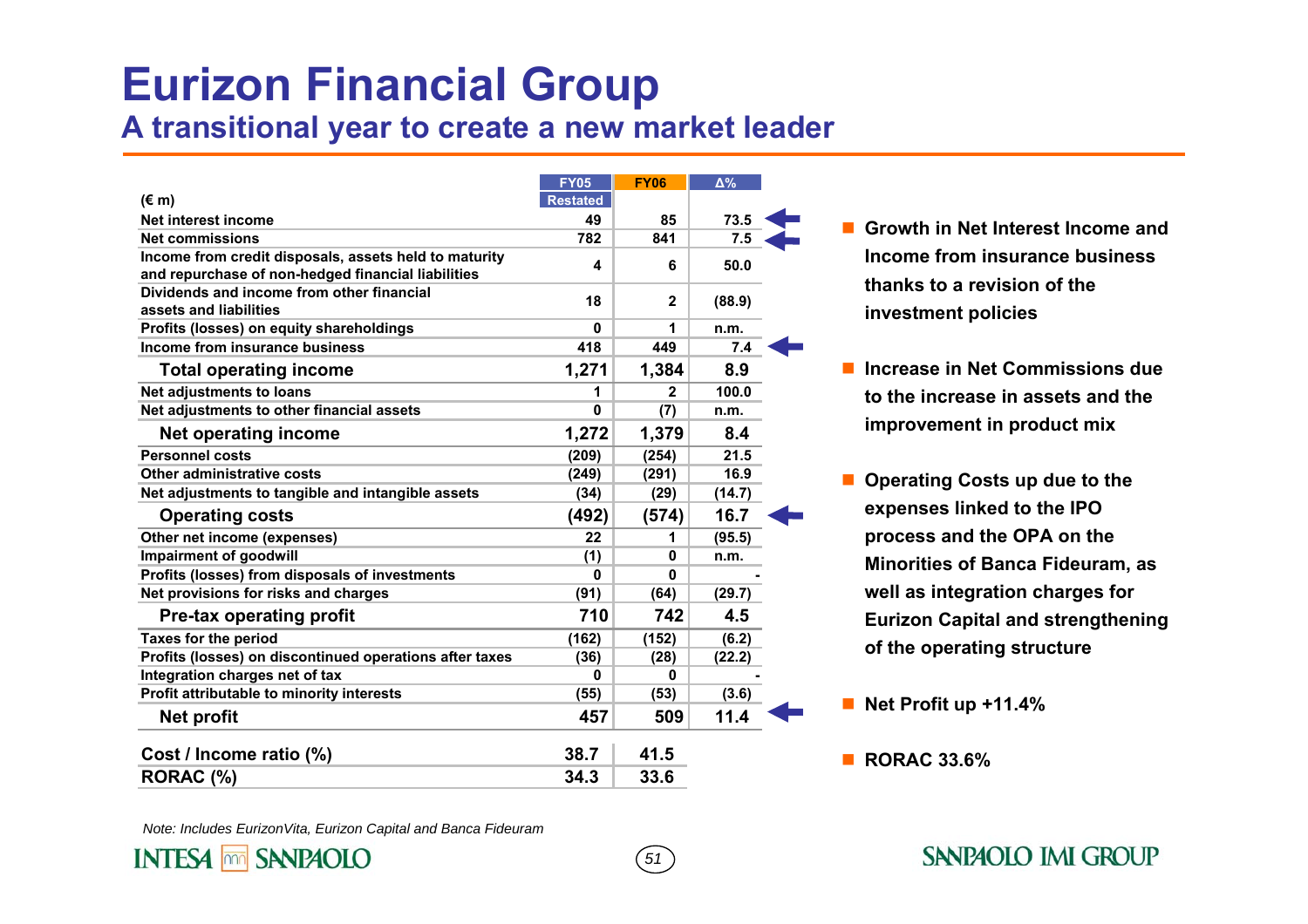# Eurizon Financial Group

## A transitional year to create a new market leader

| (€ m) | FY05 Restated | FY06 | Δ% |
|---|---|---|---|
| Net interest income | 49 | 85 | 73.5 |
| Net commissions | 782 | 841 | 7.5 |
| Income from credit disposals, assets held to maturity and repurchase of non-hedged financial liabilities | 4 | 6 | 50.0 |
| Dividends and income from other financial assets and liabilities | 18 | 2 | (88.9) |
| Profits (losses) on equity shareholdings | 0 | 1 | n.m. |
| Income from insurance business | 418 | 449 | 7.4 |
| **Total operating income** | **1,271** | **1,384** | **8.9** |
| Net adjustments to loans | 1 | 2 | 100.0 |
| Net adjustments to other financial assets | 0 | (7) | n.m. |
| **Net operating income** | **1,272** | **1,379** | **8.4** |
| Personnel costs | (209) | (254) | 21.5 |
| Other administrative costs | (249) | (291) | 16.9 |
| Net adjustments to tangible and intangible assets | (34) | (29) | (14.7) |
| **Operating costs** | **(492)** | **(574)** | **16.7** |
| Other net income (expenses) | 22 | 1 | (95.5) |
| Impairment of goodwill | (1) | 0 | n.m. |
| Profits (losses) from disposals of investments | 0 | 0 | - |
| Net provisions for risks and charges | (91) | (64) | (29.7) |
| **Pre-tax operating profit** | **710** | **742** | **4.5** |
| Taxes for the period | (162) | (152) | (6.2) |
| Profits (losses) on discontinued operations after taxes | (36) | (28) | (22.2) |
| Integration charges net of tax | 0 | 0 | - |
| Profit attributable to minority interests | (55) | (53) | (3.6) |
| **Net profit** | **457** | **509** | **11.4** |
| **Cost / Income ratio (%)** | **38.7** | **41.5** | |
| **RORAC (%)** | **34.3** | **33.6** | |

- **Growth in Net Interest Income and Income from insurance business thanks to a revision of the investment policies**
- **Increase in Net Commissions due to the increase in assets and the improvement in product mix**
- **Operating Costs up due to the expenses linked to the IPO process and the OPA on the Minorities of Banca Fideuram, as well as integration charges for Eurizon Capital and strengthening of the operating structure**
- **Net Profit up +11.4%**
- **RORAC 33.6%**

*Note: Includes EurizonVita, Eurizon Capital and Banca Fideuram*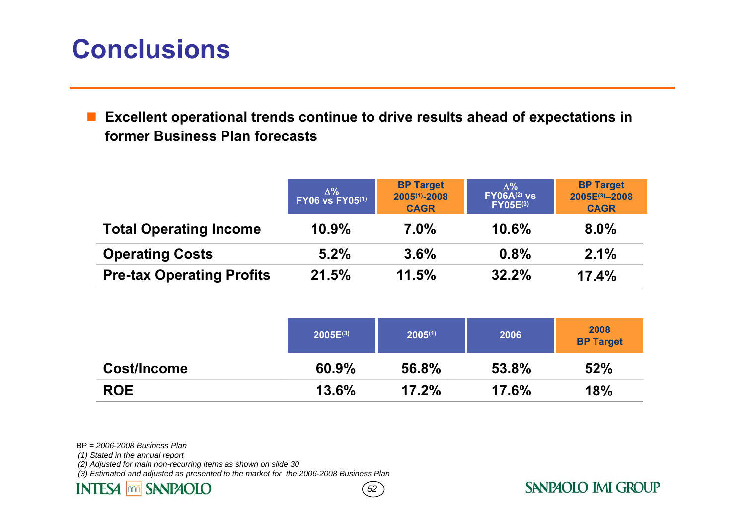# Conclusions

- **Excellent operational trends continue to drive results ahead of expectations in former Business Plan forecasts**

| | Δ% FY06 vs FY05(1) | BP Target 2005(1)-2008 CAGR | Δ% FY06A(2) vs FY05E(3) | BP Target 2005E(3)–2008 CAGR |
|---|---|---|---|---|
| **Total Operating Income** | **10.9%** | **7.0%** | **10.6%** | **8.0%** |
| **Operating Costs** | **5.2%** | **3.6%** | **0.8%** | **2.1%** |
| **Pre-tax Operating Profits** | **21.5%** | **11.5%** | **32.2%** | **17.4%** |

| | 2005E(3) | 2005(1) | 2006 | 2008 BP Target |
|---|---|---|---|---|
| **Cost/Income** | **60.9%** | **56.8%** | **53.8%** | **52%** |
| **ROE** | **13.6%** | **17.2%** | **17.6%** | **18%** |

BP = *2006-2008 Business Plan*

*(1) Stated in the annual report*

*(2) Adjusted for main non-recurring items as shown on slide 30*

*(3) Estimated and adjusted as presented to the market for the 2006-2008 Business Plan*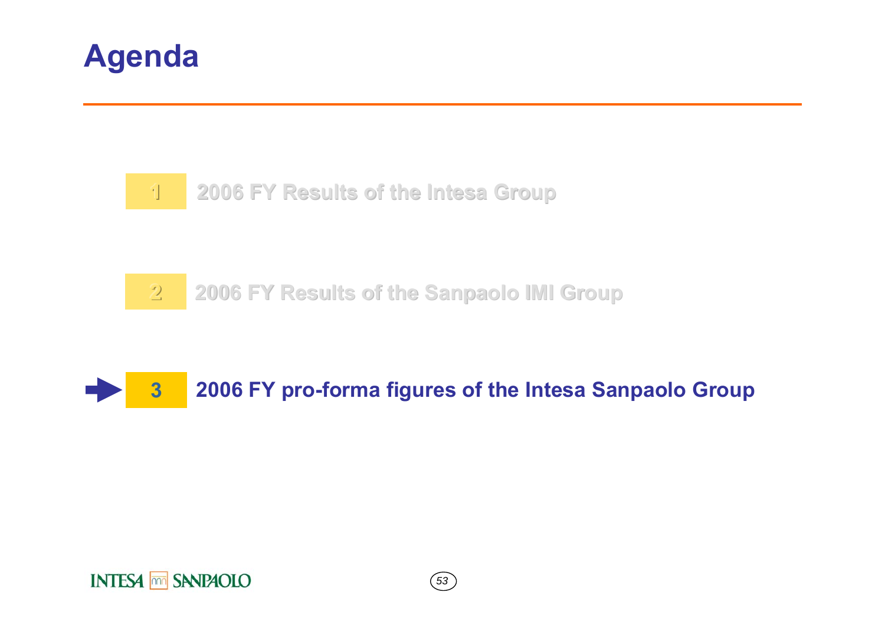# Agenda

1. 2006 FY Results of the Intesa Group

2. 2006 FY Results of the Sanpaolo IMI Group

3. **2006 FY pro-forma figures of the Intesa Sanpaolo Group**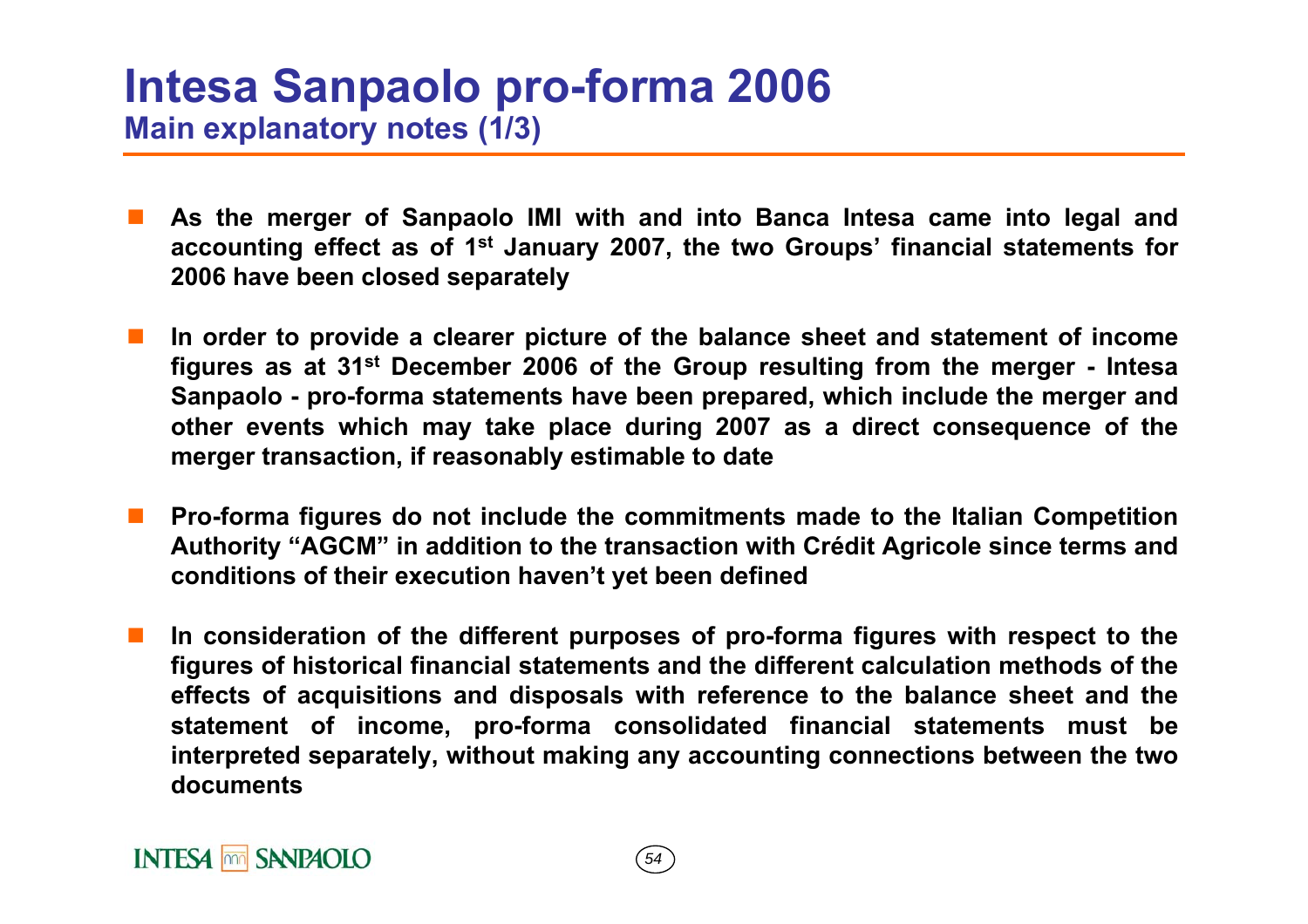# Intesa Sanpaolo pro-forma 2006

## Main explanatory notes (1/3)

- As the merger of Sanpaolo IMI with and into Banca Intesa came into legal and accounting effect as of 1st January 2007, the two Groups' financial statements for 2006 have been closed separately
- In order to provide a clearer picture of the balance sheet and statement of income figures as at 31st December 2006 of the Group resulting from the merger - Intesa Sanpaolo - pro-forma statements have been prepared, which include the merger and other events which may take place during 2007 as a direct consequence of the merger transaction, if reasonably estimable to date
- Pro-forma figures do not include the commitments made to the Italian Competition Authority "AGCM" in addition to the transaction with Crédit Agricole since terms and conditions of their execution haven't yet been defined
- In consideration of the different purposes of pro-forma figures with respect to the figures of historical financial statements and the different calculation methods of the effects of acquisitions and disposals with reference to the balance sheet and the statement of income, pro-forma consolidated financial statements must be interpreted separately, without making any accounting connections between the two documents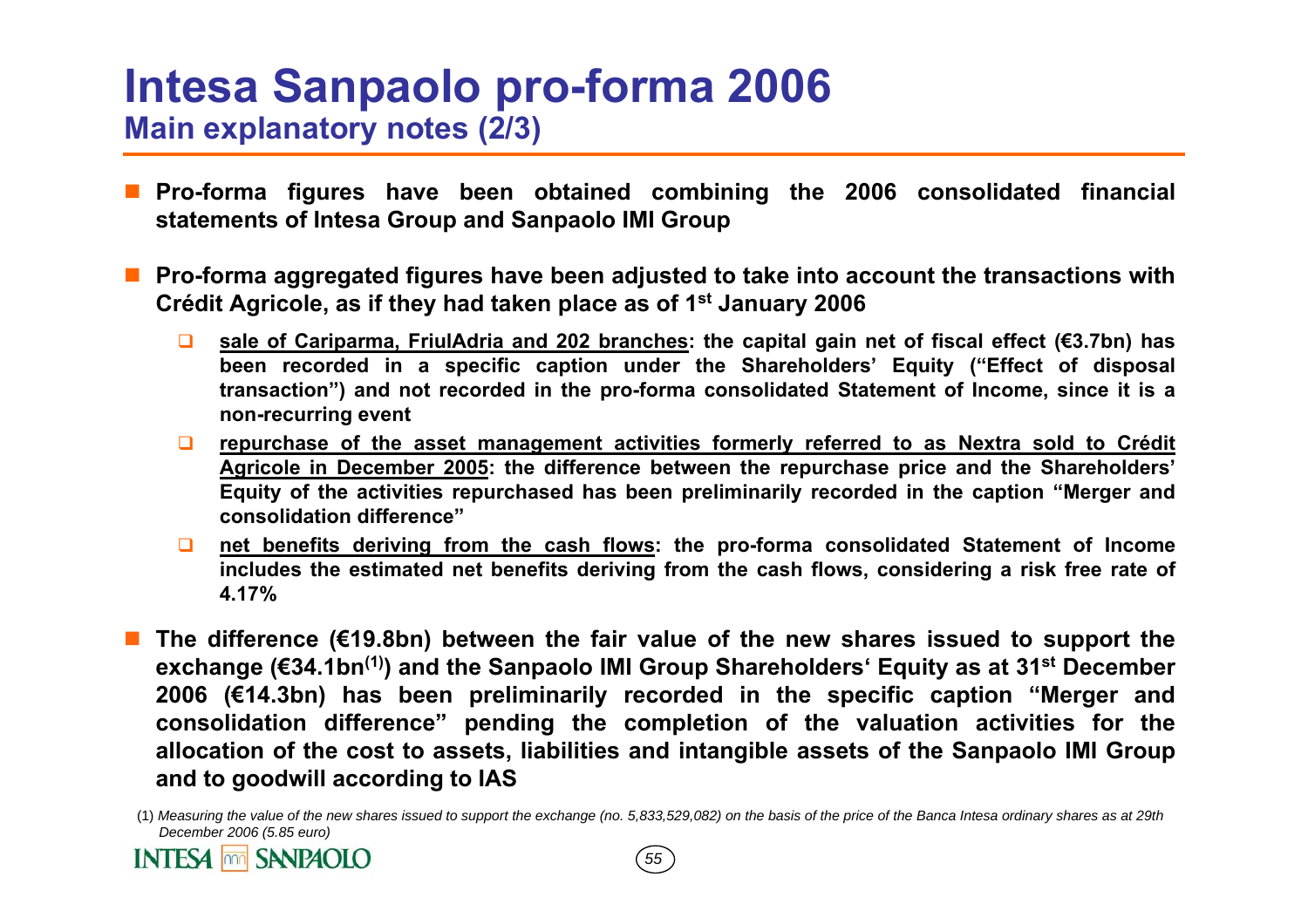# Intesa Sanpaolo pro-forma 2006

## Main explanatory notes (2/3)

- **Pro-forma figures have been obtained combining the 2006 consolidated financial statements of Intesa Group and Sanpaolo IMI Group**
- **Pro-forma aggregated figures have been adjusted to take into account the transactions with Crédit Agricole, as if they had taken place as of 1st January 2006**
  - **sale of Cariparma, FriulAdria and 202 branches: the capital gain net of fiscal effect (€3.7bn) has been recorded in a specific caption under the Shareholders' Equity ("Effect of disposal transaction") and not recorded in the pro-forma consolidated Statement of Income, since it is a non-recurring event**
  - **repurchase of the asset management activities formerly referred to as Nextra sold to Crédit Agricole in December 2005: the difference between the repurchase price and the Shareholders' Equity of the activities repurchased has been preliminarily recorded in the caption "Merger and consolidation difference"**
  - **net benefits deriving from the cash flows: the pro-forma consolidated Statement of Income includes the estimated net benefits deriving from the cash flows, considering a risk free rate of 4.17%**
- **The difference (€19.8bn) between the fair value of the new shares issued to support the exchange (€34.1bn[1]) and the Sanpaolo IMI Group Shareholders' Equity as at 31st December 2006 (€14.3bn) has been preliminarily recorded in the specific caption "Merger and consolidation difference" pending the completion of the valuation activities for the allocation of the cost to assets, liabilities and intangible assets of the Sanpaolo IMI Group and to goodwill according to IAS**

(1) *Measuring the value of the new shares issued to support the exchange (no. 5,833,529,082) on the basis of the price of the Banca Intesa ordinary shares as at 29th December 2006 (5.85 euro)*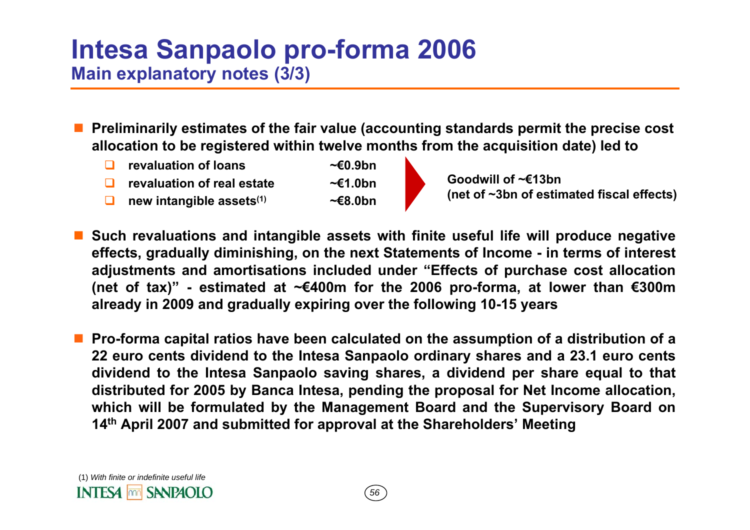# Intesa Sanpaolo pro-forma 2006

## Main explanatory notes (3/3)

- **Preliminarily estimates of the fair value (accounting standards permit the precise cost allocation to be registered within twelve months from the acquisition date) led to**
  - **revaluation of loans ~€0.9bn**
  - **revaluation of real estate ~€1.0bn**
  - **new intangible assets[(1)] ~€8.0bn**

  → **Goodwill of ~€13bn (net of ~3bn of estimated fiscal effects)**

- **Such revaluations and intangible assets with finite useful life will produce negative effects, gradually diminishing, on the next Statements of Income - in terms of interest adjustments and amortisations included under "Effects of purchase cost allocation (net of tax)" - estimated at ~€400m for the 2006 pro-forma, at lower than €300m already in 2009 and gradually expiring over the following 10-15 years**

- **Pro-forma capital ratios have been calculated on the assumption of a distribution of a 22 euro cents dividend to the Intesa Sanpaolo ordinary shares and a 23.1 euro cents dividend to the Intesa Sanpaolo saving shares, a dividend per share equal to that distributed for 2005 by Banca Intesa, pending the proposal for Net Income allocation, which will be formulated by the Management Board and the Supervisory Board on 14th April 2007 and submitted for approval at the Shareholders' Meeting**

(1) *With finite or indefinite useful life*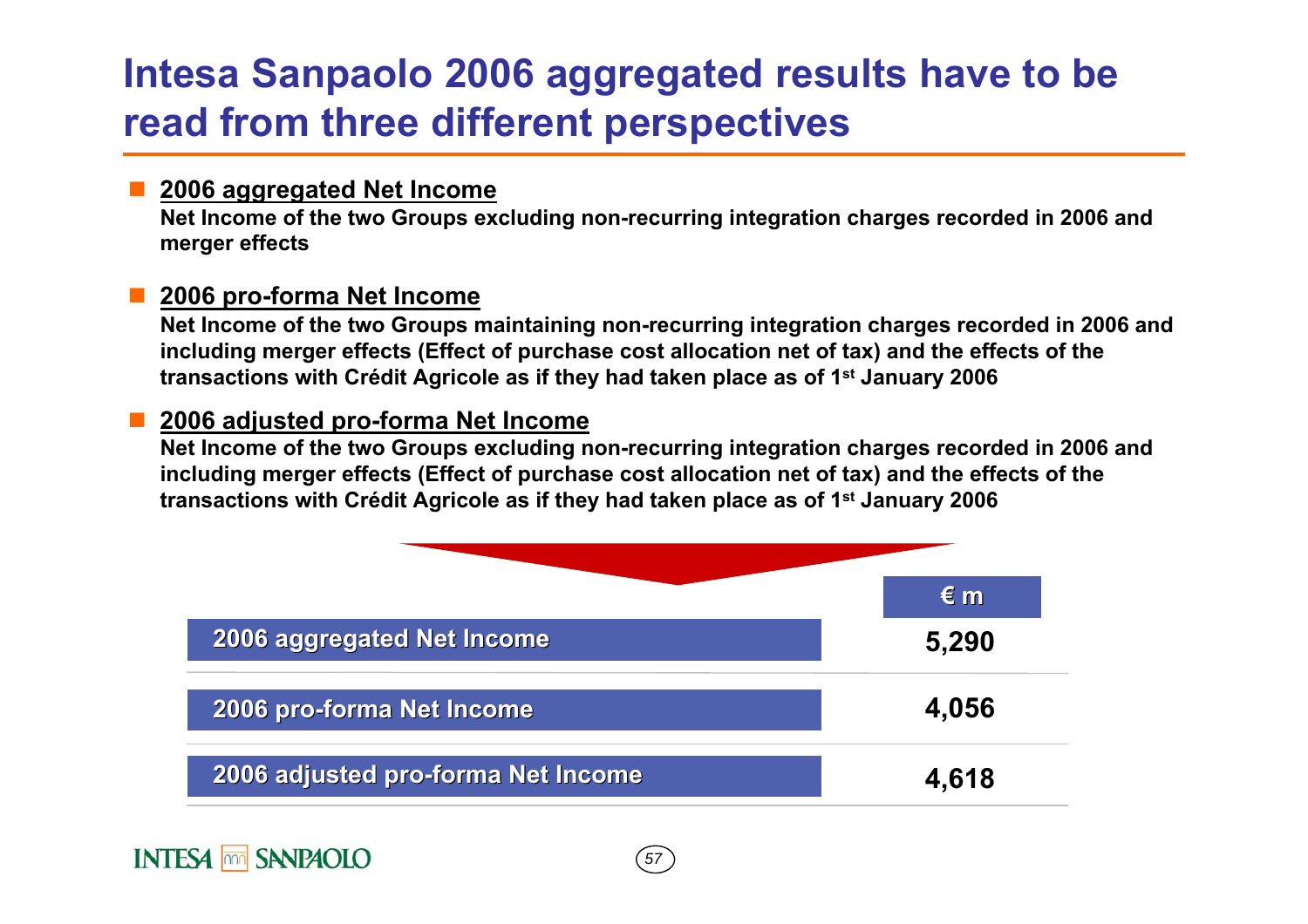# Intesa Sanpaolo 2006 aggregated results have to be read from three different perspectives

- **2006 aggregated Net Income**
  **Net Income of the two Groups excluding non-recurring integration charges recorded in 2006 and merger effects**

- **2006 pro-forma Net Income**
  **Net Income of the two Groups maintaining non-recurring integration charges recorded in 2006 and including merger effects (Effect of purchase cost allocation net of tax) and the effects of the transactions with Crédit Agricole as if they had taken place as of 1st January 2006**

- **2006 adjusted pro-forma Net Income**
  **Net Income of the two Groups excluding non-recurring integration charges recorded in 2006 and including merger effects (Effect of purchase cost allocation net of tax) and the effects of the transactions with Crédit Agricole as if they had taken place as of 1st January 2006**

| | € m |
|---|---|
| 2006 aggregated Net Income | 5,290 |
| 2006 pro-forma Net Income | 4,056 |
| 2006 adjusted pro-forma Net Income | 4,618 |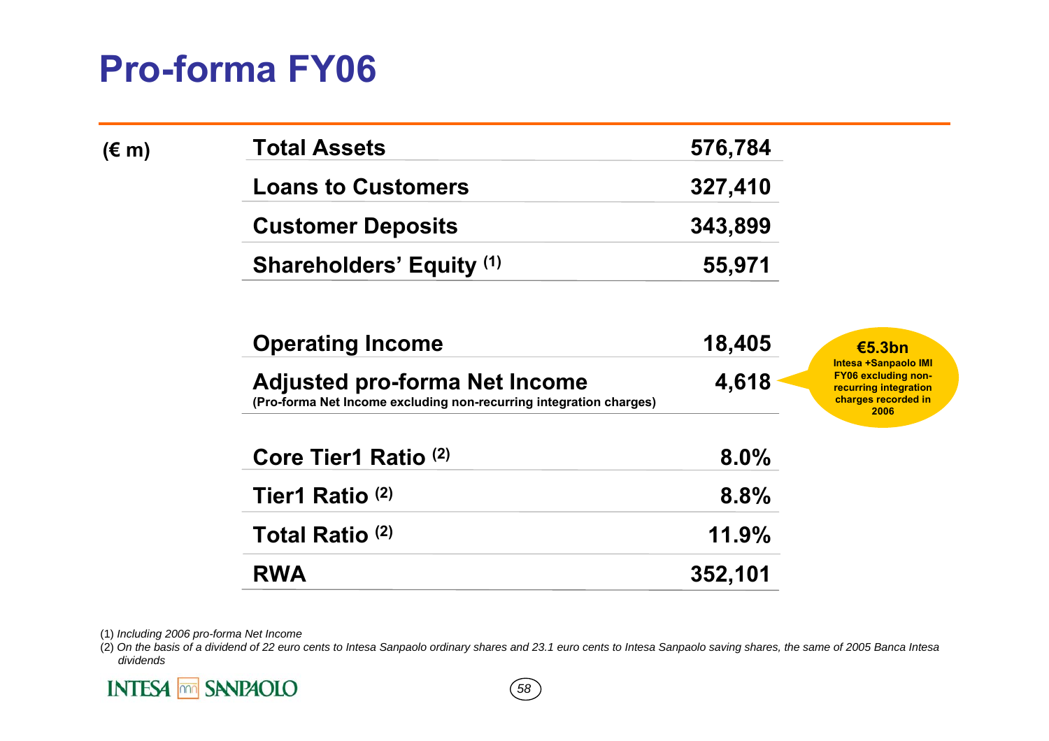# Pro-forma FY06

(€ m)

| | |
|---|---|
| **Total Assets** | **576,784** |
| **Loans to Customers** | **327,410** |
| **Customer Deposits** | **343,899** |
| **Shareholders' Equity** (1) | **55,971** |

| | |
|---|---|
| **Operating Income** | **18,405** |
| **Adjusted pro-forma Net Income** (Pro-forma Net Income excluding non-recurring integration charges) | **4,618** |
| **Core Tier1 Ratio** (2) | **8.0%** |
| **Tier1 Ratio** (2) | **8.8%** |
| **Total Ratio** (2) | **11.9%** |
| **RWA** | **352,101** |

**€5.3bn**
Intesa +Sanpaolo IMI FY06 excluding non-recurring integration charges recorded in 2006

(1) *Including 2006 pro-forma Net Income*

(2) *On the basis of a dividend of 22 euro cents to Intesa Sanpaolo ordinary shares and 23.1 euro cents to Intesa Sanpaolo saving shares, the same of 2005 Banca Intesa dividends*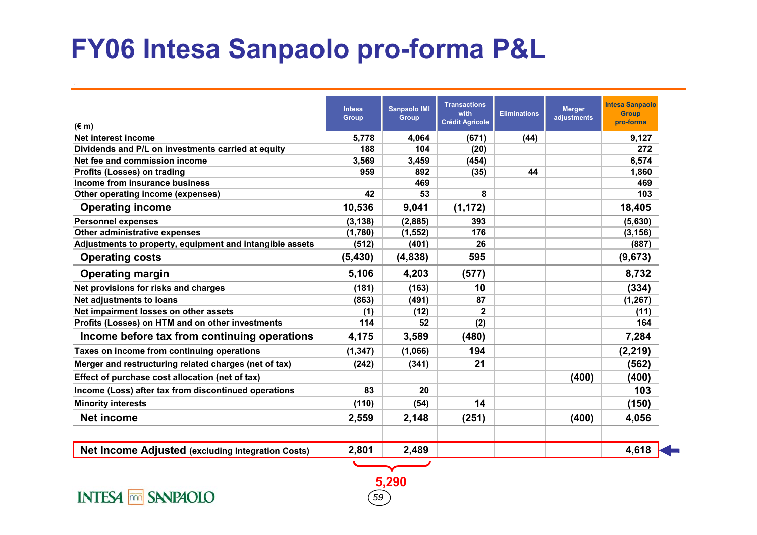# FY06 Intesa Sanpaolo pro-forma P&L

| (€ m) | Intesa Group | Sanpaolo IMI Group | Transactions with Crédit Agricole | Eliminations | Merger adjustments | Intesa Sanpaolo Group pro-forma |
|---|---|---|---|---|---|---|
| Net interest income | 5,778 | 4,064 | (671) | (44) | | 9,127 |
| Dividends and P/L on investments carried at equity | 188 | 104 | (20) | | | 272 |
| Net fee and commission income | 3,569 | 3,459 | (454) | | | 6,574 |
| Profits (Losses) on trading | 959 | 892 | (35) | 44 | | 1,860 |
| Income from insurance business | | 469 | | | | 469 |
| Other operating income (expenses) | 42 | 53 | 8 | | | 103 |
| **Operating income** | **10,536** | **9,041** | **(1,172)** | | | **18,405** |
| Personnel expenses | (3,138) | (2,885) | 393 | | | (5,630) |
| Other administrative expenses | (1,780) | (1,552) | 176 | | | (3,156) |
| Adjustments to property, equipment and intangible assets | (512) | (401) | 26 | | | (887) |
| **Operating costs** | **(5,430)** | **(4,838)** | **595** | | | **(9,673)** |
| **Operating margin** | **5,106** | **4,203** | **(577)** | | | **8,732** |
| Net provisions for risks and charges | (181) | (163) | 10 | | | (334) |
| Net adjustments to loans | (863) | (491) | 87 | | | (1,267) |
| Net impairment losses on other assets | (1) | (12) | 2 | | | (11) |
| Profits (Losses) on HTM and on other investments | 114 | 52 | (2) | | | 164 |
| **Income before tax from continuing operations** | **4,175** | **3,589** | **(480)** | | | **7,284** |
| Taxes on income from continuing operations | (1,347) | (1,066) | 194 | | | (2,219) |
| Merger and restructuring related charges (net of tax) | (242) | (341) | 21 | | | (562) |
| Effect of purchase cost allocation (net of tax) | | | | | (400) | (400) |
| Income (Loss) after tax from discontinued operations | 83 | 20 | | | | 103 |
| Minority interests | (110) | (54) | 14 | | | (150) |
| **Net income** | **2,559** | **2,148** | **(251)** | | **(400)** | **4,056** |
| **Net Income Adjusted** (excluding Integration Costs) | **2,801** | **2,489** | | | | **4,618** |

Intesa Group + Sanpaolo IMI Group Net Income Adjusted: **5,290**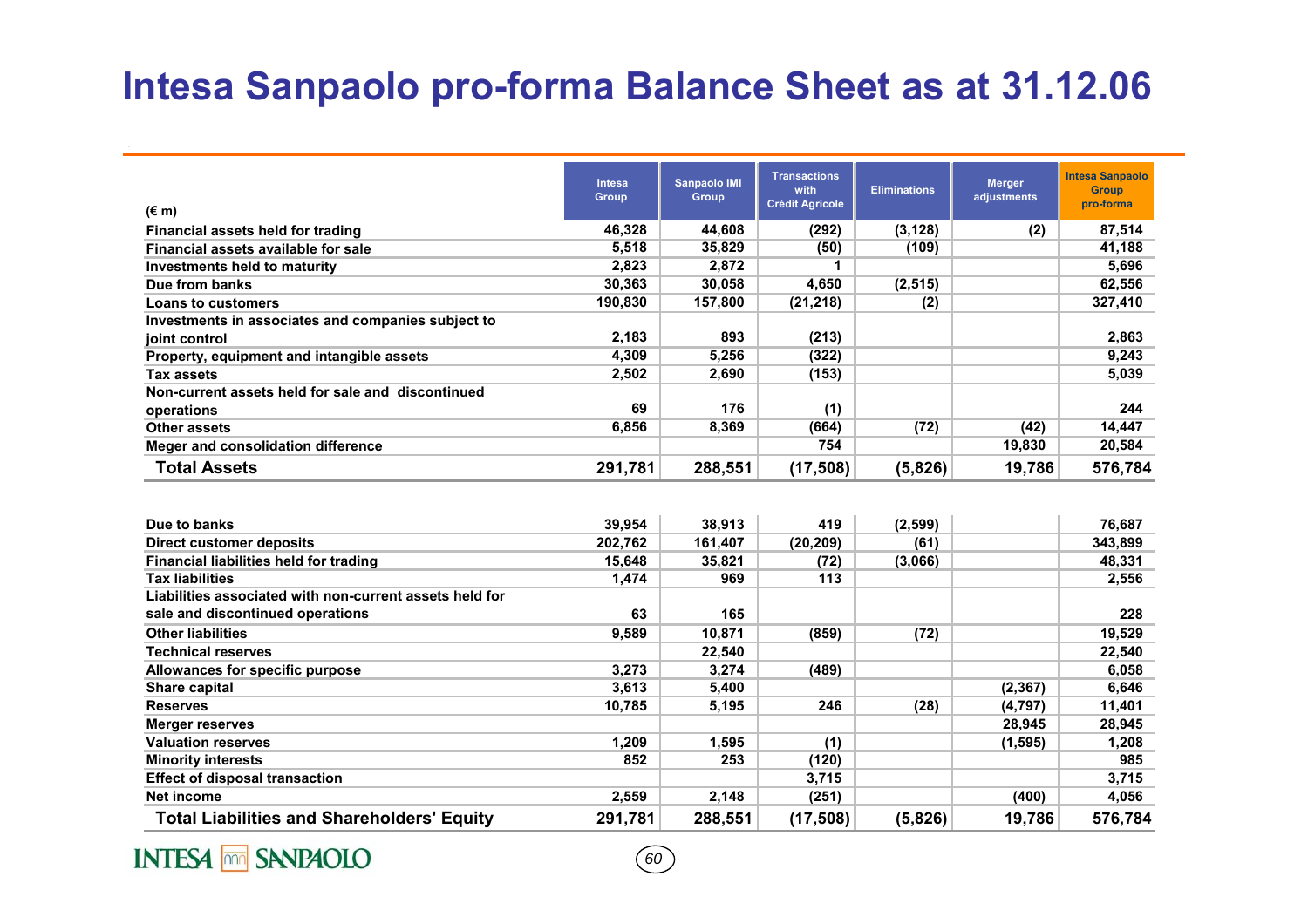# Intesa Sanpaolo pro-forma Balance Sheet as at 31.12.06

| (€ m) | Intesa Group | Sanpaolo IMI Group | Transactions with Crédit Agricole | Eliminations | Merger adjustments | Intesa Sanpaolo Group pro-forma |
|---|---|---|---|---|---|---|
| Financial assets held for trading | 46,328 | 44,608 | (292) | (3,128) | (2) | 87,514 |
| Financial assets available for sale | 5,518 | 35,829 | (50) | (109) | | 41,188 |
| Investments held to maturity | 2,823 | 2,872 | 1 | | | 5,696 |
| Due from banks | 30,363 | 30,058 | 4,650 | (2,515) | | 62,556 |
| Loans to customers | 190,830 | 157,800 | (21,218) | (2) | | 327,410 |
| Investments in associates and companies subject to joint control | 2,183 | 893 | (213) | | | 2,863 |
| Property, equipment and intangible assets | 4,309 | 5,256 | (322) | | | 9,243 |
| Tax assets | 2,502 | 2,690 | (153) | | | 5,039 |
| Non-current assets held for sale and discontinued operations | 69 | 176 | (1) | | | 244 |
| Other assets | 6,856 | 8,369 | (664) | (72) | (42) | 14,447 |
| Meger and consolidation difference | | | 754 | | 19,830 | 20,584 |
| **Total Assets** | **291,781** | **288,551** | **(17,508)** | **(5,826)** | **19,786** | **576,784** |

| (€ m) | Intesa Group | Sanpaolo IMI Group | Transactions with Crédit Agricole | Eliminations | Merger adjustments | Intesa Sanpaolo Group pro-forma |
|---|---|---|---|---|---|---|
| Due to banks | 39,954 | 38,913 | 419 | (2,599) | | 76,687 |
| Direct customer deposits | 202,762 | 161,407 | (20,209) | (61) | | 343,899 |
| Financial liabilities held for trading | 15,648 | 35,821 | (72) | (3,066) | | 48,331 |
| Tax liabilities | 1,474 | 969 | 113 | | | 2,556 |
| Liabilities associated with non-current assets held for sale and discontinued operations | 63 | 165 | | | | 228 |
| Other liabilities | 9,589 | 10,871 | (859) | (72) | | 19,529 |
| Technical reserves | | 22,540 | | | | 22,540 |
| Allowances for specific purpose | 3,273 | 3,274 | (489) | | | 6,058 |
| Share capital | 3,613 | 5,400 | | | (2,367) | 6,646 |
| Reserves | 10,785 | 5,195 | 246 | (28) | (4,797) | 11,401 |
| Merger reserves | | | | | 28,945 | 28,945 |
| Valuation reserves | 1,209 | 1,595 | (1) | | (1,595) | 1,208 |
| Minority interests | 852 | 253 | (120) | | | 985 |
| Effect of disposal transaction | | | 3,715 | | | 3,715 |
| Net income | 2,559 | 2,148 | (251) | | (400) | 4,056 |
| **Total Liabilities and Shareholders' Equity** | **291,781** | **288,551** | **(17,508)** | **(5,826)** | **19,786** | **576,784** |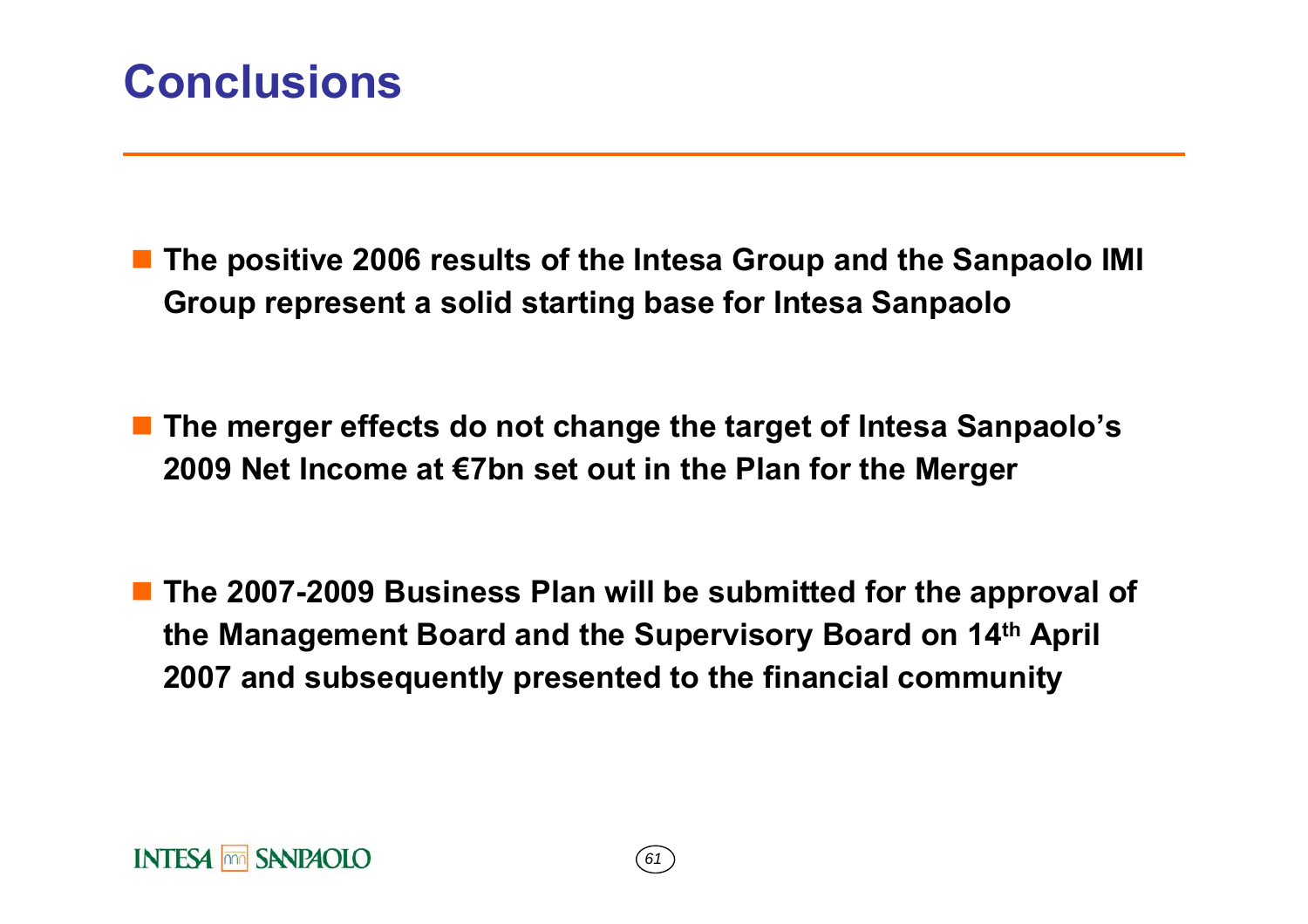# Conclusions

- **The positive 2006 results of the Intesa Group and the Sanpaolo IMI Group represent a solid starting base for Intesa Sanpaolo**

- **The merger effects do not change the target of Intesa Sanpaolo's 2009 Net Income at €7bn set out in the Plan for the Merger**

- **The 2007-2009 Business Plan will be submitted for the approval of the Management Board and the Supervisory Board on 14th April 2007 and subsequently presented to the financial community**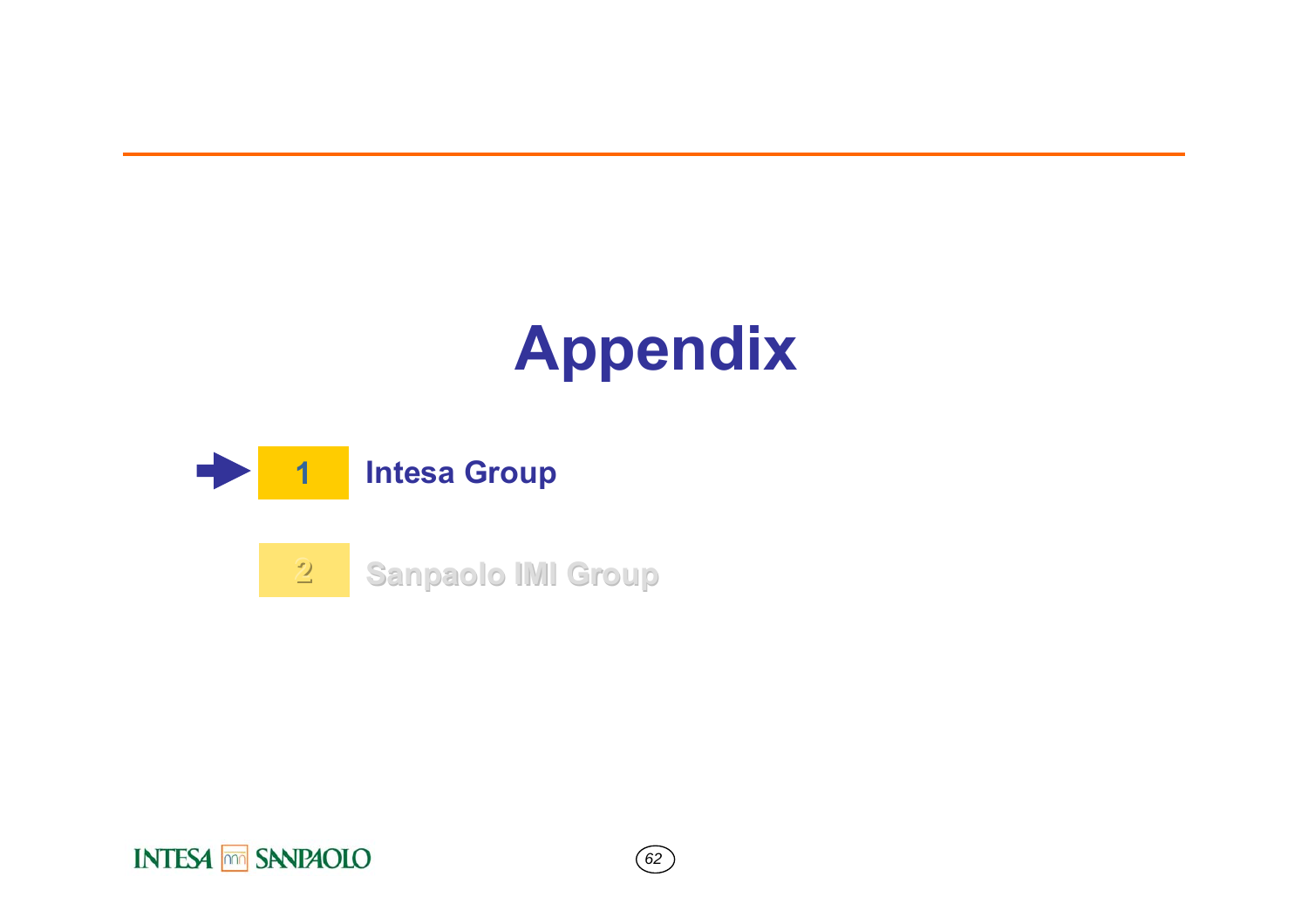# Appendix

1. **Intesa Group**
2. Sanpaolo IMI Group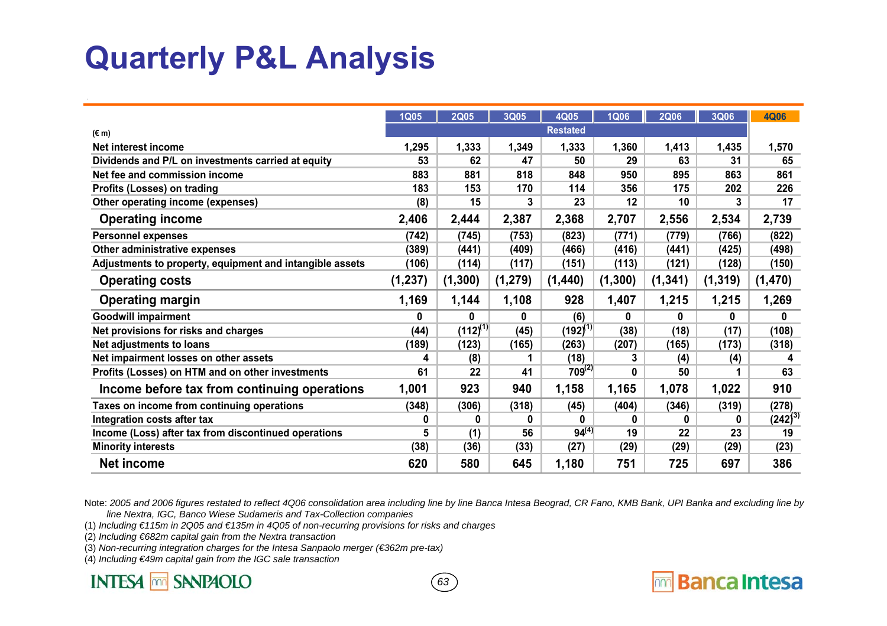# Quarterly P&L Analysis

| (€ m) | 1Q05 | 2Q05 | 3Q05 | 4Q05 | 1Q06 | 2Q06 | 3Q06 | 4Q06 |
|---|---|---|---|---|---|---|---|---|
| | Restated | | | | | | | |
| Net interest income | 1,295 | 1,333 | 1,349 | 1,333 | 1,360 | 1,413 | 1,435 | 1,570 |
| Dividends and P/L on investments carried at equity | 53 | 62 | 47 | 50 | 29 | 63 | 31 | 65 |
| Net fee and commission income | 883 | 881 | 818 | 848 | 950 | 895 | 863 | 861 |
| Profits (Losses) on trading | 183 | 153 | 170 | 114 | 356 | 175 | 202 | 226 |
| Other operating income (expenses) | (8) | 15 | 3 | 23 | 12 | 10 | 3 | 17 |
| **Operating income** | **2,406** | **2,444** | **2,387** | **2,368** | **2,707** | **2,556** | **2,534** | **2,739** |
| Personnel expenses | (742) | (745) | (753) | (823) | (771) | (779) | (766) | (822) |
| Other administrative expenses | (389) | (441) | (409) | (466) | (416) | (441) | (425) | (498) |
| Adjustments to property, equipment and intangible assets | (106) | (114) | (117) | (151) | (113) | (121) | (128) | (150) |
| **Operating costs** | **(1,237)** | **(1,300)** | **(1,279)** | **(1,440)** | **(1,300)** | **(1,341)** | **(1,319)** | **(1,470)** |
| **Operating margin** | **1,169** | **1,144** | **1,108** | **928** | **1,407** | **1,215** | **1,215** | **1,269** |
| Goodwill impairment | 0 | 0 | 0 | (6) | 0 | 0 | 0 | 0 |
| Net provisions for risks and charges | (44) | (112)[1] | (45) | (192)[1] | (38) | (18) | (17) | (108) |
| Net adjustments to loans | (189) | (123) | (165) | (263) | (207) | (165) | (173) | (318) |
| Net impairment losses on other assets | 4 | (8) | 1 | (18) | 3 | (4) | (4) | 4 |
| Profits (Losses) on HTM and on other investments | 61 | 22 | 41 | 709[2] | 0 | 50 | 1 | 63 |
| **Income before tax from continuing operations** | **1,001** | **923** | **940** | **1,158** | **1,165** | **1,078** | **1,022** | **910** |
| Taxes on income from continuing operations | (348) | (306) | (318) | (45) | (404) | (346) | (319) | (278) |
| Integration costs after tax | 0 | 0 | 0 | 0 | 0 | 0 | 0 | (242)[3] |
| Income (Loss) after tax from discontinued operations | 5 | (1) | 56 | 94[4] | 19 | 22 | 23 | 19 |
| Minority interests | (38) | (36) | (33) | (27) | (29) | (29) | (29) | (23) |
| **Net income** | **620** | **580** | **645** | **1,180** | **751** | **725** | **697** | **386** |

Note: *2005 and 2006 figures restated to reflect 4Q06 consolidation area including line by line Banca Intesa Beograd, CR Fano, KMB Bank, UPI Banka and excluding line by line Nextra, IGC, Banco Wiese Sudameris and Tax-Collection companies*

(1) *Including €115m in 2Q05 and €135m in 4Q05 of non-recurring provisions for risks and charges*

(2) *Including €682m capital gain from the Nextra transaction*

(3) *Non-recurring integration charges for the Intesa Sanpaolo merger (€362m pre-tax)*

(4) *Including €49m capital gain from the IGC sale transaction*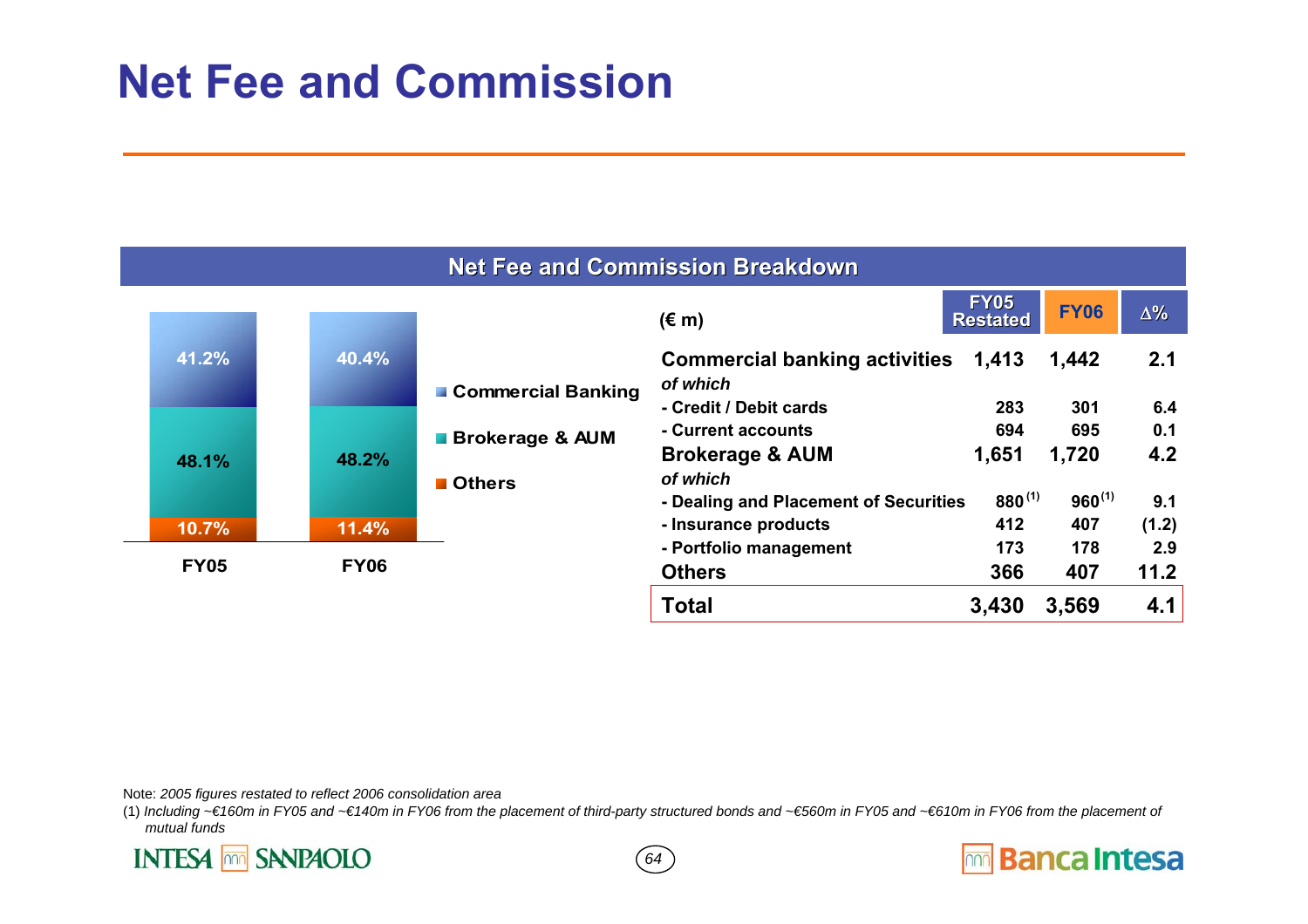# Net Fee and Commission

## Net Fee and Commission Breakdown

| | FY05 | FY06 |
|---|---|---|
| Commercial Banking | 41.2% | 40.4% |
| Brokerage & AUM | 48.1% | 48.2% |
| Others | 10.7% | 11.4% |

| (€ m) | FY05 Restated | FY06 | Δ% |
|---|---|---|---|
| **Commercial banking activities** | **1,413** | **1,442** | **2.1** |
| *of which* | | | |
| - Credit / Debit cards | 283 | 301 | 6.4 |
| - Current accounts | 694 | 695 | 0.1 |
| **Brokerage & AUM** | **1,651** | **1,720** | **4.2** |
| *of which* | | | |
| - Dealing and Placement of Securities | 880 (1) | 960 (1) | 9.1 |
| - Insurance products | 412 | 407 | (1.2) |
| - Portfolio management | 173 | 178 | 2.9 |
| **Others** | **366** | **407** | **11.2** |
| **Total** | **3,430** | **3,569** | **4.1** |

Note: *2005 figures restated to reflect 2006 consolidation area*

(1) *Including ~€160m in FY05 and ~€140m in FY06 from the placement of third-party structured bonds and ~€560m in FY05 and ~€610m in FY06 from the placement of mutual funds*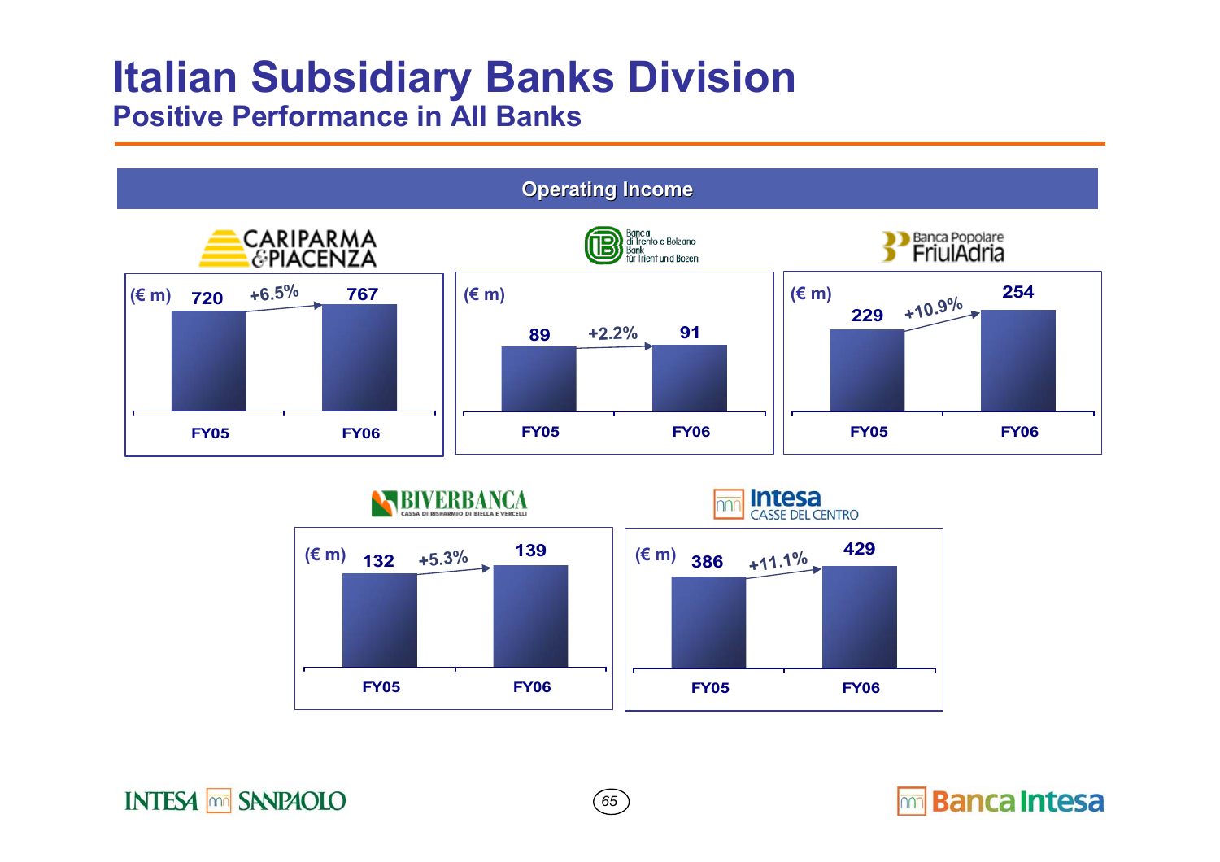# Italian Subsidiary Banks Division

## Positive Performance in All Banks

### Operating Income

**CARIPARMA & PIACENZA**

| (€ m) | FY05 | FY06 | Change |
|---|---|---|---|
| Operating Income | 720 | 767 | +6.5% |

**Banca di Trento e Bolzano – Bank für Trient und Bozen**

| (€ m) | FY05 | FY06 | Change |
|---|---|---|---|
| Operating Income | 89 | 91 | +2.2% |

**Banca Popolare FriulAdria**

| (€ m) | FY05 | FY06 | Change |
|---|---|---|---|
| Operating Income | 229 | 254 | +10.9% |

**BIVERBANCA – Cassa di Risparmio di Biella e Vercelli**

| (€ m) | FY05 | FY06 | Change |
|---|---|---|---|
| Operating Income | 132 | 139 | +5.3% |

**Intesa Casse del Centro**

| (€ m) | FY05 | FY06 | Change |
|---|---|---|---|
| Operating Income | 386 | 429 | +11.1% |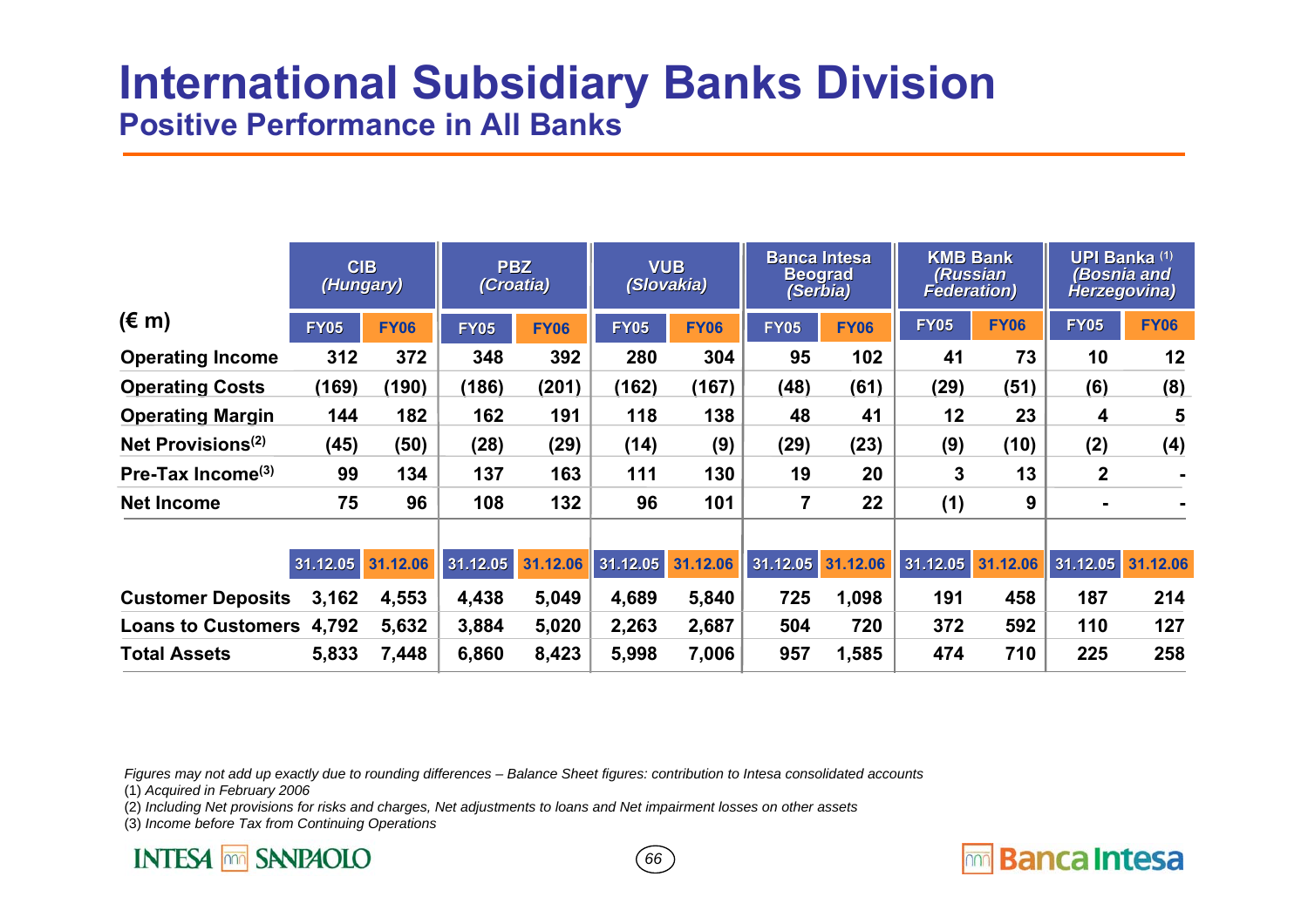# International Subsidiary Banks Division

## Positive Performance in All Banks

| (€ m) | CIB *(Hungary)* | | PBZ *(Croatia)* | | VUB *(Slovakia)* | | Banca Intesa Beograd *(Serbia)* | | KMB Bank *(Russian Federation)* | | UPI Banka [1] *(Bosnia and Herzegovina)* | |
|---|---|---|---|---|---|---|---|---|---|---|---|---|
| | FY05 | FY06 | FY05 | FY06 | FY05 | FY06 | FY05 | FY06 | FY05 | FY06 | FY05 | FY06 |
| **Operating Income** | 312 | 372 | 348 | 392 | 280 | 304 | 95 | 102 | 41 | 73 | 10 | 12 |
| **Operating Costs** | (169) | (190) | (186) | (201) | (162) | (167) | (48) | (61) | (29) | (51) | (6) | (8) |
| **Operating Margin** | 144 | 182 | 162 | 191 | 118 | 138 | 48 | 41 | 12 | 23 | 4 | 5 |
| **Net Provisions**[2] | (45) | (50) | (28) | (29) | (14) | (9) | (29) | (23) | (9) | (10) | (2) | (4) |
| **Pre-Tax Income**[3] | 99 | 134 | 137 | 163 | 111 | 130 | 19 | 20 | 3 | 13 | 2 | - |
| **Net Income** | 75 | 96 | 108 | 132 | 96 | 101 | 7 | 22 | (1) | 9 | - | - |
| | 31.12.05 | 31.12.06 | 31.12.05 | 31.12.06 | 31.12.05 | 31.12.06 | 31.12.05 | 31.12.06 | 31.12.05 | 31.12.06 | 31.12.05 | 31.12.06 |
| **Customer Deposits** | 3,162 | 4,553 | 4,438 | 5,049 | 4,689 | 5,840 | 725 | 1,098 | 191 | 458 | 187 | 214 |
| **Loans to Customers** | 4,792 | 5,632 | 3,884 | 5,020 | 2,263 | 2,687 | 504 | 720 | 372 | 592 | 110 | 127 |
| **Total Assets** | 5,833 | 7,448 | 6,860 | 8,423 | 5,998 | 7,006 | 957 | 1,585 | 474 | 710 | 225 | 258 |

*Figures may not add up exactly due to rounding differences – Balance Sheet figures: contribution to Intesa consolidated accounts*

(1) *Acquired in February 2006*

(2) *Including Net provisions for risks and charges, Net adjustments to loans and Net impairment losses on other assets*

(3) *Income before Tax from Continuing Operations*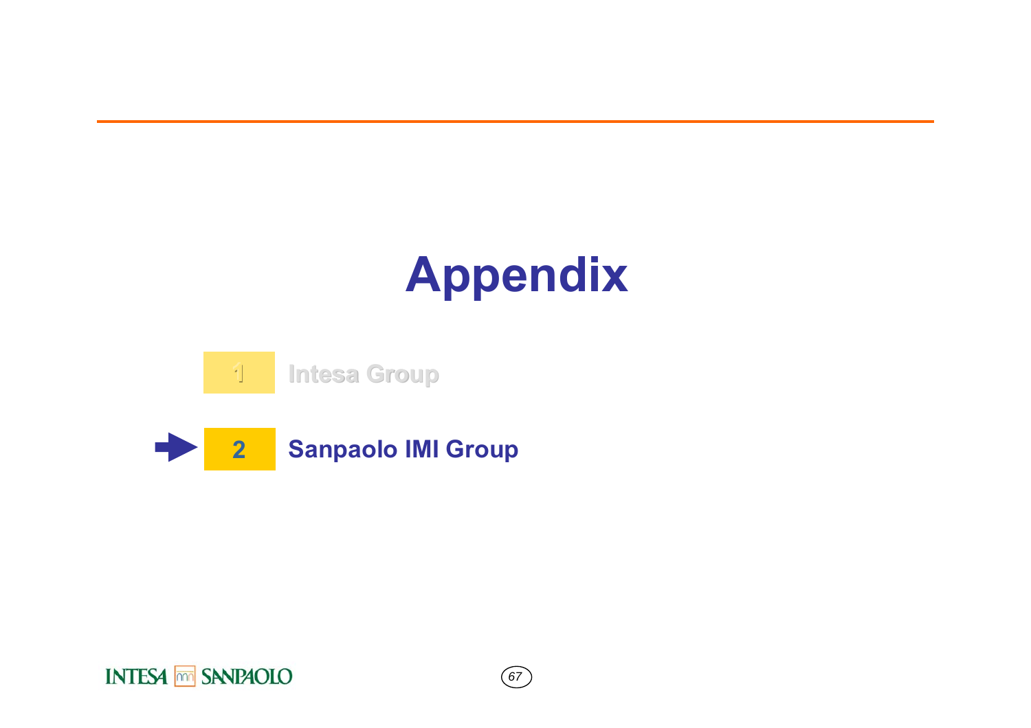# Appendix

1 Intesa Group

2 **Sanpaolo IMI Group**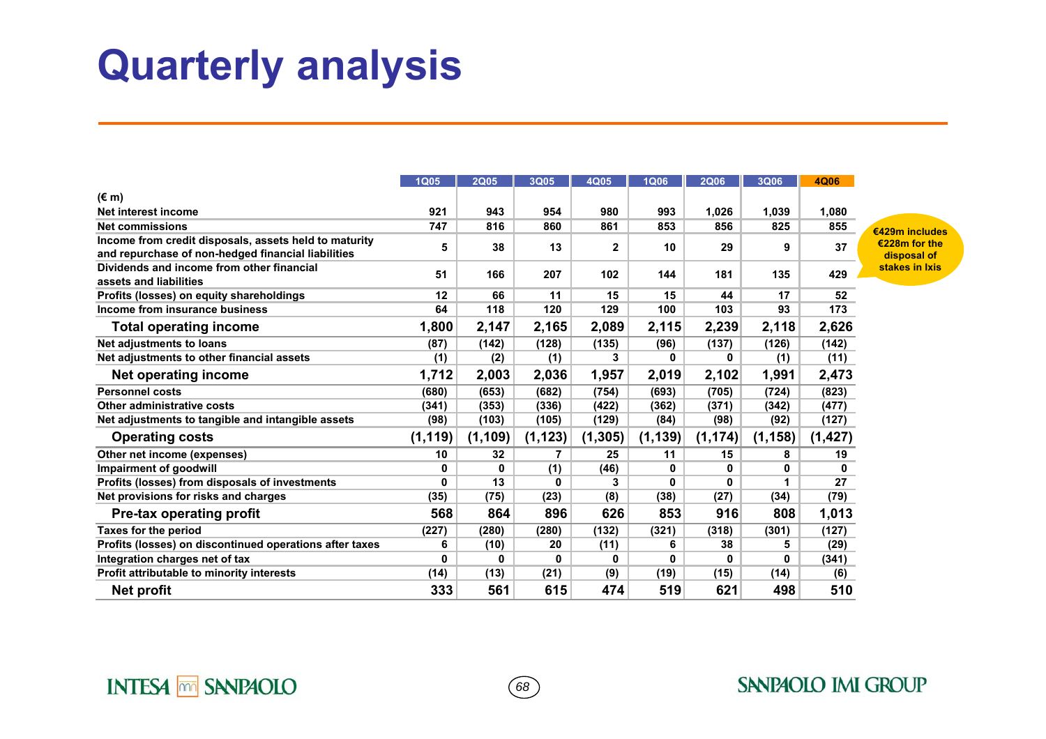# Quarterly analysis

| (€ m) | 1Q05 | 2Q05 | 3Q05 | 4Q05 | 1Q06 | 2Q06 | 3Q06 | 4Q06 |
|---|---|---|---|---|---|---|---|---|
| Net interest income | 921 | 943 | 954 | 980 | 993 | 1,026 | 1,039 | 1,080 |
| Net commissions | 747 | 816 | 860 | 861 | 853 | 856 | 825 | 855 |
| Income from credit disposals, assets held to maturity and repurchase of non-hedged financial liabilities | 5 | 38 | 13 | 2 | 10 | 29 | 9 | 37 |
| Dividends and income from other financial assets and liabilities | 51 | 166 | 207 | 102 | 144 | 181 | 135 | 429 |
| Profits (losses) on equity shareholdings | 12 | 66 | 11 | 15 | 15 | 44 | 17 | 52 |
| Income from insurance business | 64 | 118 | 120 | 129 | 100 | 103 | 93 | 173 |
| **Total operating income** | **1,800** | **2,147** | **2,165** | **2,089** | **2,115** | **2,239** | **2,118** | **2,626** |
| Net adjustments to loans | (87) | (142) | (128) | (135) | (96) | (137) | (126) | (142) |
| Net adjustments to other financial assets | (1) | (2) | (1) | 3 | 0 | 0 | (1) | (11) |
| **Net operating income** | **1,712** | **2,003** | **2,036** | **1,957** | **2,019** | **2,102** | **1,991** | **2,473** |
| Personnel costs | (680) | (653) | (682) | (754) | (693) | (705) | (724) | (823) |
| Other administrative costs | (341) | (353) | (336) | (422) | (362) | (371) | (342) | (477) |
| Net adjustments to tangible and intangible assets | (98) | (103) | (105) | (129) | (84) | (98) | (92) | (127) |
| **Operating costs** | **(1,119)** | **(1,109)** | **(1,123)** | **(1,305)** | **(1,139)** | **(1,174)** | **(1,158)** | **(1,427)** |
| Other net income (expenses) | 10 | 32 | 7 | 25 | 11 | 15 | 8 | 19 |
| Impairment of goodwill | 0 | 0 | (1) | (46) | 0 | 0 | 0 | 0 |
| Profits (losses) from disposals of investments | 0 | 13 | 0 | 3 | 0 | 0 | 1 | 27 |
| Net provisions for risks and charges | (35) | (75) | (23) | (8) | (38) | (27) | (34) | (79) |
| **Pre-tax operating profit** | **568** | **864** | **896** | **626** | **853** | **916** | **808** | **1,013** |
| Taxes for the period | (227) | (280) | (280) | (132) | (321) | (318) | (301) | (127) |
| Profits (losses) on discontinued operations after taxes | 6 | (10) | 20 | (11) | 6 | 38 | 5 | (29) |
| Integration charges net of tax | 0 | 0 | 0 | 0 | 0 | 0 | 0 | (341) |
| Profit attributable to minority interests | (14) | (13) | (21) | (9) | (19) | (15) | (14) | (6) |
| **Net profit** | **333** | **561** | **615** | **474** | **519** | **621** | **498** | **510** |

€429m includes €228m for the disposal of stakes in Ixis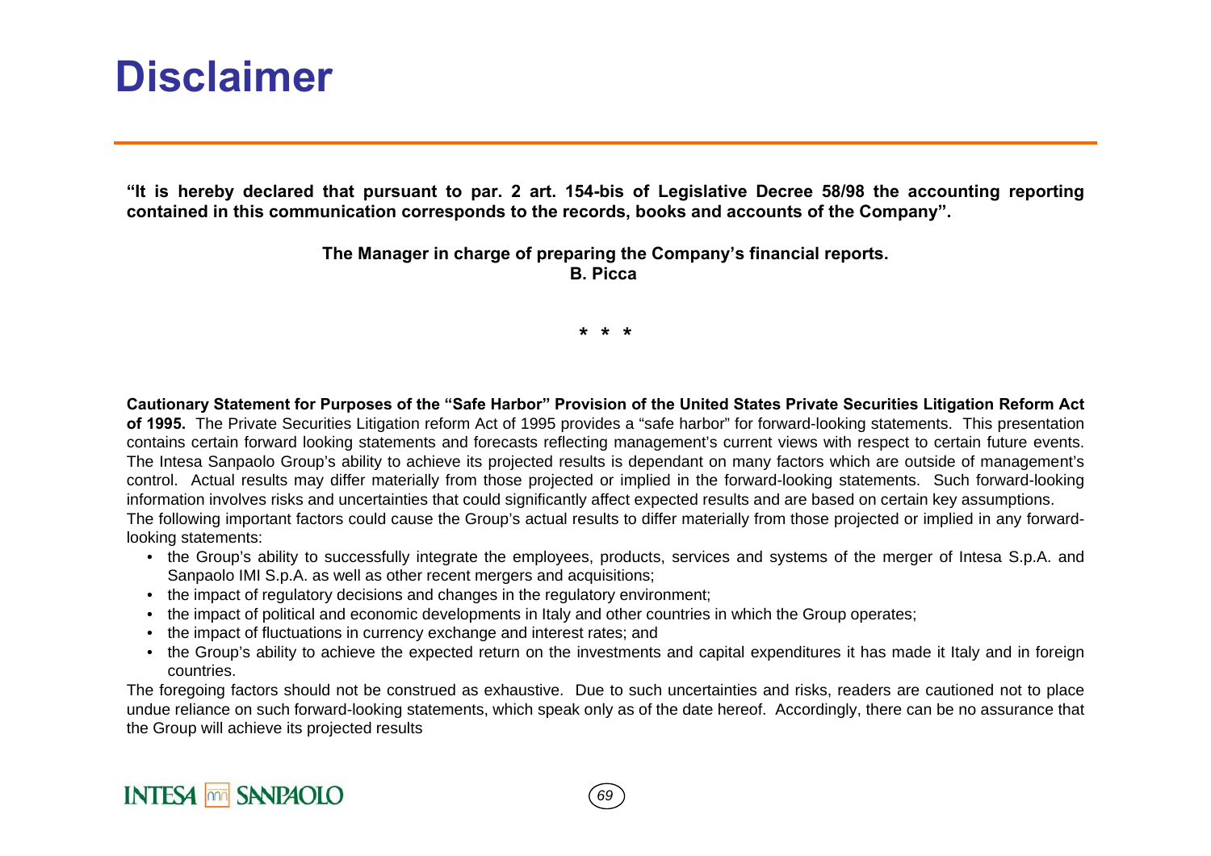# Disclaimer

**"It is hereby declared that pursuant to par. 2 art. 154-bis of Legislative Decree 58/98 the accounting reporting contained in this communication corresponds to the records, books and accounts of the Company".**

**The Manager in charge of preparing the Company's financial reports.**
**B. Picca**

**\* \* \***

**Cautionary Statement for Purposes of the "Safe Harbor" Provision of the United States Private Securities Litigation Reform Act of 1995.** The Private Securities Litigation reform Act of 1995 provides a "safe harbor" for forward-looking statements. This presentation contains certain forward looking statements and forecasts reflecting management's current views with respect to certain future events. The Intesa Sanpaolo Group's ability to achieve its projected results is dependant on many factors which are outside of management's control. Actual results may differ materially from those projected or implied in the forward-looking statements. Such forward-looking information involves risks and uncertainties that could significantly affect expected results and are based on certain key assumptions.
The following important factors could cause the Group's actual results to differ materially from those projected or implied in any forward-looking statements:

- the Group's ability to successfully integrate the employees, products, services and systems of the merger of Intesa S.p.A. and Sanpaolo IMI S.p.A. as well as other recent mergers and acquisitions;
- the impact of regulatory decisions and changes in the regulatory environment;
- the impact of political and economic developments in Italy and other countries in which the Group operates;
- the impact of fluctuations in currency exchange and interest rates; and
- the Group's ability to achieve the expected return on the investments and capital expenditures it has made it Italy and in foreign countries.

The foregoing factors should not be construed as exhaustive. Due to such uncertainties and risks, readers are cautioned not to place undue reliance on such forward-looking statements, which speak only as of the date hereof. Accordingly, there can be no assurance that the Group will achieve its projected results